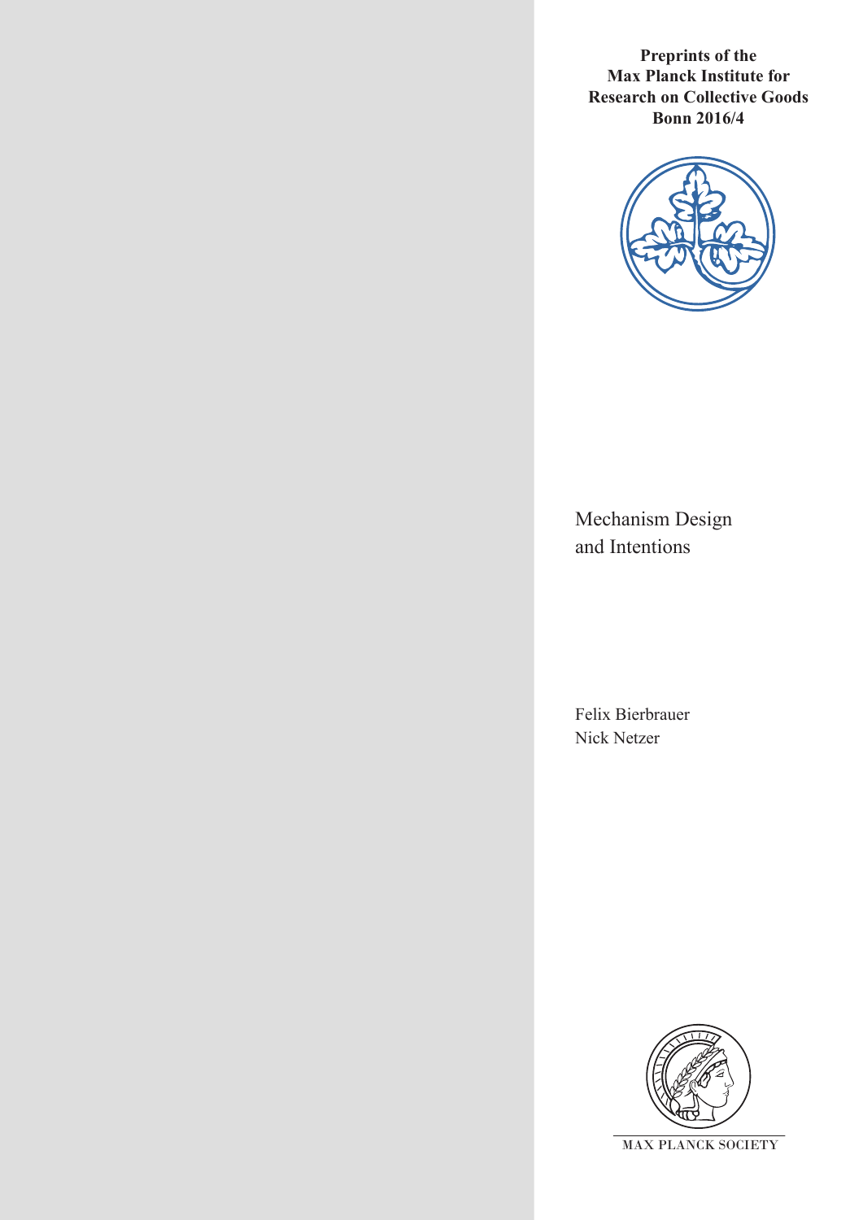**Preprints of the Max Planck Institute for Research on Collective Goods Bonn 2016/4**

# Mechanism Design and Intentions

Felix Bierbrauer
Nick Netzer

MAX PLANCK SOCIETY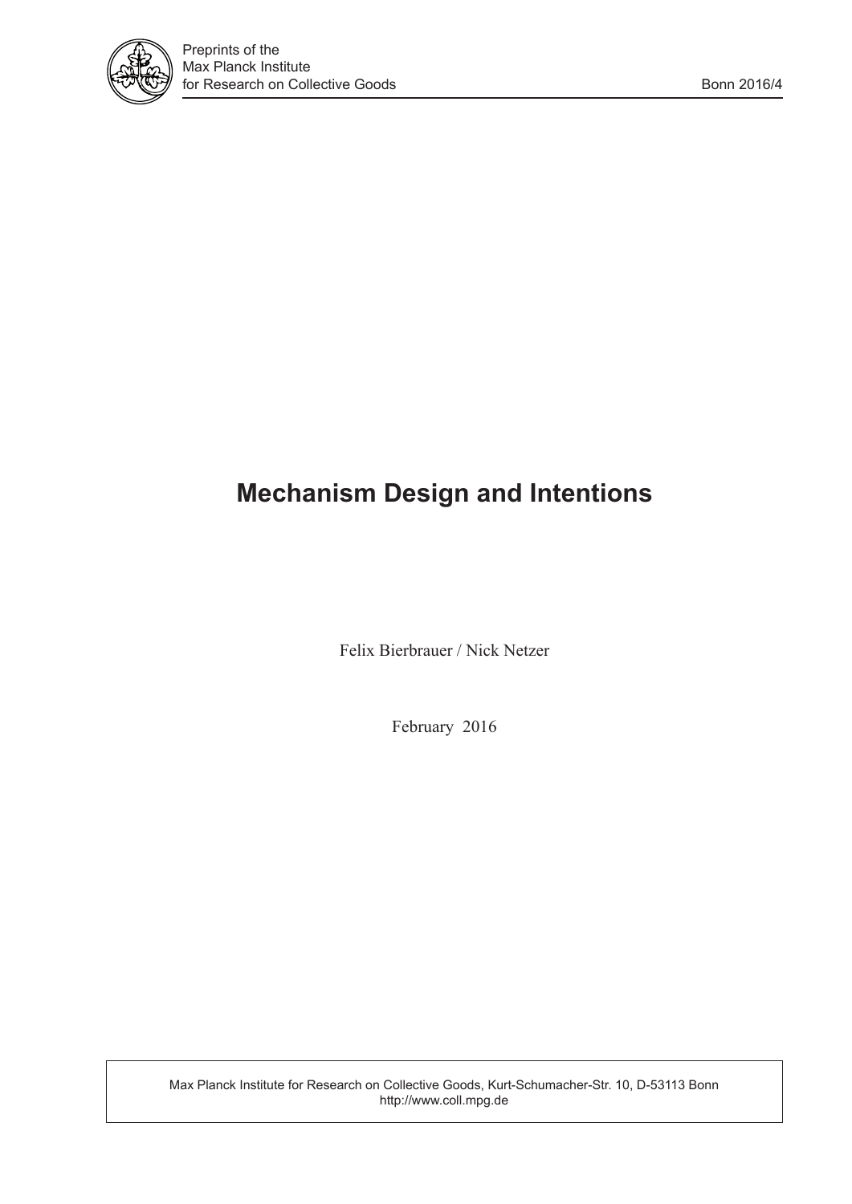Preprints of the
Max Planck Institute
for Research on Collective Goods

Bonn 2016/4

# Mechanism Design and Intentions

Felix Bierbrauer / Nick Netzer

February 2016

Max Planck Institute for Research on Collective Goods, Kurt-Schumacher-Str. 10, D-53113 Bonn
http://www.coll.mpg.de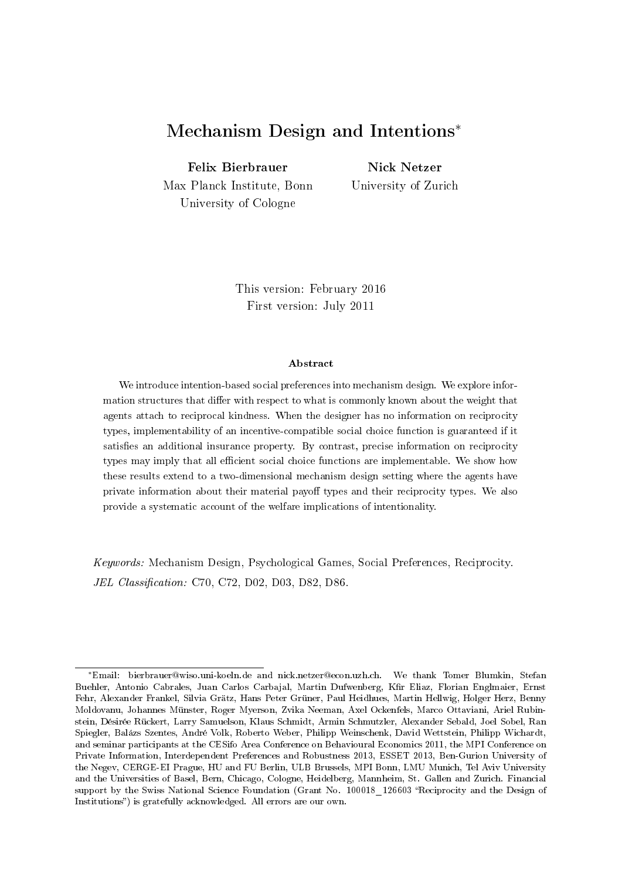# Mechanism Design and Intentions*

**Felix Bierbrauer**
Max Planck Institute, Bonn
University of Cologne

**Nick Netzer**
University of Zurich

This version: February 2016
First version: July 2011

### Abstract

We introduce intention-based social preferences into mechanism design. We explore information structures that differ with respect to what is commonly known about the weight that agents attach to reciprocal kindness. When the designer has no information on reciprocity types, implementability of an incentive-compatible social choice function is guaranteed if it satisfies an additional insurance property. By contrast, precise information on reciprocity types may imply that all efficient social choice functions are implementable. We show how these results extend to a two-dimensional mechanism design setting where the agents have private information about their material payoff types and their reciprocity types. We also provide a systematic account of the welfare implications of intentionality.

*Keywords:* Mechanism Design, Psychological Games, Social Preferences, Reciprocity.
*JEL Classification:* C70, C72, D02, D03, D82, D86.

---

*Email: bierbrauer@wiso.uni-koeln.de and nick.netzer@econ.uzh.ch. We thank Tomer Blumkin, Stefan Buehler, Antonio Cabrales, Juan Carlos Carbajal, Martin Dufwenberg, Kfir Eliaz, Florian Englmaier, Ernst Fehr, Alexander Frankel, Silvia Grätz, Hans Peter Grüner, Paul Heidhues, Martin Hellwig, Holger Herz, Benny Moldovanu, Johannes Münster, Roger Myerson, Zvika Neeman, Axel Ockenfels, Marco Ottaviani, Ariel Rubinstein, Désirée Rückert, Larry Samuelson, Klaus Schmidt, Armin Schmutzler, Alexander Sebald, Joel Sobel, Ran Spiegler, Balázs Szentes, André Volk, Roberto Weber, Philipp Weinschenk, David Wettstein, Philipp Wichardt, and seminar participants at the CESifo Area Conference on Behavioural Economics 2011, the MPI Conference on Private Information, Interdependent Preferences and Robustness 2013, ESSET 2013, Ben-Gurion University of the Negev, CERGE-EI Prague, HU and FU Berlin, ULB Brussels, MPI Bonn, LMU Munich, Tel Aviv University and the Universities of Basel, Bern, Chicago, Cologne, Heidelberg, Mannheim, St. Gallen and Zurich. Financial support by the Swiss National Science Foundation (Grant No. 100018_126603 "Reciprocity and the Design of Institutions") is gratefully acknowledged. All errors are our own.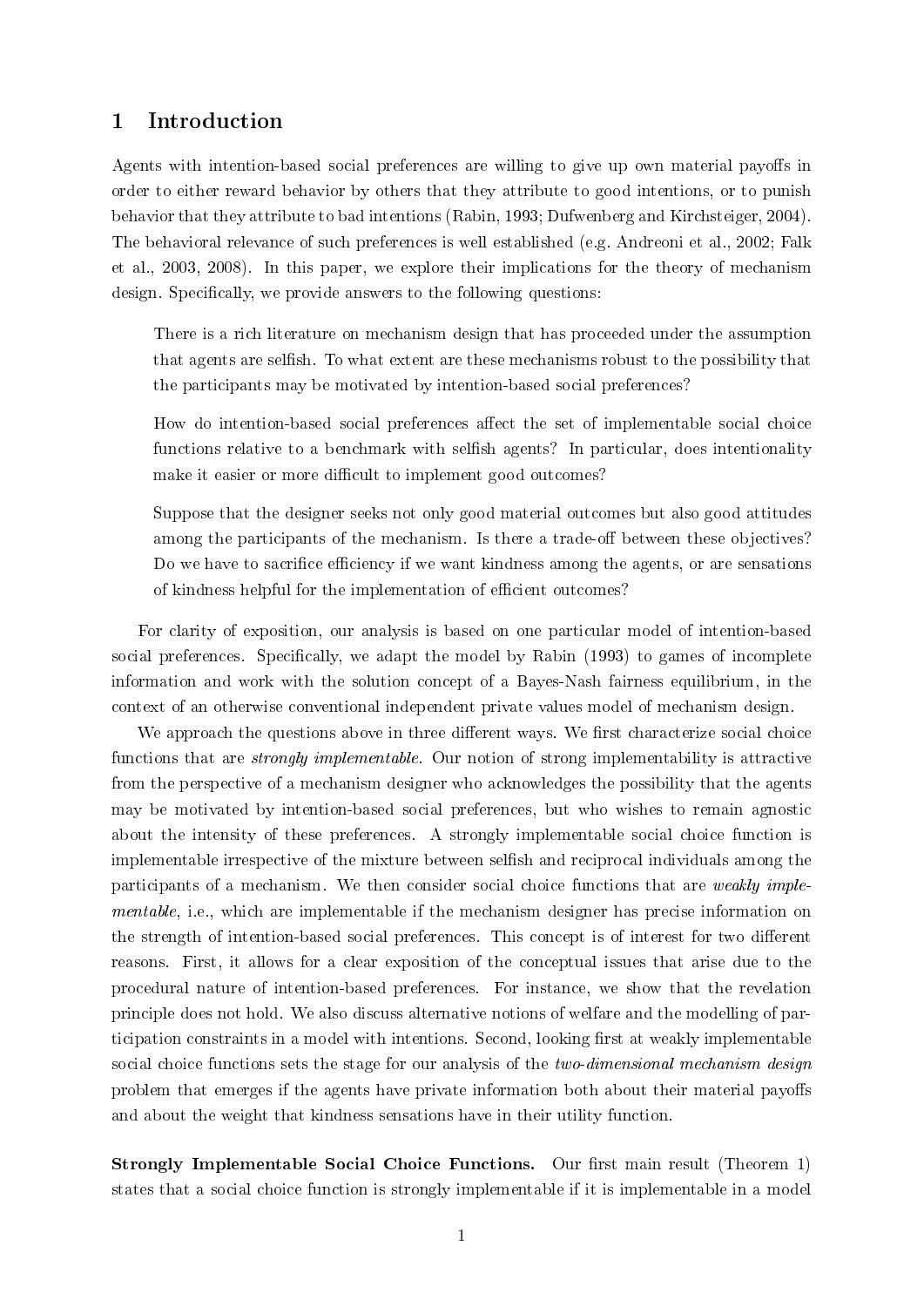# 1 Introduction

Agents with intention-based social preferences are willing to give up own material payoffs in order to either reward behavior by others that they attribute to good intentions, or to punish behavior that they attribute to bad intentions (Rabin, 1993; Dufwenberg and Kirchsteiger, 2004). The behavioral relevance of such preferences is well established (e.g. Andreoni et al., 2002; Falk et al., 2003, 2008). In this paper, we explore their implications for the theory of mechanism design. Specifically, we provide answers to the following questions:

> There is a rich literature on mechanism design that has proceeded under the assumption that agents are selfish. To what extent are these mechanisms robust to the possibility that the participants may be motivated by intention-based social preferences?
>
> How do intention-based social preferences affect the set of implementable social choice functions relative to a benchmark with selfish agents? In particular, does intentionality make it easier or more difficult to implement good outcomes?
>
> Suppose that the designer seeks not only good material outcomes but also good attitudes among the participants of the mechanism. Is there a trade-off between these objectives? Do we have to sacrifice efficiency if we want kindness among the agents, or are sensations of kindness helpful for the implementation of efficient outcomes?

For clarity of exposition, our analysis is based on one particular model of intention-based social preferences. Specifically, we adapt the model by Rabin (1993) to games of incomplete information and work with the solution concept of a Bayes-Nash fairness equilibrium, in the context of an otherwise conventional independent private values model of mechanism design.

We approach the questions above in three different ways. We first characterize social choice functions that are *strongly implementable*. Our notion of strong implementability is attractive from the perspective of a mechanism designer who acknowledges the possibility that the agents may be motivated by intention-based social preferences, but who wishes to remain agnostic about the intensity of these preferences. A strongly implementable social choice function is implementable irrespective of the mixture between selfish and reciprocal individuals among the participants of a mechanism. We then consider social choice functions that are *weakly implementable*, i.e., which are implementable if the mechanism designer has precise information on the strength of intention-based social preferences. This concept is of interest for two different reasons. First, it allows for a clear exposition of the conceptual issues that arise due to the procedural nature of intention-based preferences. For instance, we show that the revelation principle does not hold. We also discuss alternative notions of welfare and the modelling of participation constraints in a model with intentions. Second, looking first at weakly implementable social choice functions sets the stage for our analysis of the *two-dimensional mechanism design* problem that emerges if the agents have private information both about their material payoffs and about the weight that kindness sensations have in their utility function.

**Strongly Implementable Social Choice Functions.** Our first main result (Theorem 1) states that a social choice function is strongly implementable if it is implementable in a model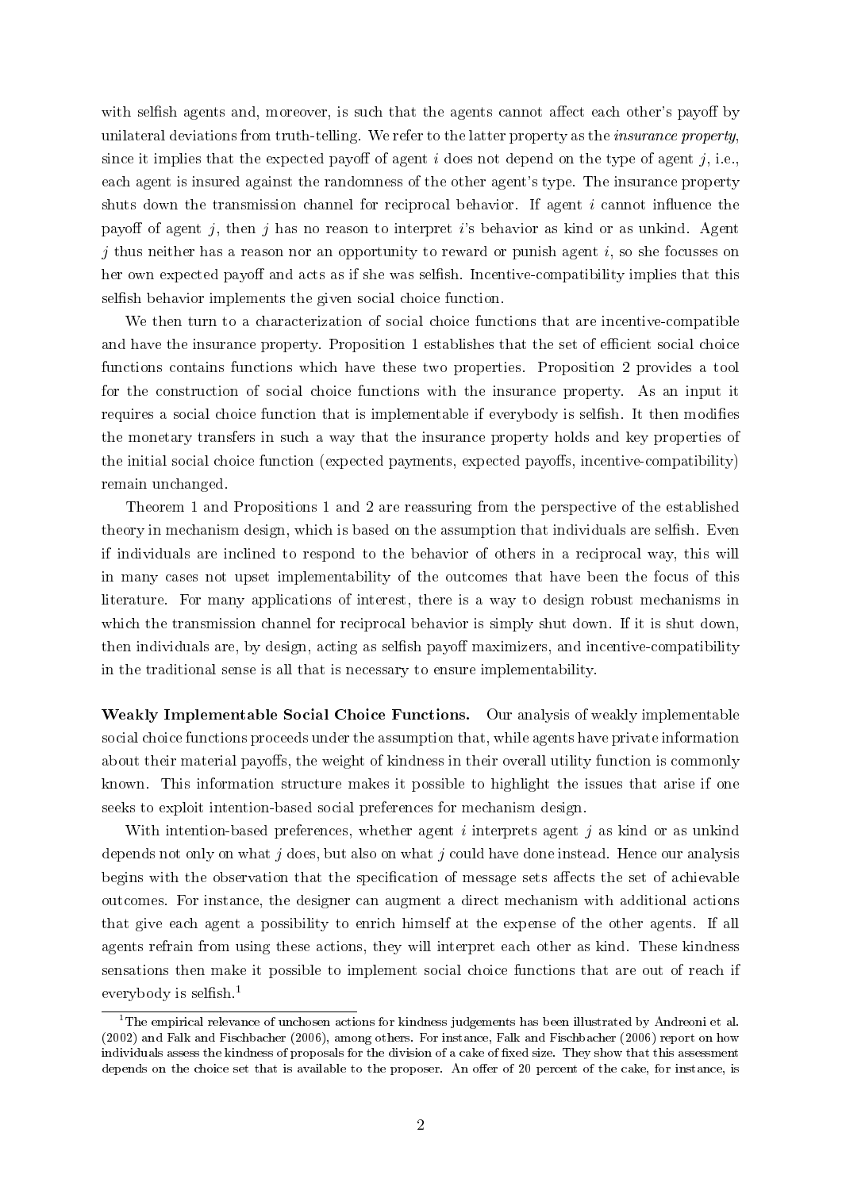with selfish agents and, moreover, is such that the agents cannot affect each other's payoff by unilateral deviations from truth-telling. We refer to the latter property as the *insurance property*, since it implies that the expected payoff of agent $i$ does not depend on the type of agent $j$, i.e., each agent is insured against the randomness of the other agent's type. The insurance property shuts down the transmission channel for reciprocal behavior. If agent $i$ cannot influence the payoff of agent $j$, then $j$ has no reason to interpret $i$'s behavior as kind or as unkind. Agent $j$ thus neither has a reason nor an opportunity to reward or punish agent $i$, so she focusses on her own expected payoff and acts as if she was selfish. Incentive-compatibility implies that this selfish behavior implements the given social choice function.

We then turn to a characterization of social choice functions that are incentive-compatible and have the insurance property. Proposition 1 establishes that the set of efficient social choice functions contains functions which have these two properties. Proposition 2 provides a tool for the construction of social choice functions with the insurance property. As an input it requires a social choice function that is implementable if everybody is selfish. It then modifies the monetary transfers in such a way that the insurance property holds and key properties of the initial social choice function (expected payments, expected payoffs, incentive-compatibility) remain unchanged.

Theorem 1 and Propositions 1 and 2 are reassuring from the perspective of the established theory in mechanism design, which is based on the assumption that individuals are selfish. Even if individuals are inclined to respond to the behavior of others in a reciprocal way, this will in many cases not upset implementability of the outcomes that have been the focus of this literature. For many applications of interest, there is a way to design robust mechanisms in which the transmission channel for reciprocal behavior is simply shut down. If it is shut down, then individuals are, by design, acting as selfish payoff maximizers, and incentive-compatibility in the traditional sense is all that is necessary to ensure implementability.

**Weakly Implementable Social Choice Functions.** Our analysis of weakly implementable social choice functions proceeds under the assumption that, while agents have private information about their material payoffs, the weight of kindness in their overall utility function is commonly known. This information structure makes it possible to highlight the issues that arise if one seeks to exploit intention-based social preferences for mechanism design.

With intention-based preferences, whether agent $i$ interprets agent $j$ as kind or as unkind depends not only on what $j$ does, but also on what $j$ could have done instead. Hence our analysis begins with the observation that the specification of message sets affects the set of achievable outcomes. For instance, the designer can augment a direct mechanism with additional actions that give each agent a possibility to enrich himself at the expense of the other agents. If all agents refrain from using these actions, they will interpret each other as kind. These kindness sensations then make it possible to implement social choice functions that are out of reach if everybody is selfish.[1]

[1] The empirical relevance of unchosen actions for kindness judgements has been illustrated by Andreoni et al. (2002) and Falk and Fischbacher (2006), among others. For instance, Falk and Fischbacher (2006) report on how individuals assess the kindness of proposals for the division of a cake of fixed size. They show that this assessment depends on the choice set that is available to the proposer. An offer of 20 percent of the cake, for instance, is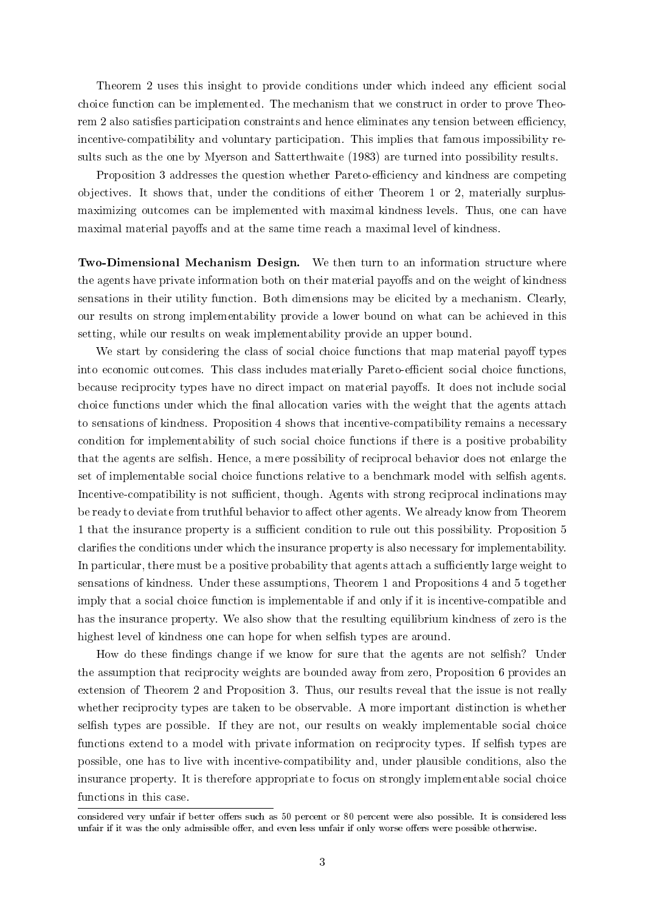Theorem 2 uses this insight to provide conditions under which indeed any efficient social choice function can be implemented. The mechanism that we construct in order to prove Theorem 2 also satisfies participation constraints and hence eliminates any tension between efficiency, incentive-compatibility and voluntary participation. This implies that famous impossibility results such as the one by Myerson and Satterthwaite (1983) are turned into possibility results.

Proposition 3 addresses the question whether Pareto-efficiency and kindness are competing objectives. It shows that, under the conditions of either Theorem 1 or 2, materially surplus-maximizing outcomes can be implemented with maximal kindness levels. Thus, one can have maximal material payoffs and at the same time reach a maximal level of kindness.

**Two-Dimensional Mechanism Design.** We then turn to an information structure where the agents have private information both on their material payoffs and on the weight of kindness sensations in their utility function. Both dimensions may be elicited by a mechanism. Clearly, our results on strong implementability provide a lower bound on what can be achieved in this setting, while our results on weak implementability provide an upper bound.

We start by considering the class of social choice functions that map material payoff types into economic outcomes. This class includes materially Pareto-efficient social choice functions, because reciprocity types have no direct impact on material payoffs. It does not include social choice functions under which the final allocation varies with the weight that the agents attach to sensations of kindness. Proposition 4 shows that incentive-compatibility remains a necessary condition for implementability of such social choice functions if there is a positive probability that the agents are selfish. Hence, a mere possibility of reciprocal behavior does not enlarge the set of implementable social choice functions relative to a benchmark model with selfish agents. Incentive-compatibility is not sufficient, though. Agents with strong reciprocal inclinations may be ready to deviate from truthful behavior to affect other agents. We already know from Theorem 1 that the insurance property is a sufficient condition to rule out this possibility. Proposition 5 clarifies the conditions under which the insurance property is also necessary for implementability. In particular, there must be a positive probability that agents attach a sufficiently large weight to sensations of kindness. Under these assumptions, Theorem 1 and Propositions 4 and 5 together imply that a social choice function is implementable if and only if it is incentive-compatible and has the insurance property. We also show that the resulting equilibrium kindness of zero is the highest level of kindness one can hope for when selfish types are around.

How do these findings change if we know for sure that the agents are not selfish? Under the assumption that reciprocity weights are bounded away from zero, Proposition 6 provides an extension of Theorem 2 and Proposition 3. Thus, our results reveal that the issue is not really whether reciprocity types are taken to be observable. A more important distinction is whether selfish types are possible. If they are not, our results on weakly implementable social choice functions extend to a model with private information on reciprocity types. If selfish types are possible, one has to live with incentive-compatibility and, under plausible conditions, also the insurance property. It is therefore appropriate to focus on strongly implementable social choice functions in this case.

---

considered very unfair if better offers such as 50 percent or 80 percent were also possible. It is considered less unfair if it was the only admissible offer, and even less unfair if only worse offers were possible otherwise.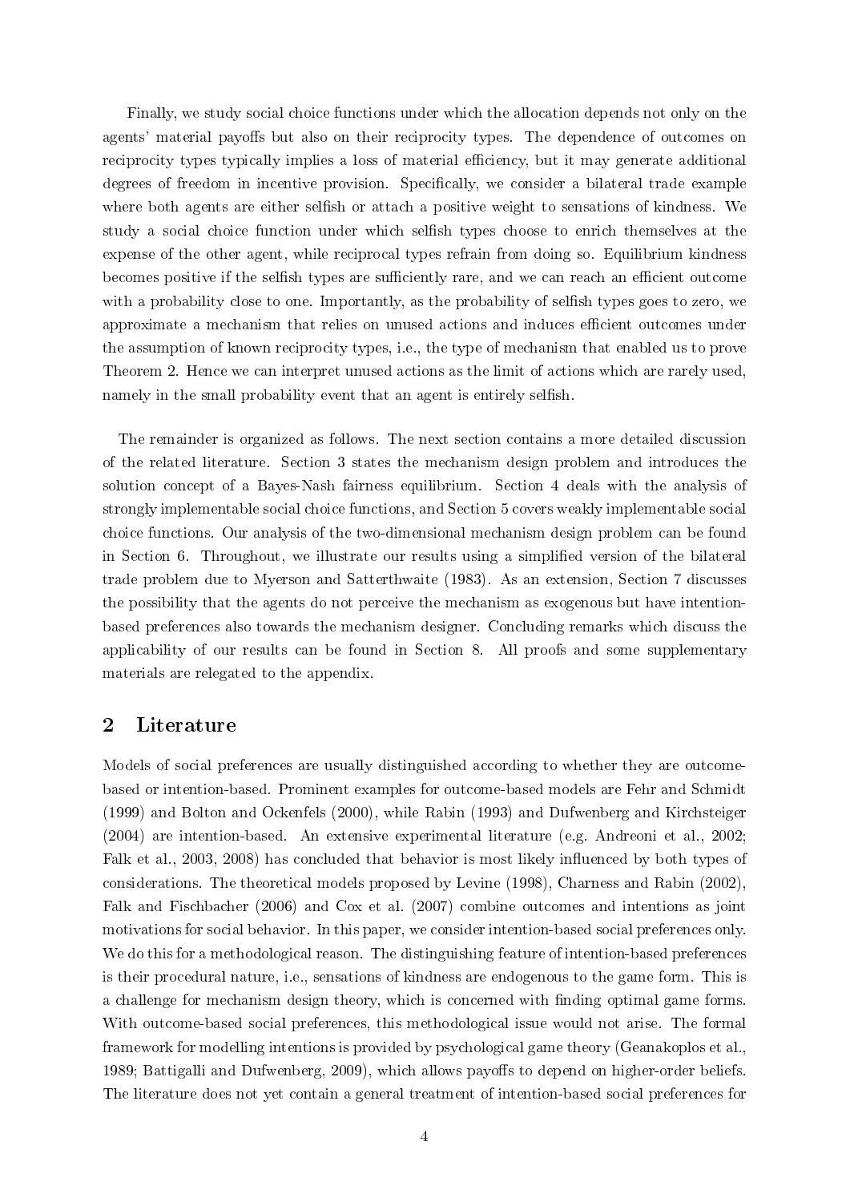Finally, we study social choice functions under which the allocation depends not only on the agents' material payoffs but also on their reciprocity types. The dependence of outcomes on reciprocity types typically implies a loss of material efficiency, but it may generate additional degrees of freedom in incentive provision. Specifically, we consider a bilateral trade example where both agents are either selfish or attach a positive weight to sensations of kindness. We study a social choice function under which selfish types choose to enrich themselves at the expense of the other agent, while reciprocal types refrain from doing so. Equilibrium kindness becomes positive if the selfish types are sufficiently rare, and we can reach an efficient outcome with a probability close to one. Importantly, as the probability of selfish types goes to zero, we approximate a mechanism that relies on unused actions and induces efficient outcomes under the assumption of known reciprocity types, i.e., the type of mechanism that enabled us to prove Theorem 2. Hence we can interpret unused actions as the limit of actions which are rarely used, namely in the small probability event that an agent is entirely selfish.

The remainder is organized as follows. The next section contains a more detailed discussion of the related literature. Section 3 states the mechanism design problem and introduces the solution concept of a Bayes-Nash fairness equilibrium. Section 4 deals with the analysis of strongly implementable social choice functions, and Section 5 covers weakly implementable social choice functions. Our analysis of the two-dimensional mechanism design problem can be found in Section 6. Throughout, we illustrate our results using a simplified version of the bilateral trade problem due to Myerson and Satterthwaite (1983). As an extension, Section 7 discusses the possibility that the agents do not perceive the mechanism as exogenous but have intention-based preferences also towards the mechanism designer. Concluding remarks which discuss the applicability of our results can be found in Section 8. All proofs and some supplementary materials are relegated to the appendix.

## 2 Literature

Models of social preferences are usually distinguished according to whether they are outcome-based or intention-based. Prominent examples for outcome-based models are Fehr and Schmidt (1999) and Bolton and Ockenfels (2000), while Rabin (1993) and Dufwenberg and Kirchsteiger (2004) are intention-based. An extensive experimental literature (e.g. Andreoni et al., 2002; Falk et al., 2003, 2008) has concluded that behavior is most likely influenced by both types of considerations. The theoretical models proposed by Levine (1998), Charness and Rabin (2002), Falk and Fischbacher (2006) and Cox et al. (2007) combine outcomes and intentions as joint motivations for social behavior. In this paper, we consider intention-based social preferences only. We do this for a methodological reason. The distinguishing feature of intention-based preferences is their procedural nature, i.e., sensations of kindness are endogenous to the game form. This is a challenge for mechanism design theory, which is concerned with finding optimal game forms. With outcome-based social preferences, this methodological issue would not arise. The formal framework for modelling intentions is provided by psychological game theory (Geanakoplos et al., 1989; Battigalli and Dufwenberg, 2009), which allows payoffs to depend on higher-order beliefs. The literature does not yet contain a general treatment of intention-based social preferences for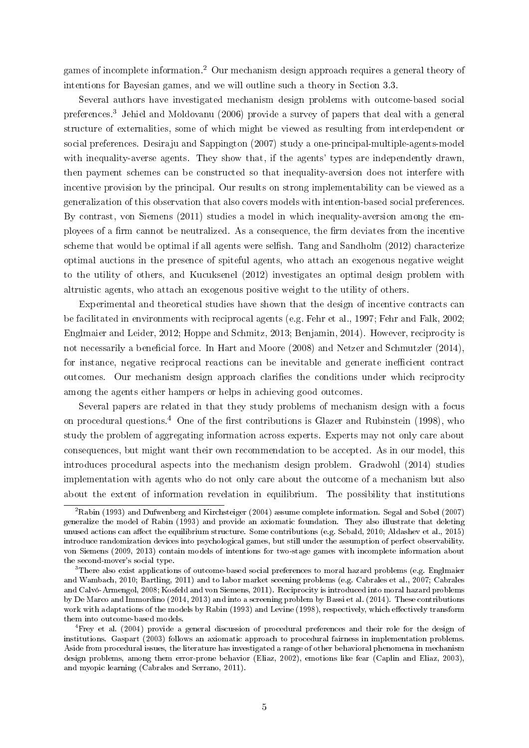games of incomplete information.[2] Our mechanism design approach requires a general theory of intentions for Bayesian games, and we will outline such a theory in Section 3.3.

Several authors have investigated mechanism design problems with outcome-based social preferences.[3] Jehiel and Moldovanu (2006) provide a survey of papers that deal with a general structure of externalities, some of which might be viewed as resulting from interdependent or social preferences. Desiraju and Sappington (2007) study a one-principal-multiple-agents-model with inequality-averse agents. They show that, if the agents' types are independently drawn, then payment schemes can be constructed so that inequality-aversion does not interfere with incentive provision by the principal. Our results on strong implementability can be viewed as a generalization of this observation that also covers models with intention-based social preferences. By contrast, von Siemens (2011) studies a model in which inequality-aversion among the employees of a firm cannot be neutralized. As a consequence, the firm deviates from the incentive scheme that would be optimal if all agents were selfish. Tang and Sandholm (2012) characterize optimal auctions in the presence of spiteful agents, who attach an exogenous negative weight to the utility of others, and Kucuksenel (2012) investigates an optimal design problem with altruistic agents, who attach an exogenous positive weight to the utility of others.

Experimental and theoretical studies have shown that the design of incentive contracts can be facilitated in environments with reciprocal agents (e.g. Fehr et al., 1997; Fehr and Falk, 2002; Englmaier and Leider, 2012; Hoppe and Schmitz, 2013; Benjamin, 2014). However, reciprocity is not necessarily a beneficial force. In Hart and Moore (2008) and Netzer and Schmutzler (2014), for instance, negative reciprocal reactions can be inevitable and generate inefficient contract outcomes. Our mechanism design approach clarifies the conditions under which reciprocity among the agents either hampers or helps in achieving good outcomes.

Several papers are related in that they study problems of mechanism design with a focus on procedural questions.[4] One of the first contributions is Glazer and Rubinstein (1998), who study the problem of aggregating information across experts. Experts may not only care about consequences, but might want their own recommendation to be accepted. As in our model, this introduces procedural aspects into the mechanism design problem. Gradwohl (2014) studies implementation with agents who do not only care about the outcome of a mechanism but also about the extent of information revelation in equilibrium. The possibility that institutions

---

[2] Rabin (1993) and Dufwenberg and Kirchsteiger (2004) assume complete information. Segal and Sobel (2007) generalize the model of Rabin (1993) and provide an axiomatic foundation. They also illustrate that deleting unused actions can affect the equilibrium structure. Some contributions (e.g. Sebald, 2010; Aldashev et al., 2015) introduce randomization devices into psychological games, but still under the assumption of perfect observability. von Siemens (2009, 2013) contain models of intentions for two-stage games with incomplete information about the second-mover's social type.

[3] There also exist applications of outcome-based social preferences to moral hazard problems (e.g. Englmaier and Wambach, 2010; Bartling, 2011) and to labor market sceening problems (e.g. Cabrales et al., 2007; Cabrales and Calvó-Armengol, 2008; Kosfeld and von Siemens, 2011). Reciprocity is introduced into moral hazard problems by De Marco and Immordino (2014, 2013) and into a screening problem by Bassi et al. (2014). These contributions work with adaptations of the models by Rabin (1993) and Levine (1998), respectively, which effectively transform them into outcome-based models.

[4] Frey et al. (2004) provide a general discussion of procedural preferences and their role for the design of institutions. Gaspart (2003) follows an axiomatic approach to procedural fairness in implementation problems. Aside from procedural issues, the literature has investigated a range of other behavioral phenomena in mechanism design problems, among them error-prone behavior (Eliaz, 2002), emotions like fear (Caplin and Eliaz, 2003), and myopic learning (Cabrales and Serrano, 2011).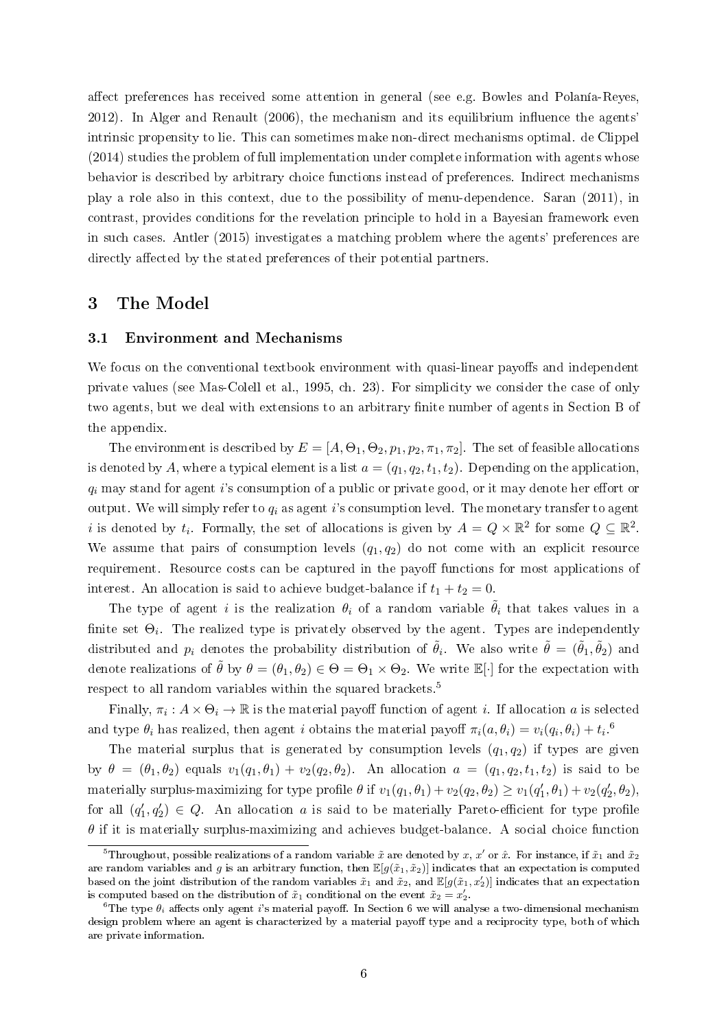affect preferences has received some attention in general (see e.g. Bowles and Polanía-Reyes, 2012). In Alger and Renault (2006), the mechanism and its equilibrium influence the agents' intrinsic propensity to lie. This can sometimes make non-direct mechanisms optimal. de Clippel (2014) studies the problem of full implementation under complete information with agents whose behavior is described by arbitrary choice functions instead of preferences. Indirect mechanisms play a role also in this context, due to the possibility of menu-dependence. Saran (2011), in contrast, provides conditions for the revelation principle to hold in a Bayesian framework even in such cases. Antler (2015) investigates a matching problem where the agents' preferences are directly affected by the stated preferences of their potential partners.

# 3 The Model

## 3.1 Environment and Mechanisms

We focus on the conventional textbook environment with quasi-linear payoffs and independent private values (see Mas-Colell et al., 1995, ch. 23). For simplicity we consider the case of only two agents, but we deal with extensions to an arbitrary finite number of agents in Section B of the appendix.

The environment is described by $E = [A, \Theta_1, \Theta_2, p_1, p_2, \pi_1, \pi_2]$. The set of feasible allocations is denoted by $A$, where a typical element is a list $a = (q_1, q_2, t_1, t_2)$. Depending on the application, $q_i$ may stand for agent $i$'s consumption of a public or private good, or it may denote her effort or output. We will simply refer to $q_i$ as agent $i$'s consumption level. The monetary transfer to agent $i$ is denoted by $t_i$. Formally, the set of allocations is given by $A = Q \times \mathbb{R}^2$ for some $Q \subseteq \mathbb{R}^2$. We assume that pairs of consumption levels $(q_1, q_2)$ do not come with an explicit resource requirement. Resource costs can be captured in the payoff functions for most applications of interest. An allocation is said to achieve budget-balance if $t_1 + t_2 = 0$.

The type of agent $i$ is the realization $\theta_i$ of a random variable $\tilde{\theta}_i$ that takes values in a finite set $\Theta_i$. The realized type is privately observed by the agent. Types are independently distributed and $p_i$ denotes the probability distribution of $\tilde{\theta}_i$. We also write $\tilde{\theta} = (\tilde{\theta}_1, \tilde{\theta}_2)$ and denote realizations of $\tilde{\theta}$ by $\theta = (\theta_1, \theta_2) \in \Theta = \Theta_1 \times \Theta_2$. We write $\mathbb{E}[\cdot]$ for the expectation with respect to all random variables within the squared brackets.[5]

Finally, $\pi_i : A \times \Theta_i \to \mathbb{R}$ is the material payoff function of agent $i$. If allocation $a$ is selected and type $\theta_i$ has realized, then agent $i$ obtains the material payoff $\pi_i(a, \theta_i) = v_i(q_i, \theta_i) + t_i$.[6]

The material surplus that is generated by consumption levels $(q_1, q_2)$ if types are given by $\theta = (\theta_1, \theta_2)$ equals $v_1(q_1, \theta_1) + v_2(q_2, \theta_2)$. An allocation $a = (q_1, q_2, t_1, t_2)$ is said to be materially surplus-maximizing for type profile $\theta$ if $v_1(q_1, \theta_1) + v_2(q_2, \theta_2) \geq v_1(q_1', \theta_1) + v_2(q_2', \theta_2)$, for all $(q_1', q_2') \in Q$. An allocation $a$ is said to be materially Pareto-efficient for type profile $\theta$ if it is materially surplus-maximizing and achieves budget-balance. A social choice function

[5] Throughout, possible realizations of a random variable $\tilde{x}$ are denoted by $x$, $x'$ or $\hat{x}$. For instance, if $\tilde{x}_1$ and $\tilde{x}_2$ are random variables and $g$ is an arbitrary function, then $\mathbb{E}[g(\tilde{x}_1, \tilde{x}_2)]$ indicates that an expectation is computed based on the joint distribution of the random variables $\tilde{x}_1$ and $\tilde{x}_2$, and $\mathbb{E}[g(\tilde{x}_1, x_2')]$ indicates that an expectation is computed based on the distribution of $\tilde{x}_1$ conditional on the event $\tilde{x}_2 = x_2'$.

[6] The type $\theta_i$ affects only agent $i$'s material payoff. In Section 6 we will analyse a two-dimensional mechanism design problem where an agent is characterized by a material payoff type and a reciprocity type, both of which are private information.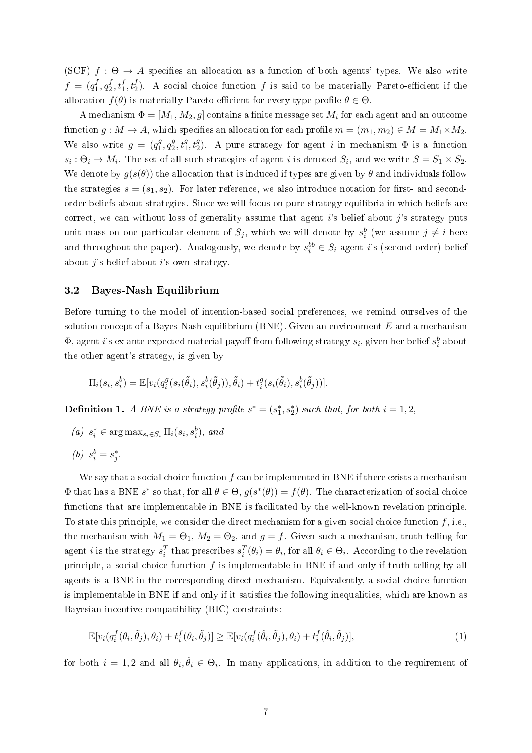(SCF) $f : \Theta \to A$ specifies an allocation as a function of both agents' types. We also write $f = (q_1^f, q_2^f, t_1^f, t_2^f)$. A social choice function $f$ is said to be materially Pareto-efficient if the allocation $f(\theta)$ is materially Pareto-efficient for every type profile $\theta \in \Theta$.

A mechanism $\Phi = [M_1, M_2, g]$ contains a finite message set $M_i$ for each agent and an outcome function $g : M \to A$, which specifies an allocation for each profile $m = (m_1, m_2) \in M = M_1 \times M_2$. We also write $g = (q_1^g, q_2^g, t_1^g, t_2^g)$. A pure strategy for agent $i$ in mechanism $\Phi$ is a function $s_i : \Theta_i \to M_i$. The set of all such strategies of agent $i$ is denoted $S_i$, and we write $S = S_1 \times S_2$. We denote by $g(s(\theta))$ the allocation that is induced if types are given by $\theta$ and individuals follow the strategies $s = (s_1, s_2)$. For later reference, we also introduce notation for first- and second-order beliefs about strategies. Since we will focus on pure strategy equilibria in which beliefs are correct, we can without loss of generality assume that agent $i$'s belief about $j$'s strategy puts unit mass on one particular element of $S_j$, which we will denote by $s_i^b$ (we assume $j \neq i$ here and throughout the paper). Analogously, we denote by $s_i^{bb} \in S_i$ agent $i$'s (second-order) belief about $j$'s belief about $i$'s own strategy.

## 3.2 Bayes-Nash Equilibrium

Before turning to the model of intention-based social preferences, we remind ourselves of the solution concept of a Bayes-Nash equilibrium (BNE). Given an environment $E$ and a mechanism $\Phi$, agent $i$'s ex ante expected material payoff from following strategy $s_i$, given her belief $s_i^b$ about the other agent's strategy, is given by

$$\Pi_i(s_i, s_i^b) = \mathbb{E}[v_i(q_i^g(s_i(\tilde{\theta}_i), s_i^b(\tilde{\theta}_j)), \tilde{\theta}_i) + t_i^g(s_i(\tilde{\theta}_i), s_i^b(\tilde{\theta}_j))].$$

**Definition 1.** *A BNE is a strategy profile $s^* = (s_1^*, s_2^*)$ such that, for both $i = 1, 2$,*

*(a) $s_i^* \in \arg\max_{s_i \in S_i} \Pi_i(s_i, s_i^b)$, and*

*(b) $s_i^b = s_j^*$.*

We say that a social choice function $f$ can be implemented in BNE if there exists a mechanism $\Phi$ that has a BNE $s^*$ so that, for all $\theta \in \Theta$, $g(s^*(\theta)) = f(\theta)$. The characterization of social choice functions that are implementable in BNE is facilitated by the well-known revelation principle. To state this principle, we consider the direct mechanism for a given social choice function $f$, i.e., the mechanism with $M_1 = \Theta_1$, $M_2 = \Theta_2$, and $g = f$. Given such a mechanism, truth-telling for agent $i$ is the strategy $s_i^T$ that prescribes $s_i^T(\theta_i) = \theta_i$, for all $\theta_i \in \Theta_i$. According to the revelation principle, a social choice function $f$ is implementable in BNE if and only if truth-telling by all agents is a BNE in the corresponding direct mechanism. Equivalently, a social choice function is implementable in BNE if and only if it satisfies the following inequalities, which are known as Bayesian incentive-compatibility (BIC) constraints:

$$\mathbb{E}[v_i(q_i^f(\theta_i, \tilde{\theta}_j), \theta_i) + t_i^f(\theta_i, \tilde{\theta}_j)] \geq \mathbb{E}[v_i(q_i^f(\hat{\theta}_i, \tilde{\theta}_j), \theta_i) + t_i^f(\hat{\theta}_i, \tilde{\theta}_j)], \tag{1}$$

for both $i = 1, 2$ and all $\theta_i, \hat{\theta}_i \in \Theta_i$. In many applications, in addition to the requirement of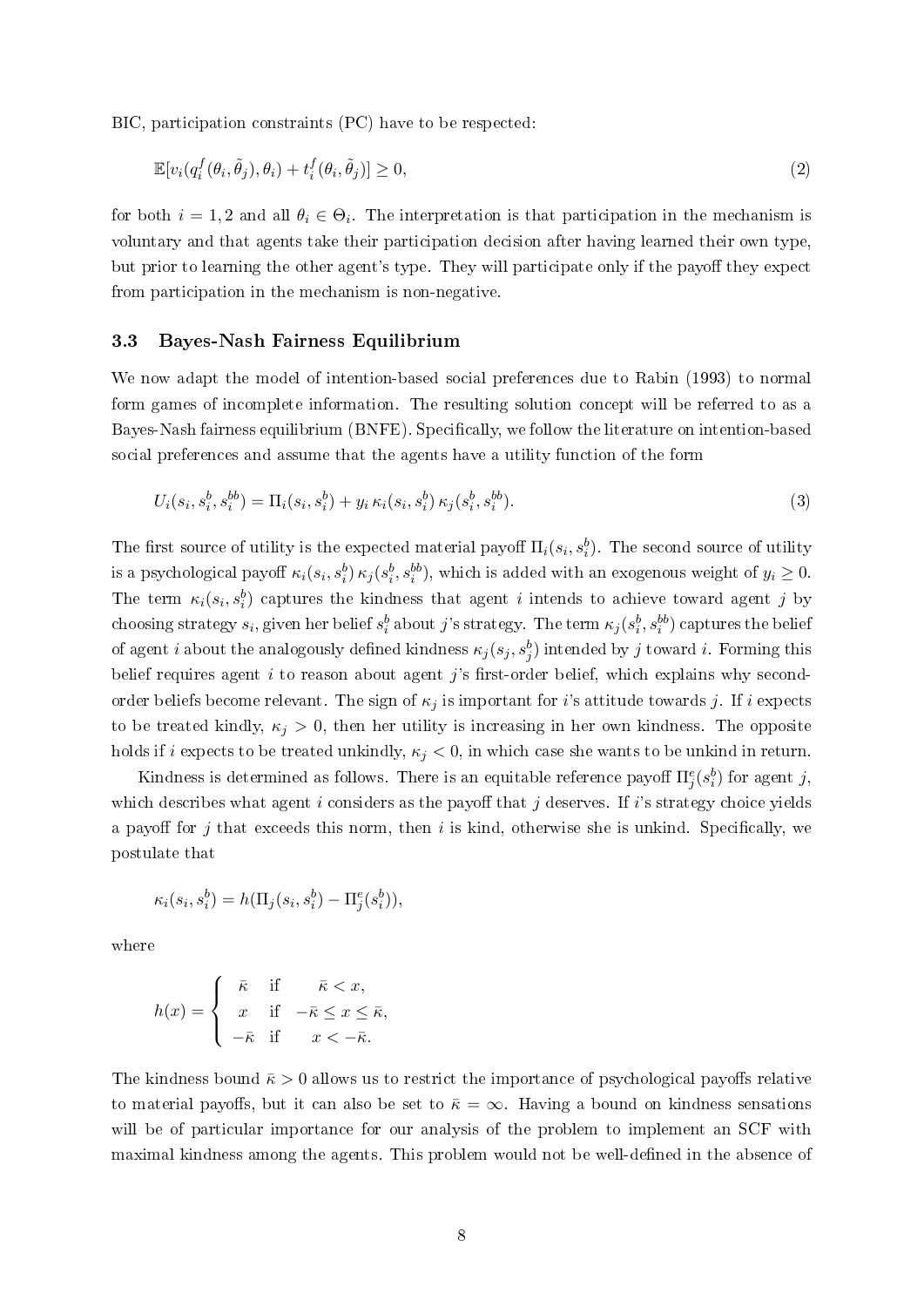BIC, participation constraints (PC) have to be respected:

$$\mathbb{E}[v_i(q_i^f(\theta_i, \tilde{\theta}_j), \theta_i) + t_i^f(\theta_i, \tilde{\theta}_j)] \geq 0, \tag{2}$$

for both $i = 1, 2$ and all $\theta_i \in \Theta_i$. The interpretation is that participation in the mechanism is voluntary and that agents take their participation decision after having learned their own type, but prior to learning the other agent's type. They will participate only if the payoff they expect from participation in the mechanism is non-negative.

### 3.3 Bayes-Nash Fairness Equilibrium

We now adapt the model of intention-based social preferences due to Rabin (1993) to normal form games of incomplete information. The resulting solution concept will be referred to as a Bayes-Nash fairness equilibrium (BNFE). Specifically, we follow the literature on intention-based social preferences and assume that the agents have a utility function of the form

$$U_i(s_i, s_i^b, s_i^{bb}) = \Pi_i(s_i, s_i^b) + y_i\, \kappa_i(s_i, s_i^b)\, \kappa_j(s_i^b, s_i^{bb}). \tag{3}$$

The first source of utility is the expected material payoff $\Pi_i(s_i, s_i^b)$. The second source of utility is a psychological payoff $\kappa_i(s_i, s_i^b)\, \kappa_j(s_i^b, s_i^{bb})$, which is added with an exogenous weight of $y_i \geq 0$. The term $\kappa_i(s_i, s_i^b)$ captures the kindness that agent $i$ intends to achieve toward agent $j$ by choosing strategy $s_i$, given her belief $s_i^b$ about $j$'s strategy. The term $\kappa_j(s_i^b, s_i^{bb})$ captures the belief of agent $i$ about the analogously defined kindness $\kappa_j(s_j, s_j^b)$ intended by $j$ toward $i$. Forming this belief requires agent $i$ to reason about agent $j$'s first-order belief, which explains why second-order beliefs become relevant. The sign of $\kappa_j$ is important for $i$'s attitude towards $j$. If $i$ expects to be treated kindly, $\kappa_j > 0$, then her utility is increasing in her own kindness. The opposite holds if $i$ expects to be treated unkindly, $\kappa_j < 0$, in which case she wants to be unkind in return.

Kindness is determined as follows. There is an equitable reference payoff $\Pi_j^e(s_i^b)$ for agent $j$, which describes what agent $i$ considers as the payoff that $j$ deserves. If $i$'s strategy choice yields a payoff for $j$ that exceeds this norm, then $i$ is kind, otherwise she is unkind. Specifically, we postulate that

$$\kappa_i(s_i, s_i^b) = h(\Pi_j(s_i, s_i^b) - \Pi_j^e(s_i^b)),$$

where

$$h(x) = \begin{cases} \bar{\kappa} & \text{if} \quad \bar{\kappa} < x, \\ x & \text{if} \quad -\bar{\kappa} \leq x \leq \bar{\kappa}, \\ -\bar{\kappa} & \text{if} \quad x < -\bar{\kappa}. \end{cases}$$

The kindness bound $\bar{\kappa} > 0$ allows us to restrict the importance of psychological payoffs relative to material payoffs, but it can also be set to $\bar{\kappa} = \infty$. Having a bound on kindness sensations will be of particular importance for our analysis of the problem to implement an SCF with maximal kindness among the agents. This problem would not be well-defined in the absence of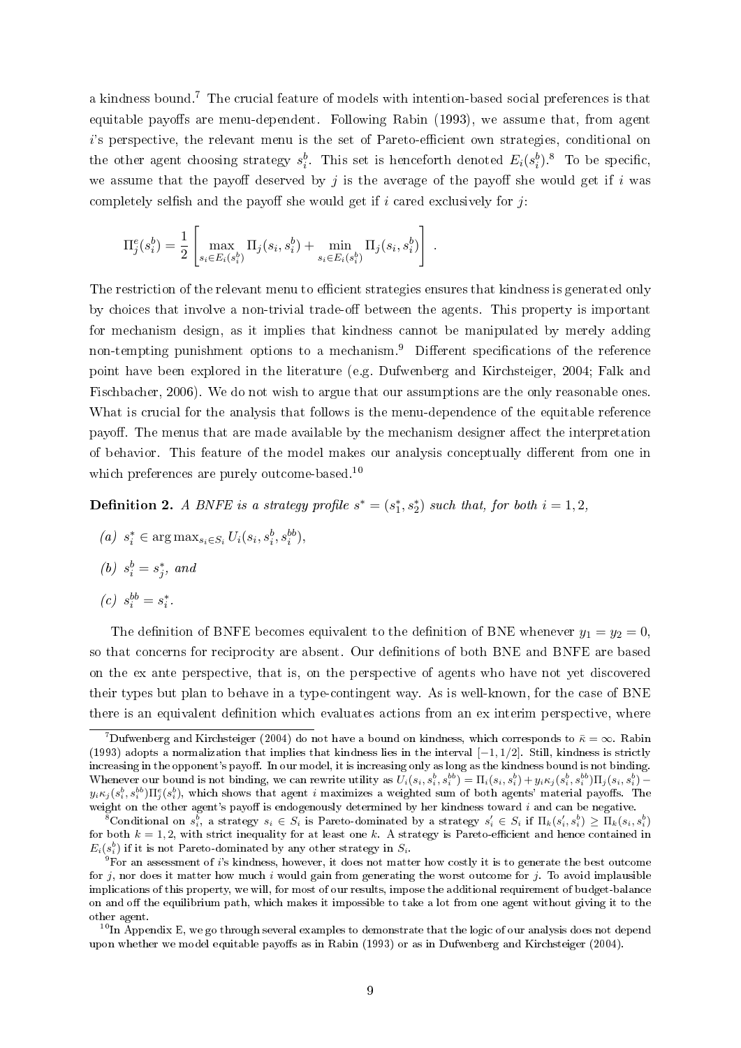a kindness bound.[7] The crucial feature of models with intention-based social preferences is that equitable payoffs are menu-dependent. Following Rabin (1993), we assume that, from agent $i$'s perspective, the relevant menu is the set of Pareto-efficient own strategies, conditional on the other agent choosing strategy $s_i^b$. This set is henceforth denoted $E_i(s_i^b)$.[8] To be specific, we assume that the payoff deserved by $j$ is the average of the payoff she would get if $i$ was completely selfish and the payoff she would get if $i$ cared exclusively for $j$:

$$\Pi_j^e(s_i^b) = \frac{1}{2}\left[\max_{s_i \in E_i(s_i^b)} \Pi_j(s_i, s_i^b) + \min_{s_i \in E_i(s_i^b)} \Pi_j(s_i, s_i^b)\right] \ .$$

The restriction of the relevant menu to efficient strategies ensures that kindness is generated only by choices that involve a non-trivial trade-off between the agents. This property is important for mechanism design, as it implies that kindness cannot be manipulated by merely adding non-tempting punishment options to a mechanism.[9] Different specifications of the reference point have been explored in the literature (e.g. Dufwenberg and Kirchsteiger, 2004; Falk and Fischbacher, 2006). We do not wish to argue that our assumptions are the only reasonable ones. What is crucial for the analysis that follows is the menu-dependence of the equitable reference payoff. The menus that are made available by the mechanism designer affect the interpretation of behavior. This feature of the model makes our analysis conceptually different from one in which preferences are purely outcome-based.[10]

**Definition 2.** *A BNFE is a strategy profile $s^* = (s_1^*, s_2^*)$ such that, for both $i = 1, 2$,*

*(a)* $s_i^* \in \arg\max_{s_i \in S_i} U_i(s_i, s_i^b, s_i^{bb})$,

*(b)* $s_i^b = s_j^*$, *and*

*(c)* $s_i^{bb} = s_i^*$.

The definition of BNFE becomes equivalent to the definition of BNE whenever $y_1 = y_2 = 0$, so that concerns for reciprocity are absent. Our definitions of both BNE and BNFE are based on the ex ante perspective, that is, on the perspective of agents who have not yet discovered their types but plan to behave in a type-contingent way. As is well-known, for the case of BNE there is an equivalent definition which evaluates actions from an ex interim perspective, where

---

[7] Dufwenberg and Kirchsteiger (2004) do not have a bound on kindness, which corresponds to $\bar{\kappa} = \infty$. Rabin (1993) adopts a normalization that implies that kindness lies in the interval $[-1, 1/2]$. Still, kindness is strictly increasing in the opponent's payoff. In our model, it is increasing only as long as the kindness bound is not binding. Whenever our bound is not binding, we can rewrite utility as $U_i(s_i, s_i^b, s_i^{bb}) = \Pi_i(s_i, s_i^b) + y_i\kappa_j(s_i^b, s_i^{bb})\Pi_j(s_i, s_i^b) - y_i\kappa_j(s_i^b, s_i^{bb})\Pi_j^e(s_i^b)$, which shows that agent $i$ maximizes a weighted sum of both agents' material payoffs. The weight on the other agent's payoff is endogenously determined by her kindness toward $i$ and can be negative.

[8] Conditional on $s_i^b$, a strategy $s_i \in S_i$ is Pareto-dominated by a strategy $s_i' \in S_i$ if $\Pi_k(s_i', s_i^b) \geq \Pi_k(s_i, s_i^b)$ for both $k = 1, 2$, with strict inequality for at least one $k$. A strategy is Pareto-efficient and hence contained in $E_i(s_i^b)$ if it is not Pareto-dominated by any other strategy in $S_i$.

[9] For an assessment of $i$'s kindness, however, it does not matter how costly it is to generate the best outcome for $j$, nor does it matter how much $i$ would gain from generating the worst outcome for $j$. To avoid implausible implications of this property, we will, for most of our results, impose the additional requirement of budget-balance on and off the equilibrium path, which makes it impossible to take a lot from one agent without giving it to the other agent.

[10] In Appendix E, we go through several examples to demonstrate that the logic of our analysis does not depend upon whether we model equitable payoffs as in Rabin (1993) or as in Dufwenberg and Kirchsteiger (2004).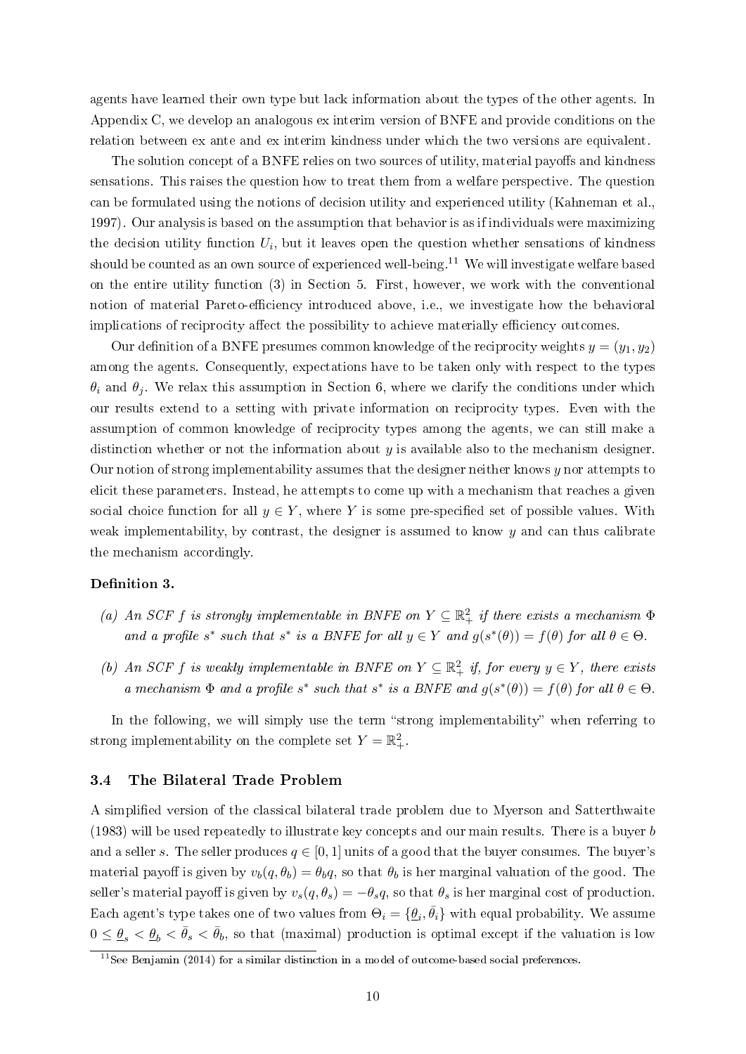agents have learned their own type but lack information about the types of the other agents. In Appendix C, we develop an analogous ex interim version of BNFE and provide conditions on the relation between ex ante and ex interim kindness under which the two versions are equivalent.

The solution concept of a BNFE relies on two sources of utility, material payoffs and kindness sensations. This raises the question how to treat them from a welfare perspective. The question can be formulated using the notions of decision utility and experienced utility (Kahneman et al., 1997). Our analysis is based on the assumption that behavior is as if individuals were maximizing the decision utility function $U_i$, but it leaves open the question whether sensations of kindness should be counted as an own source of experienced well-being.[11] We will investigate welfare based on the entire utility function (3) in Section 5. First, however, we work with the conventional notion of material Pareto-efficiency introduced above, i.e., we investigate how the behavioral implications of reciprocity affect the possibility to achieve materially efficiency outcomes.

Our definition of a BNFE presumes common knowledge of the reciprocity weights $y = (y_1, y_2)$ among the agents. Consequently, expectations have to be taken only with respect to the types $\theta_i$ and $\theta_j$. We relax this assumption in Section 6, where we clarify the conditions under which our results extend to a setting with private information on reciprocity types. Even with the assumption of common knowledge of reciprocity types among the agents, we can still make a distinction whether or not the information about $y$ is available also to the mechanism designer. Our notion of strong implementability assumes that the designer neither knows $y$ nor attempts to elicit these parameters. Instead, he attempts to come up with a mechanism that reaches a given social choice function for all $y \in Y$, where $Y$ is some pre-specified set of possible values. With weak implementability, by contrast, the designer is assumed to know $y$ and can thus calibrate the mechanism accordingly.

**Definition 3.**

*(a) An SCF $f$ is strongly implementable in BNFE on $Y \subseteq \mathbb{R}^2_+$ if there exists a mechanism $\Phi$ and a profile $s^*$ such that $s^*$ is a BNFE for all $y \in Y$ and $g(s^*(\theta)) = f(\theta)$ for all $\theta \in \Theta$.*

*(b) An SCF $f$ is weakly implementable in BNFE on $Y \subseteq \mathbb{R}^2_+$ if, for every $y \in Y$, there exists a mechanism $\Phi$ and a profile $s^*$ such that $s^*$ is a BNFE and $g(s^*(\theta)) = f(\theta)$ for all $\theta \in \Theta$.*

In the following, we will simply use the term "strong implementability" when referring to strong implementability on the complete set $Y = \mathbb{R}^2_+$.

### 3.4 The Bilateral Trade Problem

A simplified version of the classical bilateral trade problem due to Myerson and Satterthwaite (1983) will be used repeatedly to illustrate key concepts and our main results. There is a buyer $b$ and a seller $s$. The seller produces $q \in [0, 1]$ units of a good that the buyer consumes. The buyer's material payoff is given by $v_b(q, \theta_b) = \theta_b q$, so that $\theta_b$ is her marginal valuation of the good. The seller's material payoff is given by $v_s(q, \theta_s) = -\theta_s q$, so that $\theta_s$ is her marginal cost of production. Each agent's type takes one of two values from $\Theta_i = \{\underline{\theta}_i, \bar{\theta}_i\}$ with equal probability. We assume $0 \leq \underline{\theta}_s < \underline{\theta}_b < \bar{\theta}_s < \bar{\theta}_b$, so that (maximal) production is optimal except if the valuation is low

[11] See Benjamin (2014) for a similar distinction in a model of outcome-based social preferences.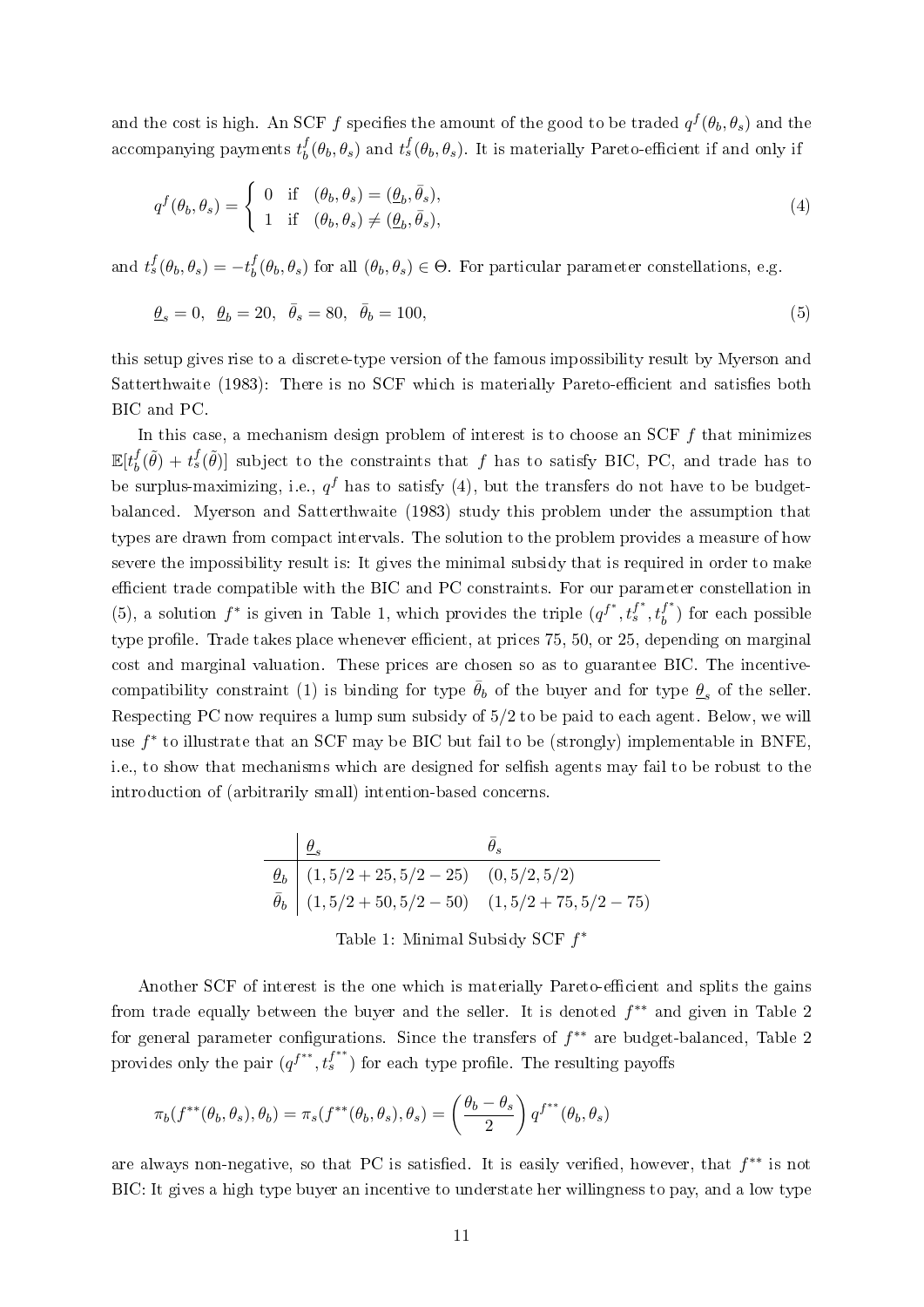and the cost is high. An SCF $f$ specifies the amount of the good to be traded $q^f(\theta_b, \theta_s)$ and the accompanying payments $t_b^f(\theta_b, \theta_s)$ and $t_s^f(\theta_b, \theta_s)$. It is materially Pareto-efficient if and only if

$$q^f(\theta_b, \theta_s) = \begin{cases} 0 & \text{if} \quad (\theta_b, \theta_s) = (\underline{\theta}_b, \bar{\theta}_s), \\ 1 & \text{if} \quad (\theta_b, \theta_s) \neq (\underline{\theta}_b, \bar{\theta}_s), \end{cases} \tag{4}$$

and $t_s^f(\theta_b, \theta_s) = -t_b^f(\theta_b, \theta_s)$ for all $(\theta_b, \theta_s) \in \Theta$. For particular parameter constellations, e.g.

$$\underline{\theta}_s = 0, \;\; \underline{\theta}_b = 20, \;\; \bar{\theta}_s = 80, \;\; \bar{\theta}_b = 100, \tag{5}$$

this setup gives rise to a discrete-type version of the famous impossibility result by Myerson and Satterthwaite (1983): There is no SCF which is materially Pareto-efficient and satisfies both BIC and PC.

In this case, a mechanism design problem of interest is to choose an SCF $f$ that minimizes $\mathbb{E}[t_b^f(\tilde{\theta}) + t_s^f(\tilde{\theta})]$ subject to the constraints that $f$ has to satisfy BIC, PC, and trade has to be surplus-maximizing, i.e., $q^f$ has to satisfy (4), but the transfers do not have to be budget-balanced. Myerson and Satterthwaite (1983) study this problem under the assumption that types are drawn from compact intervals. The solution to the problem provides a measure of how severe the impossibility result is: It gives the minimal subsidy that is required in order to make efficient trade compatible with the BIC and PC constraints. For our parameter constellation in (5), a solution $f^*$ is given in Table 1, which provides the triple $(q^{f^*}, t_s^{f^*}, t_b^{f^*})$ for each possible type profile. Trade takes place whenever efficient, at prices 75, 50, or 25, depending on marginal cost and marginal valuation. These prices are chosen so as to guarantee BIC. The incentive-compatibility constraint (1) is binding for type $\bar{\theta}_b$ of the buyer and for type $\underline{\theta}_s$ of the seller. Respecting PC now requires a lump sum subsidy of $5/2$ to be paid to each agent. Below, we will use $f^*$ to illustrate that an SCF may be BIC but fail to be (strongly) implementable in BNFE, i.e., to show that mechanisms which are designed for selfish agents may fail to be robust to the introduction of (arbitrarily small) intention-based concerns.

| | $\underline{\theta}_s$ | $\bar{\theta}_s$ |
|---|---|---|
| $\underline{\theta}_b$ | $(1, 5/2 + 25, 5/2 - 25)$ | $(0, 5/2, 5/2)$ |
| $\bar{\theta}_b$ | $(1, 5/2 + 50, 5/2 - 50)$ | $(1, 5/2 + 75, 5/2 - 75)$ |

Table 1: Minimal Subsidy SCF $f^*$

Another SCF of interest is the one which is materially Pareto-efficient and splits the gains from trade equally between the buyer and the seller. It is denoted $f^{**}$ and given in Table 2 for general parameter configurations. Since the transfers of $f^{**}$ are budget-balanced, Table 2 provides only the pair $(q^{f^{**}}, t_s^{f^{**}})$ for each type profile. The resulting payoffs

$$\pi_b(f^{**}(\theta_b, \theta_s), \theta_b) = \pi_s(f^{**}(\theta_b, \theta_s), \theta_s) = \left(\frac{\theta_b - \theta_s}{2}\right) q^{f^{**}}(\theta_b, \theta_s)$$

are always non-negative, so that PC is satisfied. It is easily verified, however, that $f^{**}$ is not BIC: It gives a high type buyer an incentive to understate her willingness to pay, and a low type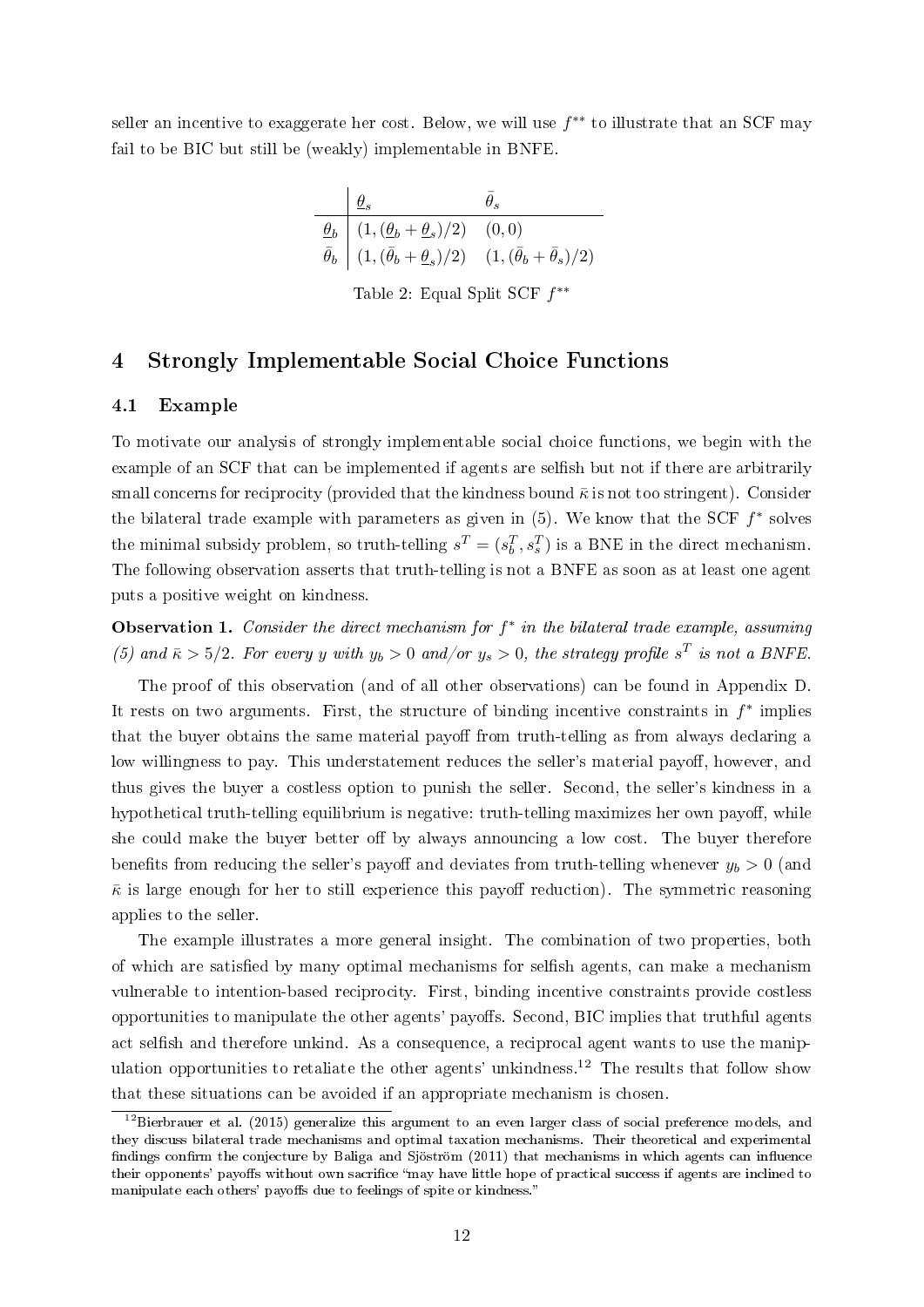seller an incentive to exaggerate her cost. Below, we will use $f^{**}$ to illustrate that an SCF may fail to be BIC but still be (weakly) implementable in BNFE.

| | $\underline{\theta}_s$ | $\bar{\theta}_s$ |
|---|---|---|
| $\underline{\theta}_b$ | $(1, (\underline{\theta}_b + \underline{\theta}_s)/2)$ | $(0, 0)$ |
| $\bar{\theta}_b$ | $(1, (\bar{\theta}_b + \underline{\theta}_s)/2)$ | $(1, (\bar{\theta}_b + \bar{\theta}_s)/2)$ |

Table 2: Equal Split SCF $f^{**}$

## 4 Strongly Implementable Social Choice Functions

### 4.1 Example

To motivate our analysis of strongly implementable social choice functions, we begin with the example of an SCF that can be implemented if agents are selfish but not if there are arbitrarily small concerns for reciprocity (provided that the kindness bound $\bar{\kappa}$ is not too stringent). Consider the bilateral trade example with parameters as given in (5). We know that the SCF $f^*$ solves the minimal subsidy problem, so truth-telling $s^T = (s_b^T, s_s^T)$ is a BNE in the direct mechanism. The following observation asserts that truth-telling is not a BNFE as soon as at least one agent puts a positive weight on kindness.

**Observation 1.** *Consider the direct mechanism for $f^*$ in the bilateral trade example, assuming (5) and $\bar{\kappa} > 5/2$. For every $y$ with $y_b > 0$ and/or $y_s > 0$, the strategy profile $s^T$ is not a BNFE.*

The proof of this observation (and of all other observations) can be found in Appendix D. It rests on two arguments. First, the structure of binding incentive constraints in $f^*$ implies that the buyer obtains the same material payoff from truth-telling as from always declaring a low willingness to pay. This understatement reduces the seller's material payoff, however, and thus gives the buyer a costless option to punish the seller. Second, the seller's kindness in a hypothetical truth-telling equilibrium is negative: truth-telling maximizes her own payoff, while she could make the buyer better off by always announcing a low cost. The buyer therefore benefits from reducing the seller's payoff and deviates from truth-telling whenever $y_b > 0$ (and $\bar{\kappa}$ is large enough for her to still experience this payoff reduction). The symmetric reasoning applies to the seller.

The example illustrates a more general insight. The combination of two properties, both of which are satisfied by many optimal mechanisms for selfish agents, can make a mechanism vulnerable to intention-based reciprocity. First, binding incentive constraints provide costless opportunities to manipulate the other agents' payoffs. Second, BIC implies that truthful agents act selfish and therefore unkind. As a consequence, a reciprocal agent wants to use the manipulation opportunities to retaliate the other agents' unkindness.[12] The results that follow show that these situations can be avoided if an appropriate mechanism is chosen.

[12] Bierbrauer et al. (2015) generalize this argument to an even larger class of social preference models, and they discuss bilateral trade mechanisms and optimal taxation mechanisms. Their theoretical and experimental findings confirm the conjecture by Baliga and Sjöström (2011) that mechanisms in which agents can influence their opponents' payoffs without own sacrifice "may have little hope of practical success if agents are inclined to manipulate each others' payoffs due to feelings of spite or kindness."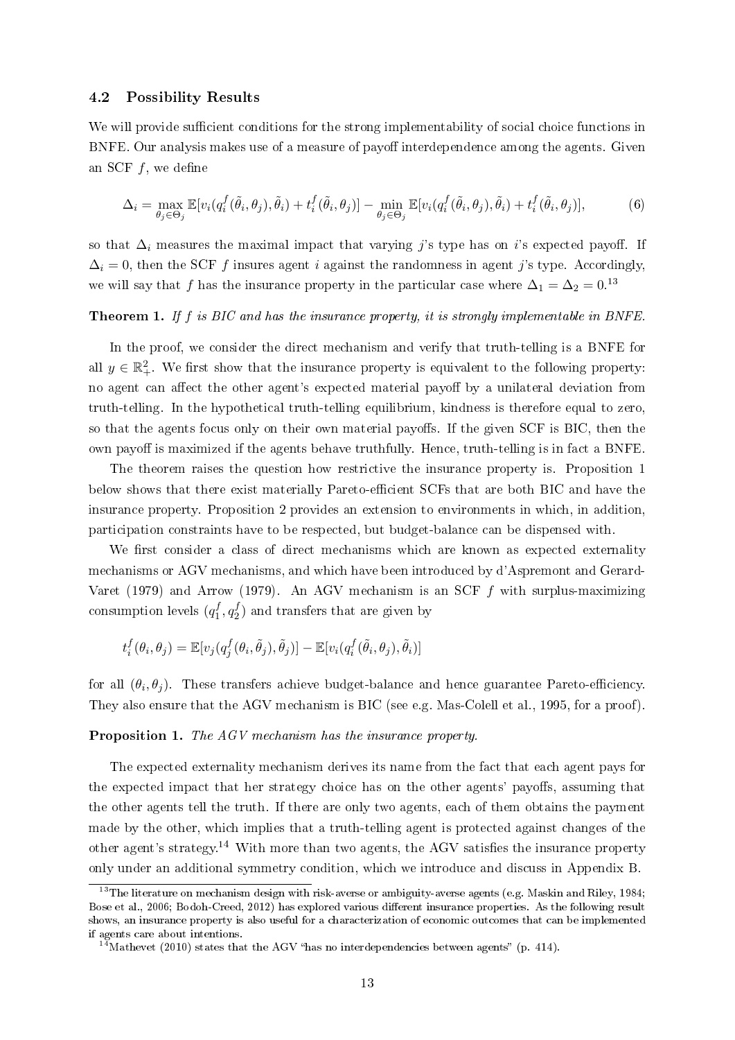### 4.2 Possibility Results

We will provide sufficient conditions for the strong implementability of social choice functions in BNFE. Our analysis makes use of a measure of payoff interdependence among the agents. Given an SCF $f$, we define

$$\Delta_i = \max_{\theta_j \in \Theta_j} \mathbb{E}[v_i(q_i^f(\tilde{\theta}_i, \theta_j), \tilde{\theta}_i) + t_i^f(\tilde{\theta}_i, \theta_j)] - \min_{\theta_j \in \Theta_j} \mathbb{E}[v_i(q_i^f(\tilde{\theta}_i, \theta_j), \tilde{\theta}_i) + t_i^f(\tilde{\theta}_i, \theta_j)], \tag{6}$$

so that $\Delta_i$ measures the maximal impact that varying $j$'s type has on $i$'s expected payoff. If $\Delta_i = 0$, then the SCF $f$ insures agent $i$ against the randomness in agent $j$'s type. Accordingly, we will say that $f$ has the insurance property in the particular case where $\Delta_1 = \Delta_2 = 0$.[13]

**Theorem 1.** *If $f$ is BIC and has the insurance property, it is strongly implementable in BNFE.*

In the proof, we consider the direct mechanism and verify that truth-telling is a BNFE for all $y \in \mathbb{R}_+^2$. We first show that the insurance property is equivalent to the following property: no agent can affect the other agent's expected material payoff by a unilateral deviation from truth-telling. In the hypothetical truth-telling equilibrium, kindness is therefore equal to zero, so that the agents focus only on their own material payoffs. If the given SCF is BIC, then the own payoff is maximized if the agents behave truthfully. Hence, truth-telling is in fact a BNFE.

The theorem raises the question how restrictive the insurance property is. Proposition 1 below shows that there exist materially Pareto-efficient SCFs that are both BIC and have the insurance property. Proposition 2 provides an extension to environments in which, in addition, participation constraints have to be respected, but budget-balance can be dispensed with.

We first consider a class of direct mechanisms which are known as expected externality mechanisms or AGV mechanisms, and which have been introduced by d'Aspremont and Gerard-Varet (1979) and Arrow (1979). An AGV mechanism is an SCF $f$ with surplus-maximizing consumption levels $(q_1^f, q_2^f)$ and transfers that are given by

$$t_i^f(\theta_i, \theta_j) = \mathbb{E}[v_j(q_j^f(\theta_i, \tilde{\theta}_j), \tilde{\theta}_j)] - \mathbb{E}[v_i(q_i^f(\tilde{\theta}_i, \theta_j), \tilde{\theta}_i)]$$

for all $(\theta_i, \theta_j)$. These transfers achieve budget-balance and hence guarantee Pareto-efficiency. They also ensure that the AGV mechanism is BIC (see e.g. Mas-Colell et al., 1995, for a proof).

**Proposition 1.** *The AGV mechanism has the insurance property.*

The expected externality mechanism derives its name from the fact that each agent pays for the expected impact that her strategy choice has on the other agents' payoffs, assuming that the other agents tell the truth. If there are only two agents, each of them obtains the payment made by the other, which implies that a truth-telling agent is protected against changes of the other agent's strategy.[14] With more than two agents, the AGV satisfies the insurance property only under an additional symmetry condition, which we introduce and discuss in Appendix B.

[13] The literature on mechanism design with risk-averse or ambiguity-averse agents (e.g. Maskin and Riley, 1984; Bose et al., 2006; Bodoh-Creed, 2012) has explored various different insurance properties. As the following result shows, an insurance property is also useful for a characterization of economic outcomes that can be implemented if agents care about intentions.

[14] Mathevet (2010) states that the AGV "has no interdependencies between agents" (p. 414).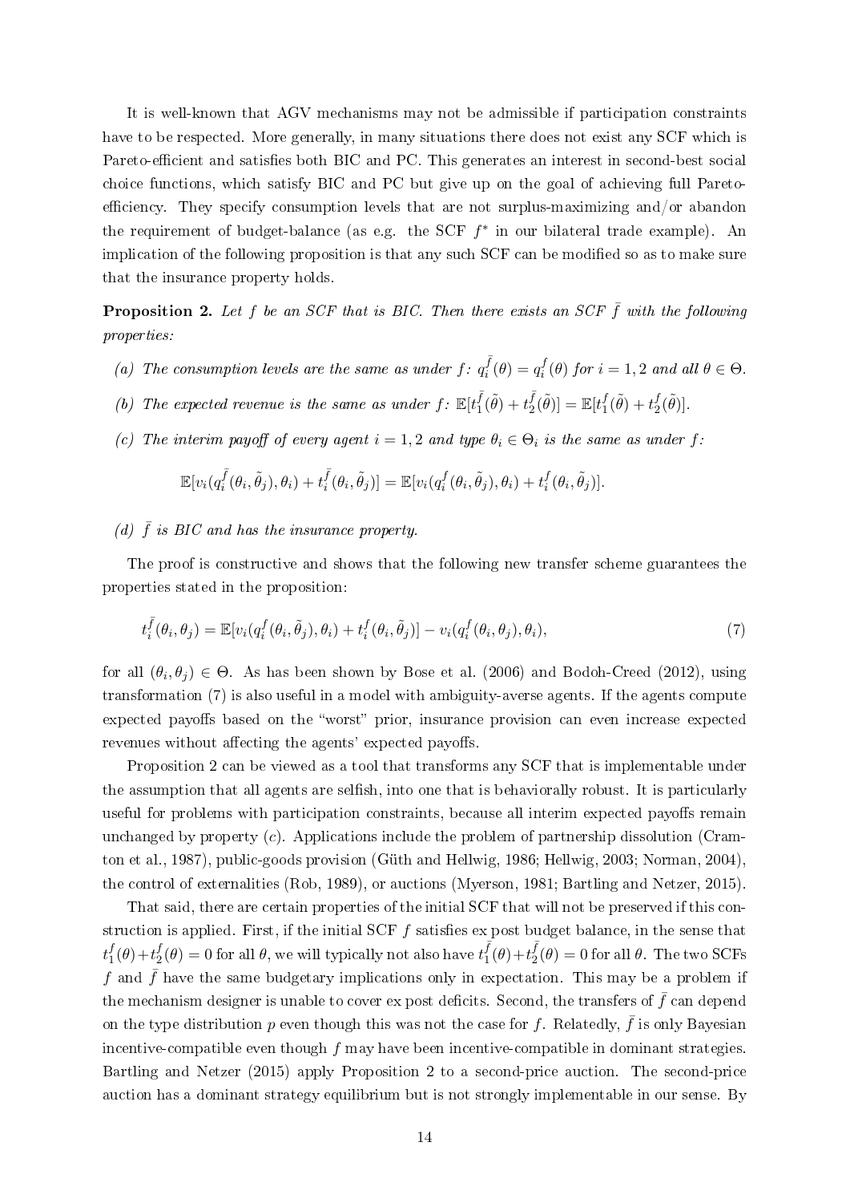It is well-known that AGV mechanisms may not be admissible if participation constraints have to be respected. More generally, in many situations there does not exist any SCF which is Pareto-efficient and satisfies both BIC and PC. This generates an interest in second-best social choice functions, which satisfy BIC and PC but give up on the goal of achieving full Pareto-efficiency. They specify consumption levels that are not surplus-maximizing and/or abandon the requirement of budget-balance (as e.g. the SCF $f^*$ in our bilateral trade example). An implication of the following proposition is that any such SCF can be modified so as to make sure that the insurance property holds.

**Proposition 2.** *Let $f$ be an SCF that is BIC. Then there exists an SCF $\bar{f}$ with the following properties:*

*(a) The consumption levels are the same as under $f$: $q_i^{\bar{f}}(\theta) = q_i^f(\theta)$ for $i = 1, 2$ and all $\theta \in \Theta$.*

*(b) The expected revenue is the same as under $f$: $\mathbb{E}[t_1^{\bar{f}}(\tilde{\theta}) + t_2^{\bar{f}}(\tilde{\theta})] = \mathbb{E}[t_1^f(\tilde{\theta}) + t_2^f(\tilde{\theta})]$.*

*(c) The interim payoff of every agent $i = 1, 2$ and type $\theta_i \in \Theta_i$ is the same as under $f$:*

$$\mathbb{E}[v_i(q_i^{\bar{f}}(\theta_i, \tilde{\theta}_j), \theta_i) + t_i^{\bar{f}}(\theta_i, \tilde{\theta}_j)] = \mathbb{E}[v_i(q_i^f(\theta_i, \tilde{\theta}_j), \theta_i) + t_i^f(\theta_i, \tilde{\theta}_j)].$$

*(d) $\bar{f}$ is BIC and has the insurance property.*

The proof is constructive and shows that the following new transfer scheme guarantees the properties stated in the proposition:

$$t_i^{\bar{f}}(\theta_i, \theta_j) = \mathbb{E}[v_i(q_i^f(\theta_i, \tilde{\theta}_j), \theta_i) + t_i^f(\theta_i, \tilde{\theta}_j)] - v_i(q_i^f(\theta_i, \theta_j), \theta_i), \tag{7}$$

for all $(\theta_i, \theta_j) \in \Theta$. As has been shown by Bose et al. (2006) and Bodoh-Creed (2012), using transformation (7) is also useful in a model with ambiguity-averse agents. If the agents compute expected payoffs based on the "worst" prior, insurance provision can even increase expected revenues without affecting the agents' expected payoffs.

Proposition 2 can be viewed as a tool that transforms any SCF that is implementable under the assumption that all agents are selfish, into one that is behaviorally robust. It is particularly useful for problems with participation constraints, because all interim expected payoffs remain unchanged by property (*c*). Applications include the problem of partnership dissolution (Cramton et al., 1987), public-goods provision (Güth and Hellwig, 1986; Hellwig, 2003; Norman, 2004), the control of externalities (Rob, 1989), or auctions (Myerson, 1981; Bartling and Netzer, 2015).

That said, there are certain properties of the initial SCF that will not be preserved if this construction is applied. First, if the initial SCF $f$ satisfies ex post budget balance, in the sense that $t_1^f(\theta) + t_2^f(\theta) = 0$ for all $\theta$, we will typically not also have $t_1^{\bar{f}}(\theta) + t_2^{\bar{f}}(\theta) = 0$ for all $\theta$. The two SCFs $f$ and $\bar{f}$ have the same budgetary implications only in expectation. This may be a problem if the mechanism designer is unable to cover ex post deficits. Second, the transfers of $\bar{f}$ can depend on the type distribution $p$ even though this was not the case for $f$. Relatedly, $\bar{f}$ is only Bayesian incentive-compatible even though $f$ may have been incentive-compatible in dominant strategies. Bartling and Netzer (2015) apply Proposition 2 to a second-price auction. The second-price auction has a dominant strategy equilibrium but is not strongly implementable in our sense. By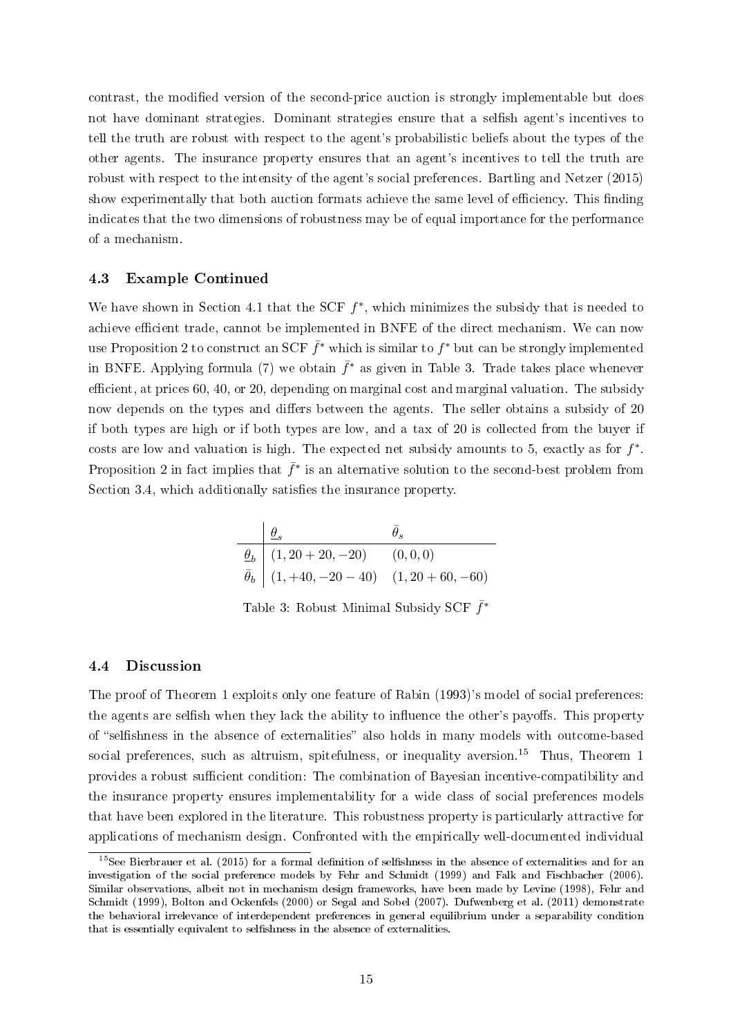contrast, the modified version of the second-price auction is strongly implementable but does not have dominant strategies. Dominant strategies ensure that a selfish agent's incentives to tell the truth are robust with respect to the agent's probabilistic beliefs about the types of the other agents. The insurance property ensures that an agent's incentives to tell the truth are robust with respect to the intensity of the agent's social preferences. Bartling and Netzer (2015) show experimentally that both auction formats achieve the same level of efficiency. This finding indicates that the two dimensions of robustness may be of equal importance for the performance of a mechanism.

### 4.3 Example Continued

We have shown in Section 4.1 that the SCF $f^*$, which minimizes the subsidy that is needed to achieve efficient trade, cannot be implemented in BNFE of the direct mechanism. We can now use Proposition 2 to construct an SCF $\bar{f}^*$ which is similar to $f^*$ but can be strongly implemented in BNFE. Applying formula (7) we obtain $\bar{f}^*$ as given in Table 3. Trade takes place whenever efficient, at prices 60, 40, or 20, depending on marginal cost and marginal valuation. The subsidy now depends on the types and differs between the agents. The seller obtains a subsidy of 20 if both types are high or if both types are low, and a tax of 20 is collected from the buyer if costs are low and valuation is high. The expected net subsidy amounts to 5, exactly as for $f^*$. Proposition 2 in fact implies that $\bar{f}^*$ is an alternative solution to the second-best problem from Section 3.4, which additionally satisfies the insurance property.

| | $\underline{\theta}_s$ | $\bar{\theta}_s$ |
|---|---|---|
| $\underline{\theta}_b$ | $(1, 20+20, -20)$ | $(0,0,0)$ |
| $\bar{\theta}_b$ | $(1, +40, -20-40)$ | $(1, 20+60, -60)$ |

Table 3: Robust Minimal Subsidy SCF $\bar{f}^*$

### 4.4 Discussion

The proof of Theorem 1 exploits only one feature of Rabin (1993)'s model of social preferences: the agents are selfish when they lack the ability to influence the other's payoffs. This property of "selfishness in the absence of externalities" also holds in many models with outcome-based social preferences, such as altruism, spitefulness, or inequality aversion.[15] Thus, Theorem 1 provides a robust sufficient condition: The combination of Bayesian incentive-compatibility and the insurance property ensures implementability for a wide class of social preferences models that have been explored in the literature. This robustness property is particularly attractive for applications of mechanism design. Confronted with the empirically well-documented individual

[15] See Bierbrauer et al. (2015) for a formal definition of selfishness in the absence of externalities and for an investigation of the social preference models by Fehr and Schmidt (1999) and Falk and Fischbacher (2006). Similar observations, albeit not in mechanism design frameworks, have been made by Levine (1998), Fehr and Schmidt (1999), Bolton and Ockenfels (2000) or Segal and Sobel (2007). Dufwenberg et al. (2011) demonstrate the behavioral irrelevance of interdependent preferences in general equilibrium under a separability condition that is essentially equivalent to selfishness in the absence of externalities.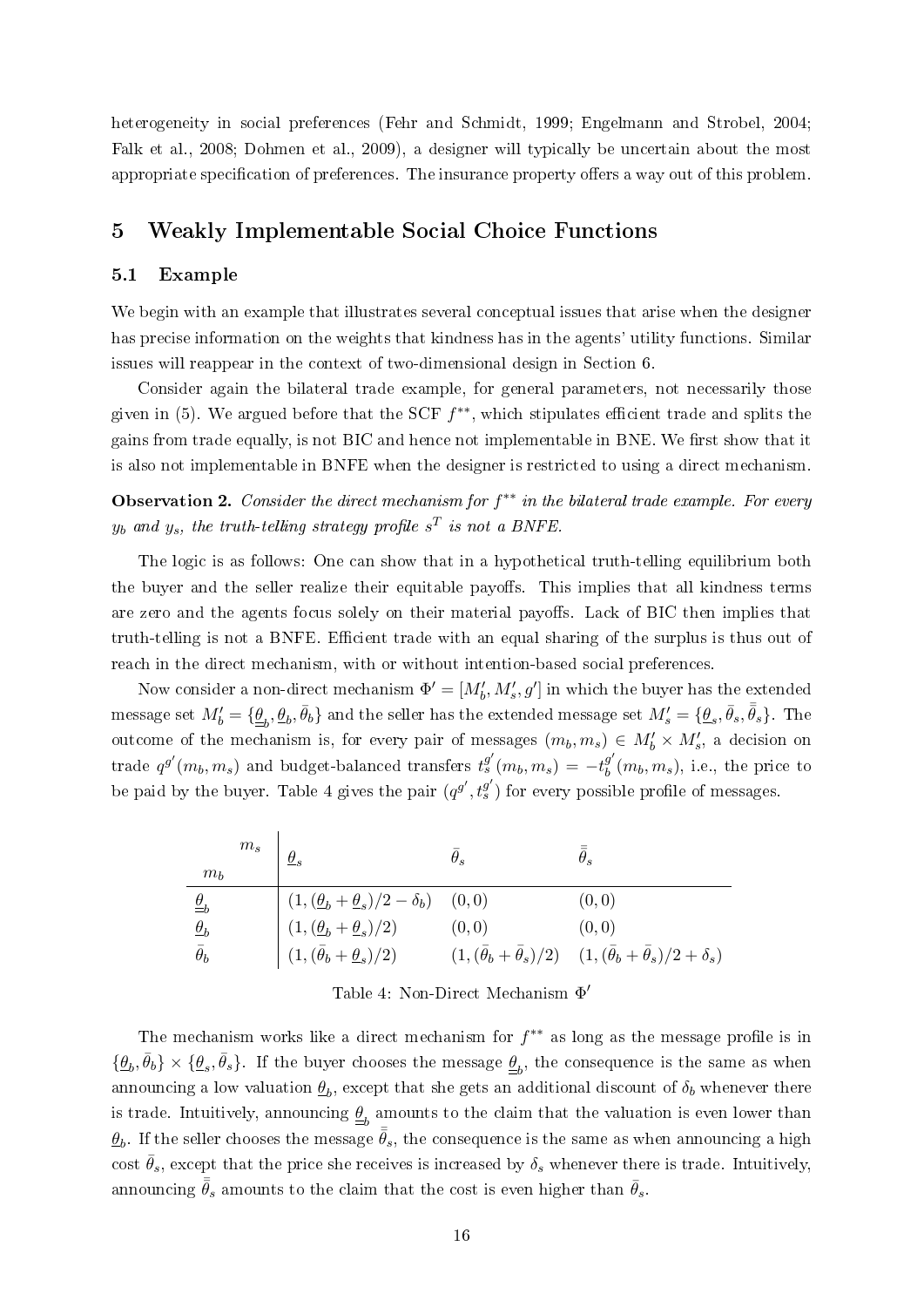heterogeneity in social preferences (Fehr and Schmidt, 1999; Engelmann and Strobel, 2004; Falk et al., 2008; Dohmen et al., 2009), a designer will typically be uncertain about the most appropriate specification of preferences. The insurance property offers a way out of this problem.

## 5 Weakly Implementable Social Choice Functions

### 5.1 Example

We begin with an example that illustrates several conceptual issues that arise when the designer has precise information on the weights that kindness has in the agents' utility functions. Similar issues will reappear in the context of two-dimensional design in Section 6.

Consider again the bilateral trade example, for general parameters, not necessarily those given in (5). We argued before that the SCF $f^{**}$, which stipulates efficient trade and splits the gains from trade equally, is not BIC and hence not implementable in BNE. We first show that it is also not implementable in BNFE when the designer is restricted to using a direct mechanism.

**Observation 2.** *Consider the direct mechanism for $f^{**}$ in the bilateral trade example. For every $y_b$ and $y_s$, the truth-telling strategy profile $s^T$ is not a BNFE.*

The logic is as follows: One can show that in a hypothetical truth-telling equilibrium both the buyer and the seller realize their equitable payoffs. This implies that all kindness terms are zero and the agents focus solely on their material payoffs. Lack of BIC then implies that truth-telling is not a BNFE. Efficient trade with an equal sharing of the surplus is thus out of reach in the direct mechanism, with or without intention-based social preferences.

Now consider a non-direct mechanism $\Phi' = [M_b', M_s', g']$ in which the buyer has the extended message set $M_b' = \{\underline{\underline{\theta}}_b, \underline{\theta}_b, \bar{\theta}_b\}$ and the seller has the extended message set $M_s' = \{\underline{\theta}_s, \bar{\theta}_s, \bar{\bar{\theta}}_s\}$. The outcome of the mechanism is, for every pair of messages $(m_b, m_s) \in M_b' \times M_s'$, a decision on trade $q^{g'}(m_b, m_s)$ and budget-balanced transfers $t_s^{g'}(m_b, m_s) = -t_b^{g'}(m_b, m_s)$, i.e., the price to be paid by the buyer. Table 4 gives the pair $(q^{g'}, t_s^{g'})$ for every possible profile of messages.

| $m_b$ \ $m_s$ | $\underline{\theta}_s$ | $\bar{\theta}_s$ | $\bar{\bar{\theta}}_s$ |
|---|---|---|---|
| $\underline{\underline{\theta}}_b$ | $(1, (\underline{\theta}_b + \underline{\theta}_s)/2 - \delta_b)$ | $(0, 0)$ | $(0, 0)$ |
| $\underline{\theta}_b$ | $(1, (\underline{\theta}_b + \underline{\theta}_s)/2)$ | $(0, 0)$ | $(0, 0)$ |
| $\bar{\theta}_b$ | $(1, (\bar{\theta}_b + \underline{\theta}_s)/2)$ | $(1, (\bar{\theta}_b + \bar{\theta}_s)/2)$ | $(1, (\bar{\theta}_b + \bar{\theta}_s)/2 + \delta_s)$ |

Table 4: Non-Direct Mechanism $\Phi'$

The mechanism works like a direct mechanism for $f^{**}$ as long as the message profile is in $\{\underline{\theta}_b, \bar{\theta}_b\} \times \{\underline{\theta}_s, \bar{\theta}_s\}$. If the buyer chooses the message $\underline{\underline{\theta}}_b$, the consequence is the same as when announcing a low valuation $\underline{\theta}_b$, except that she gets an additional discount of $\delta_b$ whenever there is trade. Intuitively, announcing $\underline{\underline{\theta}}_b$ amounts to the claim that the valuation is even lower than $\underline{\theta}_b$. If the seller chooses the message $\bar{\bar{\theta}}_s$, the consequence is the same as when announcing a high cost $\bar{\theta}_s$, except that the price she receives is increased by $\delta_s$ whenever there is trade. Intuitively, announcing $\bar{\bar{\theta}}_s$ amounts to the claim that the cost is even higher than $\bar{\theta}_s$.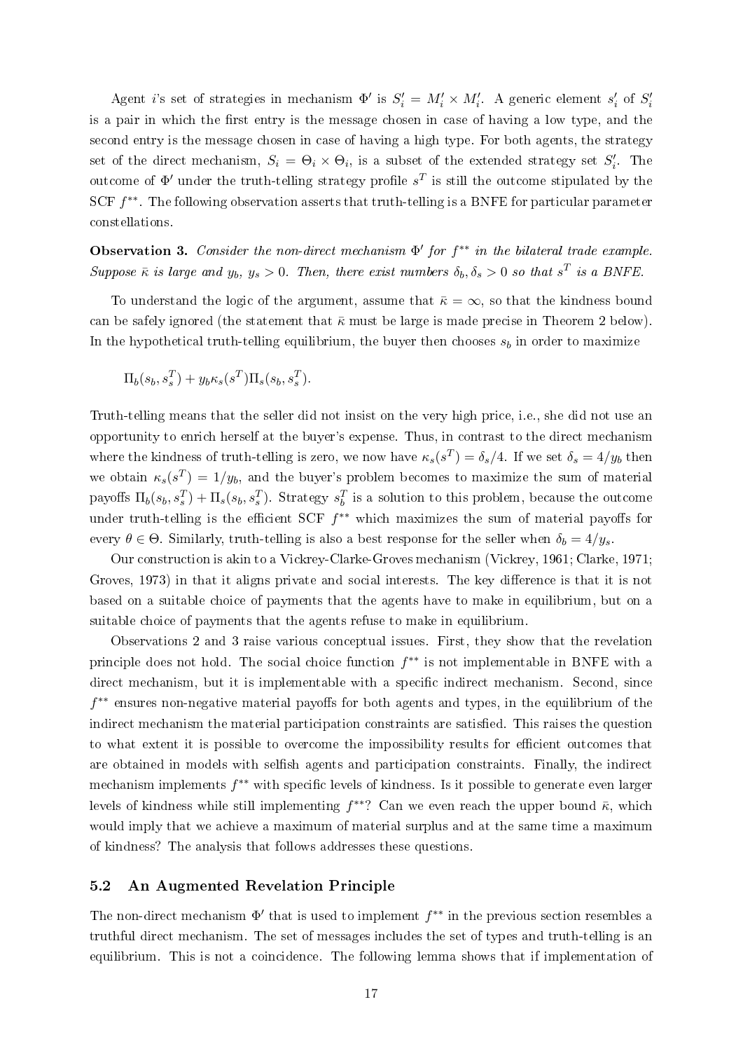Agent $i$'s set of strategies in mechanism $\Phi'$ is $S_i' = M_i' \times M_i'$. A generic element $s_i'$ of $S_i'$ is a pair in which the first entry is the message chosen in case of having a low type, and the second entry is the message chosen in case of having a high type. For both agents, the strategy set of the direct mechanism, $S_i = \Theta_i \times \Theta_i$, is a subset of the extended strategy set $S_i'$. The outcome of $\Phi'$ under the truth-telling strategy profile $s^T$ is still the outcome stipulated by the SCF $f^{**}$. The following observation asserts that truth-telling is a BNFE for particular parameter constellations.

**Observation 3.** *Consider the non-direct mechanism $\Phi'$ for $f^{**}$ in the bilateral trade example. Suppose $\bar{\kappa}$ is large and $y_b$, $y_s > 0$. Then, there exist numbers $\delta_b, \delta_s > 0$ so that $s^T$ is a BNFE.*

To understand the logic of the argument, assume that $\bar{\kappa} = \infty$, so that the kindness bound can be safely ignored (the statement that $\bar{\kappa}$ must be large is made precise in Theorem 2 below). In the hypothetical truth-telling equilibrium, the buyer then chooses $s_b$ in order to maximize

$$\Pi_b(s_b, s_s^T) + y_b \kappa_s(s^T) \Pi_s(s_b, s_s^T).$$

Truth-telling means that the seller did not insist on the very high price, i.e., she did not use an opportunity to enrich herself at the buyer's expense. Thus, in contrast to the direct mechanism where the kindness of truth-telling is zero, we now have $\kappa_s(s^T) = \delta_s/4$. If we set $\delta_s = 4/y_b$ then we obtain $\kappa_s(s^T) = 1/y_b$, and the buyer's problem becomes to maximize the sum of material payoffs $\Pi_b(s_b, s_s^T) + \Pi_s(s_b, s_s^T)$. Strategy $s_b^T$ is a solution to this problem, because the outcome under truth-telling is the efficient SCF $f^{**}$ which maximizes the sum of material payoffs for every $\theta \in \Theta$. Similarly, truth-telling is also a best response for the seller when $\delta_b = 4/y_s$.

Our construction is akin to a Vickrey-Clarke-Groves mechanism (Vickrey, 1961; Clarke, 1971; Groves, 1973) in that it aligns private and social interests. The key difference is that it is not based on a suitable choice of payments that the agents have to make in equilibrium, but on a suitable choice of payments that the agents refuse to make in equilibrium.

Observations 2 and 3 raise various conceptual issues. First, they show that the revelation principle does not hold. The social choice function $f^{**}$ is not implementable in BNFE with a direct mechanism, but it is implementable with a specific indirect mechanism. Second, since $f^{**}$ ensures non-negative material payoffs for both agents and types, in the equilibrium of the indirect mechanism the material participation constraints are satisfied. This raises the question to what extent it is possible to overcome the impossibility results for efficient outcomes that are obtained in models with selfish agents and participation constraints. Finally, the indirect mechanism implements $f^{**}$ with specific levels of kindness. Is it possible to generate even larger levels of kindness while still implementing $f^{**}$? Can we even reach the upper bound $\bar{\kappa}$, which would imply that we achieve a maximum of material surplus and at the same time a maximum of kindness? The analysis that follows addresses these questions.

## 5.2 An Augmented Revelation Principle

The non-direct mechanism $\Phi'$ that is used to implement $f^{**}$ in the previous section resembles a truthful direct mechanism. The set of messages includes the set of types and truth-telling is an equilibrium. This is not a coincidence. The following lemma shows that if implementation of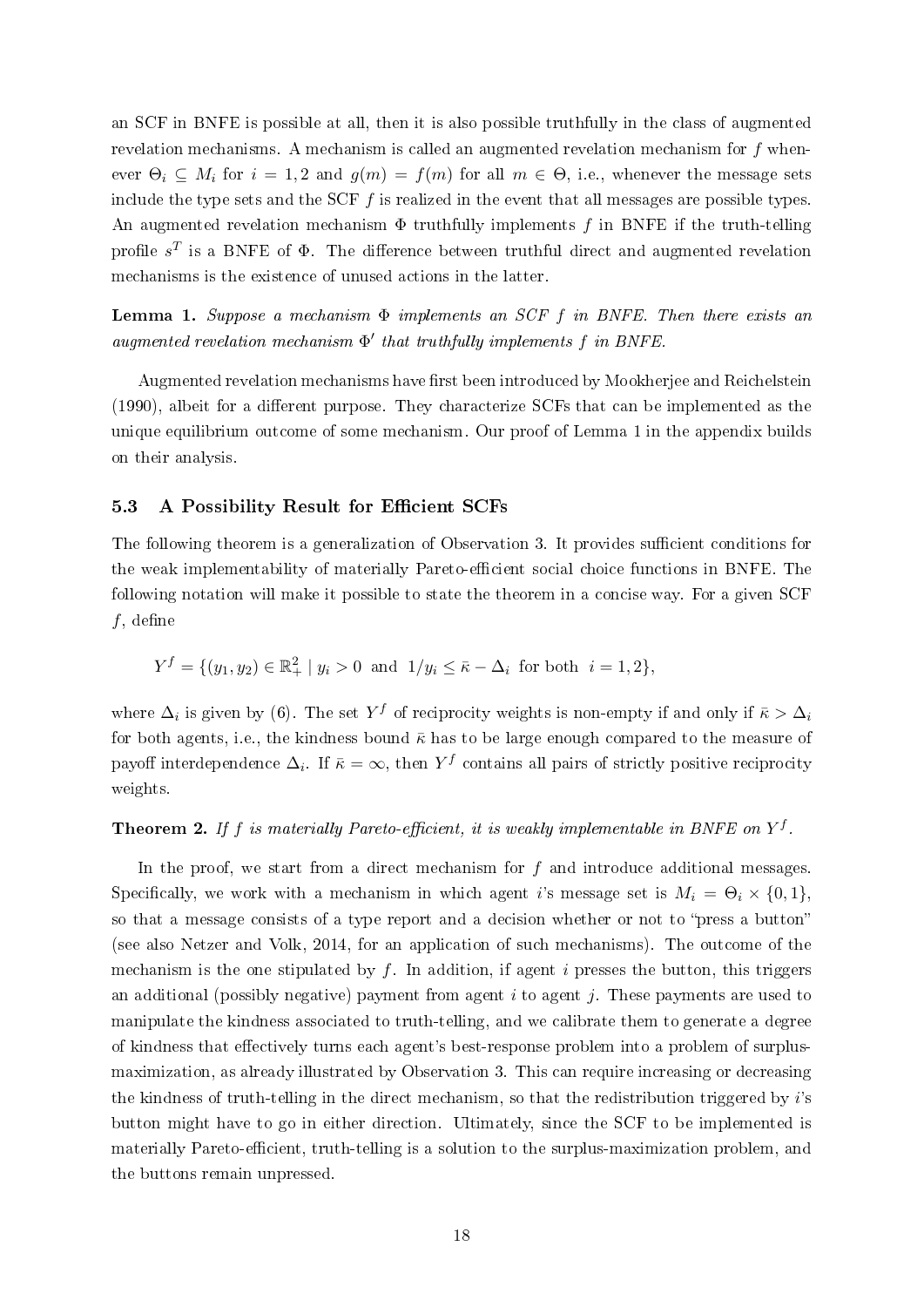an SCF in BNFE is possible at all, then it is also possible truthfully in the class of augmented revelation mechanisms. A mechanism is called an augmented revelation mechanism for $f$ whenever $\Theta_i \subseteq M_i$ for $i = 1, 2$ and $g(m) = f(m)$ for all $m \in \Theta$, i.e., whenever the message sets include the type sets and the SCF $f$ is realized in the event that all messages are possible types. An augmented revelation mechanism $\Phi$ truthfully implements $f$ in BNFE if the truth-telling profile $s^T$ is a BNFE of $\Phi$. The difference between truthful direct and augmented revelation mechanisms is the existence of unused actions in the latter.

**Lemma 1.** *Suppose a mechanism $\Phi$ implements an SCF $f$ in BNFE. Then there exists an augmented revelation mechanism $\Phi'$ that truthfully implements $f$ in BNFE.*

Augmented revelation mechanisms have first been introduced by Mookherjee and Reichelstein (1990), albeit for a different purpose. They characterize SCFs that can be implemented as the unique equilibrium outcome of some mechanism. Our proof of Lemma 1 in the appendix builds on their analysis.

### 5.3 A Possibility Result for Efficient SCFs

The following theorem is a generalization of Observation 3. It provides sufficient conditions for the weak implementability of materially Pareto-efficient social choice functions in BNFE. The following notation will make it possible to state the theorem in a concise way. For a given SCF $f$, define

$$Y^f = \{(y_1, y_2) \in \mathbb{R}^2_+ \mid y_i > 0 \text{ and } 1/y_i \leq \bar{\kappa} - \Delta_i \text{ for both } i = 1, 2\},$$

where $\Delta_i$ is given by (6). The set $Y^f$ of reciprocity weights is non-empty if and only if $\bar{\kappa} > \Delta_i$ for both agents, i.e., the kindness bound $\bar{\kappa}$ has to be large enough compared to the measure of payoff interdependence $\Delta_i$. If $\bar{\kappa} = \infty$, then $Y^f$ contains all pairs of strictly positive reciprocity weights.

**Theorem 2.** *If $f$ is materially Pareto-efficient, it is weakly implementable in BNFE on $Y^f$.*

In the proof, we start from a direct mechanism for $f$ and introduce additional messages. Specifically, we work with a mechanism in which agent $i$'s message set is $M_i = \Theta_i \times \{0, 1\}$, so that a message consists of a type report and a decision whether or not to "press a button" (see also Netzer and Volk, 2014, for an application of such mechanisms). The outcome of the mechanism is the one stipulated by $f$. In addition, if agent $i$ presses the button, this triggers an additional (possibly negative) payment from agent $i$ to agent $j$. These payments are used to manipulate the kindness associated to truth-telling, and we calibrate them to generate a degree of kindness that effectively turns each agent's best-response problem into a problem of surplus-maximization, as already illustrated by Observation 3. This can require increasing or decreasing the kindness of truth-telling in the direct mechanism, so that the redistribution triggered by $i$'s button might have to go in either direction. Ultimately, since the SCF to be implemented is materially Pareto-efficient, truth-telling is a solution to the surplus-maximization problem, and the buttons remain unpressed.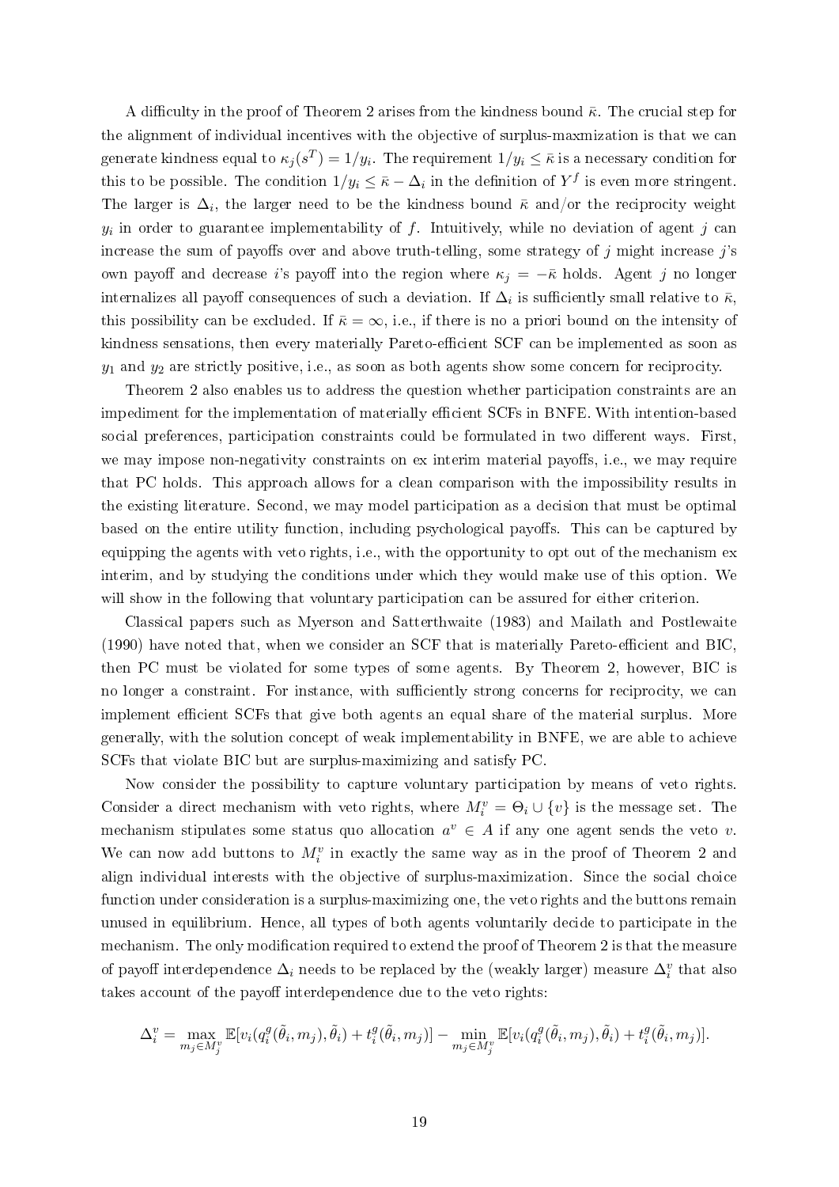A difficulty in the proof of Theorem 2 arises from the kindness bound $\bar{\kappa}$. The crucial step for the alignment of individual incentives with the objective of surplus-maxmization is that we can generate kindness equal to $\kappa_j(s^T) = 1/y_i$. The requirement $1/y_i \leq \bar{\kappa}$ is a necessary condition for this to be possible. The condition $1/y_i \leq \bar{\kappa} - \Delta_i$ in the definition of $Y^f$ is even more stringent. The larger is $\Delta_i$, the larger need to be the kindness bound $\bar{\kappa}$ and/or the reciprocity weight $y_i$ in order to guarantee implementability of $f$. Intuitively, while no deviation of agent $j$ can increase the sum of payoffs over and above truth-telling, some strategy of $j$ might increase $j$'s own payoff and decrease $i$'s payoff into the region where $\kappa_j = -\bar{\kappa}$ holds. Agent $j$ no longer internalizes all payoff consequences of such a deviation. If $\Delta_i$ is sufficiently small relative to $\bar{\kappa}$, this possibility can be excluded. If $\bar{\kappa} = \infty$, i.e., if there is no a priori bound on the intensity of kindness sensations, then every materially Pareto-efficient SCF can be implemented as soon as $y_1$ and $y_2$ are strictly positive, i.e., as soon as both agents show some concern for reciprocity.

Theorem 2 also enables us to address the question whether participation constraints are an impediment for the implementation of materially efficient SCFs in BNFE. With intention-based social preferences, participation constraints could be formulated in two different ways. First, we may impose non-negativity constraints on ex interim material payoffs, i.e., we may require that PC holds. This approach allows for a clean comparison with the impossibility results in the existing literature. Second, we may model participation as a decision that must be optimal based on the entire utility function, including psychological payoffs. This can be captured by equipping the agents with veto rights, i.e., with the opportunity to opt out of the mechanism ex interim, and by studying the conditions under which they would make use of this option. We will show in the following that voluntary participation can be assured for either criterion.

Classical papers such as Myerson and Satterthwaite (1983) and Mailath and Postlewaite (1990) have noted that, when we consider an SCF that is materially Pareto-efficient and BIC, then PC must be violated for some types of some agents. By Theorem 2, however, BIC is no longer a constraint. For instance, with sufficiently strong concerns for reciprocity, we can implement efficient SCFs that give both agents an equal share of the material surplus. More generally, with the solution concept of weak implementability in BNFE, we are able to achieve SCFs that violate BIC but are surplus-maximizing and satisfy PC.

Now consider the possibility to capture voluntary participation by means of veto rights. Consider a direct mechanism with veto rights, where $M_i^v = \Theta_i \cup \{v\}$ is the message set. The mechanism stipulates some status quo allocation $a^v \in A$ if any one agent sends the veto $v$. We can now add buttons to $M_i^v$ in exactly the same way as in the proof of Theorem 2 and align individual interests with the objective of surplus-maximization. Since the social choice function under consideration is a surplus-maximizing one, the veto rights and the buttons remain unused in equilibrium. Hence, all types of both agents voluntarily decide to participate in the mechanism. The only modification required to extend the proof of Theorem 2 is that the measure of payoff interdependence $\Delta_i$ needs to be replaced by the (weakly larger) measure $\Delta_i^v$ that also takes account of the payoff interdependence due to the veto rights:

$$\Delta_i^v = \max_{m_j \in M_j^v} \mathbb{E}[v_i(q_i^g(\tilde{\theta}_i, m_j), \tilde{\theta}_i) + t_i^g(\tilde{\theta}_i, m_j)] - \min_{m_j \in M_j^v} \mathbb{E}[v_i(q_i^g(\tilde{\theta}_i, m_j), \tilde{\theta}_i) + t_i^g(\tilde{\theta}_i, m_j)].$$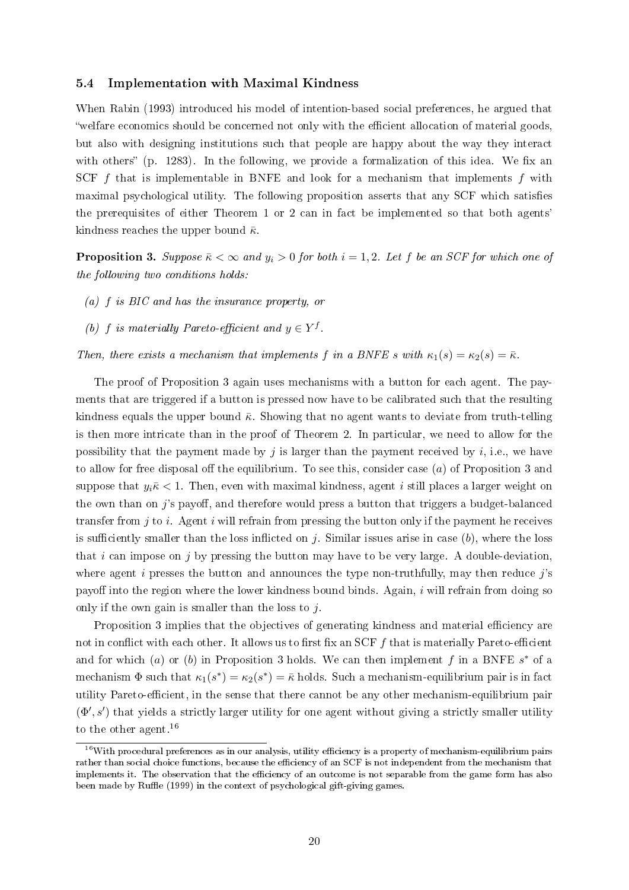### 5.4 Implementation with Maximal Kindness

When Rabin (1993) introduced his model of intention-based social preferences, he argued that "welfare economics should be concerned not only with the efficient allocation of material goods, but also with designing institutions such that people are happy about the way they interact with others" (p. 1283). In the following, we provide a formalization of this idea. We fix an SCF $f$ that is implementable in BNFE and look for a mechanism that implements $f$ with maximal psychological utility. The following proposition asserts that any SCF which satisfies the prerequisites of either Theorem 1 or 2 can in fact be implemented so that both agents' kindness reaches the upper bound $\bar{\kappa}$.

**Proposition 3.** *Suppose $\bar{\kappa} < \infty$ and $y_i > 0$ for both $i = 1, 2$. Let $f$ be an SCF for which one of the following two conditions holds:*

*(a) $f$ is BIC and has the insurance property, or*

*(b) $f$ is materially Pareto-efficient and $y \in Y^f$.*

*Then, there exists a mechanism that implements $f$ in a BNFE $s$ with $\kappa_1(s) = \kappa_2(s) = \bar{\kappa}$.*

The proof of Proposition 3 again uses mechanisms with a button for each agent. The payments that are triggered if a button is pressed now have to be calibrated such that the resulting kindness equals the upper bound $\bar{\kappa}$. Showing that no agent wants to deviate from truth-telling is then more intricate than in the proof of Theorem 2. In particular, we need to allow for the possibility that the payment made by $j$ is larger than the payment received by $i$, i.e., we have to allow for free disposal off the equilibrium. To see this, consider case $(a)$ of Proposition 3 and suppose that $y_i\bar{\kappa} < 1$. Then, even with maximal kindness, agent $i$ still places a larger weight on the own than on $j$'s payoff, and therefore would press a button that triggers a budget-balanced transfer from $j$ to $i$. Agent $i$ will refrain from pressing the button only if the payment he receives is sufficiently smaller than the loss inflicted on $j$. Similar issues arise in case $(b)$, where the loss that $i$ can impose on $j$ by pressing the button may have to be very large. A double-deviation, where agent $i$ presses the button and announces the type non-truthfully, may then reduce $j$'s payoff into the region where the lower kindness bound binds. Again, $i$ will refrain from doing so only if the own gain is smaller than the loss to $j$.

Proposition 3 implies that the objectives of generating kindness and material efficiency are not in conflict with each other. It allows us to first fix an SCF $f$ that is materially Pareto-efficient and for which $(a)$ or $(b)$ in Proposition 3 holds. We can then implement $f$ in a BNFE $s^*$ of a mechanism $\Phi$ such that $\kappa_1(s^*) = \kappa_2(s^*) = \bar{\kappa}$ holds. Such a mechanism-equilibrium pair is in fact utility Pareto-efficient, in the sense that there cannot be any other mechanism-equilibrium pair $(\Phi', s')$ that yields a strictly larger utility for one agent without giving a strictly smaller utility to the other agent.[16]

[16] With procedural preferences as in our analysis, utility efficiency is a property of mechanism-equilibrium pairs rather than social choice functions, because the efficiency of an SCF is not independent from the mechanism that implements it. The observation that the efficiency of an outcome is not separable from the game form has also been made by Ruffle (1999) in the context of psychological gift-giving games.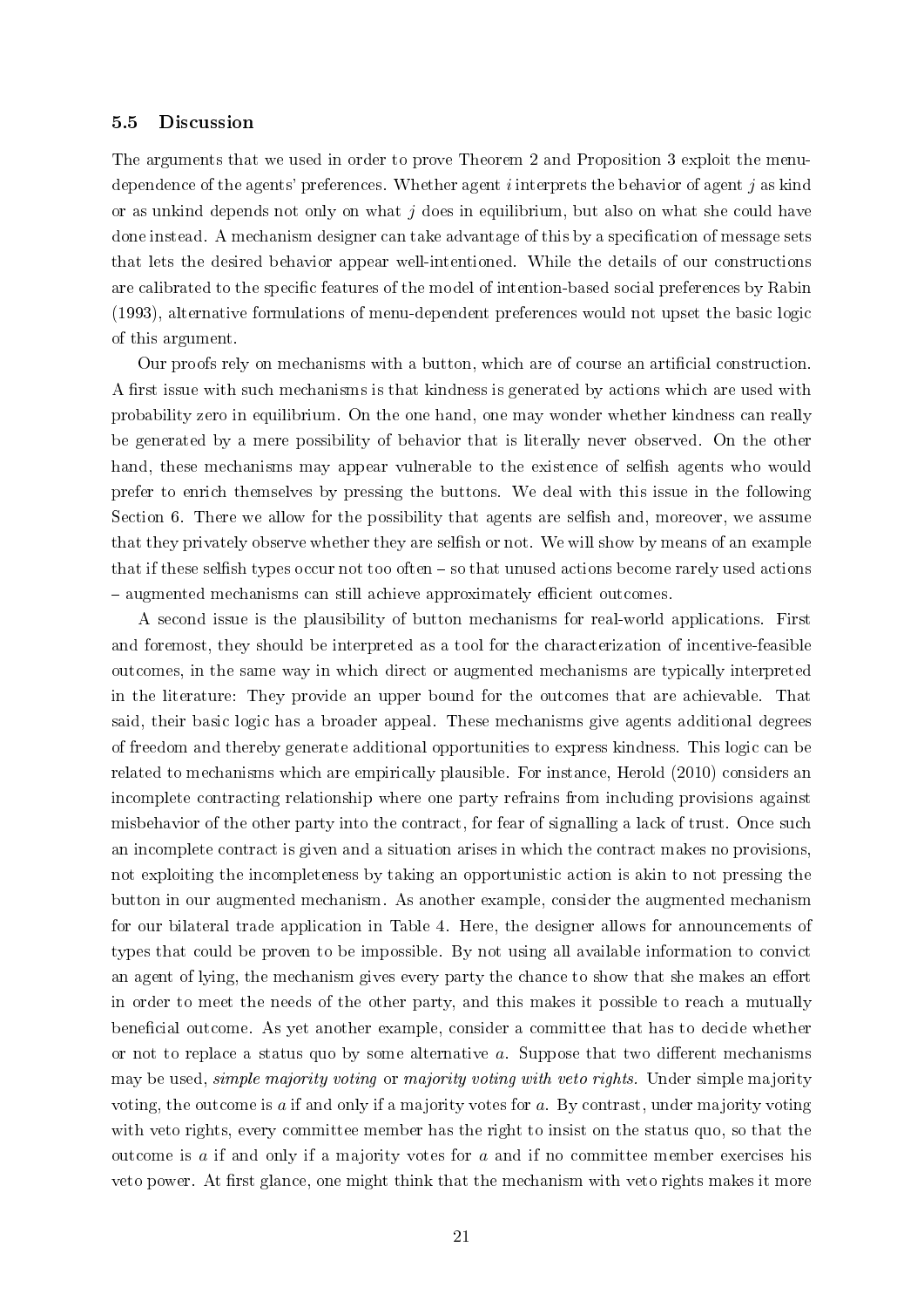### 5.5 Discussion

The arguments that we used in order to prove Theorem 2 and Proposition 3 exploit the menu-dependence of the agents' preferences. Whether agent $i$ interprets the behavior of agent $j$ as kind or as unkind depends not only on what $j$ does in equilibrium, but also on what she could have done instead. A mechanism designer can take advantage of this by a specification of message sets that lets the desired behavior appear well-intentioned. While the details of our constructions are calibrated to the specific features of the model of intention-based social preferences by Rabin (1993), alternative formulations of menu-dependent preferences would not upset the basic logic of this argument.

Our proofs rely on mechanisms with a button, which are of course an artificial construction. A first issue with such mechanisms is that kindness is generated by actions which are used with probability zero in equilibrium. On the one hand, one may wonder whether kindness can really be generated by a mere possibility of behavior that is literally never observed. On the other hand, these mechanisms may appear vulnerable to the existence of selfish agents who would prefer to enrich themselves by pressing the buttons. We deal with this issue in the following Section 6. There we allow for the possibility that agents are selfish and, moreover, we assume that they privately observe whether they are selfish or not. We will show by means of an example that if these selfish types occur not too often – so that unused actions become rarely used actions – augmented mechanisms can still achieve approximately efficient outcomes.

A second issue is the plausibility of button mechanisms for real-world applications. First and foremost, they should be interpreted as a tool for the characterization of incentive-feasible outcomes, in the same way in which direct or augmented mechanisms are typically interpreted in the literature: They provide an upper bound for the outcomes that are achievable. That said, their basic logic has a broader appeal. These mechanisms give agents additional degrees of freedom and thereby generate additional opportunities to express kindness. This logic can be related to mechanisms which are empirically plausible. For instance, Herold (2010) considers an incomplete contracting relationship where one party refrains from including provisions against misbehavior of the other party into the contract, for fear of signalling a lack of trust. Once such an incomplete contract is given and a situation arises in which the contract makes no provisions, not exploiting the incompleteness by taking an opportunistic action is akin to not pressing the button in our augmented mechanism. As another example, consider the augmented mechanism for our bilateral trade application in Table 4. Here, the designer allows for announcements of types that could be proven to be impossible. By not using all available information to convict an agent of lying, the mechanism gives every party the chance to show that she makes an effort in order to meet the needs of the other party, and this makes it possible to reach a mutually beneficial outcome. As yet another example, consider a committee that has to decide whether or not to replace a status quo by some alternative $a$. Suppose that two different mechanisms may be used, *simple majority voting* or *majority voting with veto rights*. Under simple majority voting, the outcome is $a$ if and only if a majority votes for $a$. By contrast, under majority voting with veto rights, every committee member has the right to insist on the status quo, so that the outcome is $a$ if and only if a majority votes for $a$ and if no committee member exercises his veto power. At first glance, one might think that the mechanism with veto rights makes it more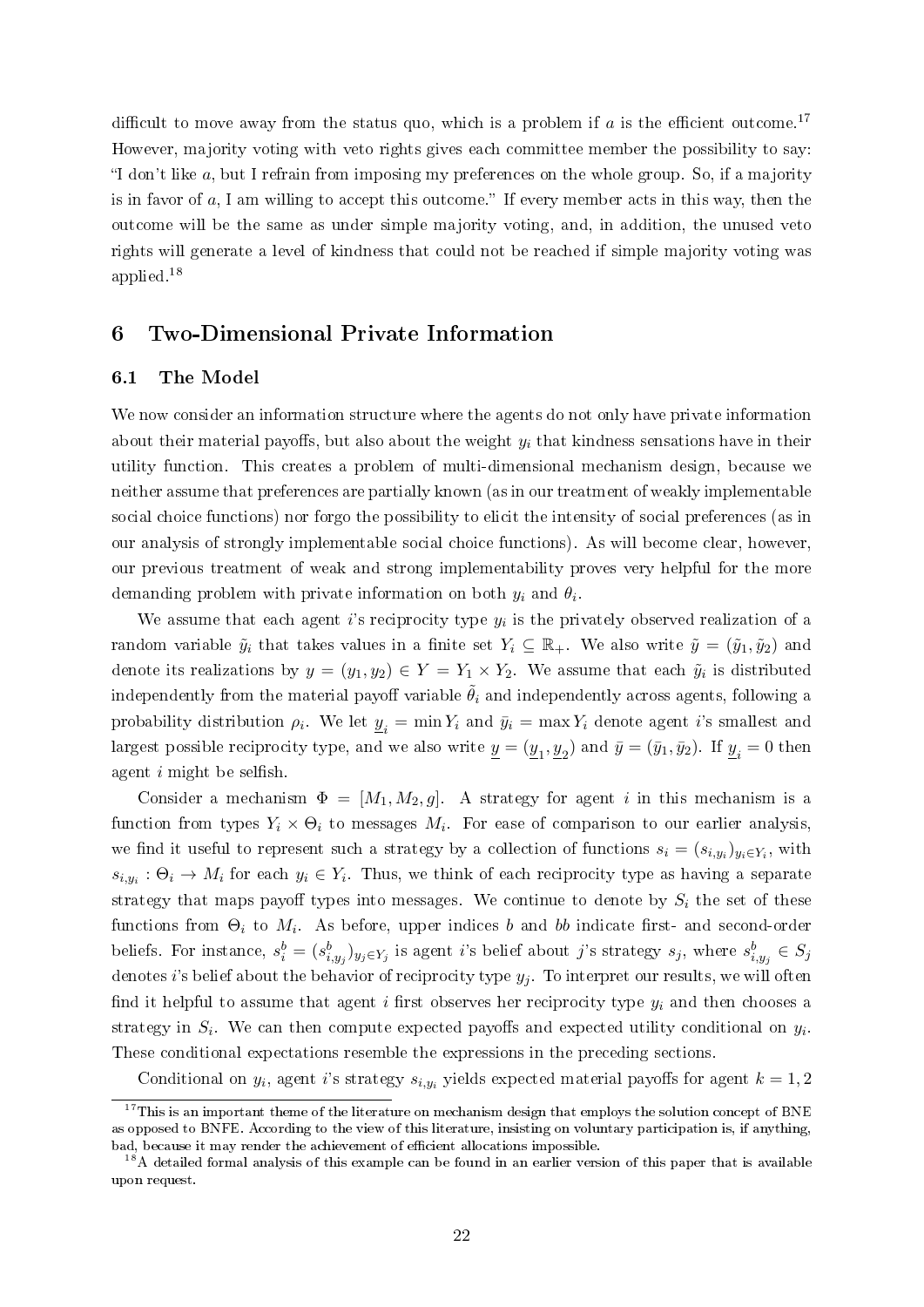difficult to move away from the status quo, which is a problem if $a$ is the efficient outcome.[17] However, majority voting with veto rights gives each committee member the possibility to say: "I don't like $a$, but I refrain from imposing my preferences on the whole group. So, if a majority is in favor of $a$, I am willing to accept this outcome." If every member acts in this way, then the outcome will be the same as under simple majority voting, and, in addition, the unused veto rights will generate a level of kindness that could not be reached if simple majority voting was applied.[18]

# 6 Two-Dimensional Private Information

## 6.1 The Model

We now consider an information structure where the agents do not only have private information about their material payoffs, but also about the weight $y_i$ that kindness sensations have in their utility function. This creates a problem of multi-dimensional mechanism design, because we neither assume that preferences are partially known (as in our treatment of weakly implementable social choice functions) nor forgo the possibility to elicit the intensity of social preferences (as in our analysis of strongly implementable social choice functions). As will become clear, however, our previous treatment of weak and strong implementability proves very helpful for the more demanding problem with private information on both $y_i$ and $\theta_i$.

We assume that each agent $i$'s reciprocity type $y_i$ is the privately observed realization of a random variable $\tilde{y}_i$ that takes values in a finite set $Y_i \subseteq \mathbb{R}_+$. We also write $\tilde{y} = (\tilde{y}_1, \tilde{y}_2)$ and denote its realizations by $y = (y_1, y_2) \in Y = Y_1 \times Y_2$. We assume that each $\tilde{y}_i$ is distributed independently from the material payoff variable $\tilde{\theta}_i$ and independently across agents, following a probability distribution $\rho_i$. We let $\underline{y}_i = \min Y_i$ and $\bar{y}_i = \max Y_i$ denote agent $i$'s smallest and largest possible reciprocity type, and we also write $\underline{y} = (\underline{y}_1, \underline{y}_2)$ and $\bar{y} = (\bar{y}_1, \bar{y}_2)$. If $\underline{y}_i = 0$ then agent $i$ might be selfish.

Consider a mechanism $\Phi = [M_1, M_2, g]$. A strategy for agent $i$ in this mechanism is a function from types $Y_i \times \Theta_i$ to messages $M_i$. For ease of comparison to our earlier analysis, we find it useful to represent such a strategy by a collection of functions $s_i = (s_{i,y_i})_{y_i \in Y_i}$, with $s_{i,y_i} : \Theta_i \to M_i$ for each $y_i \in Y_i$. Thus, we think of each reciprocity type as having a separate strategy that maps payoff types into messages. We continue to denote by $S_i$ the set of these functions from $\Theta_i$ to $M_i$. As before, upper indices $b$ and $bb$ indicate first- and second-order beliefs. For instance, $s_i^b = (s_{i,y_j}^b)_{y_j \in Y_j}$ is agent $i$'s belief about $j$'s strategy $s_j$, where $s_{i,y_j}^b \in S_j$ denotes $i$'s belief about the behavior of reciprocity type $y_j$. To interpret our results, we will often find it helpful to assume that agent $i$ first observes her reciprocity type $y_i$ and then chooses a strategy in $S_i$. We can then compute expected payoffs and expected utility conditional on $y_i$. These conditional expectations resemble the expressions in the preceding sections.

Conditional on $y_i$, agent $i$'s strategy $s_{i,y_i}$ yields expected material payoffs for agent $k = 1, 2$

[17] This is an important theme of the literature on mechanism design that employs the solution concept of BNE as opposed to BNFE. According to the view of this literature, insisting on voluntary participation is, if anything, bad, because it may render the achievement of efficient allocations impossible.

[18] A detailed formal analysis of this example can be found in an earlier version of this paper that is available upon request.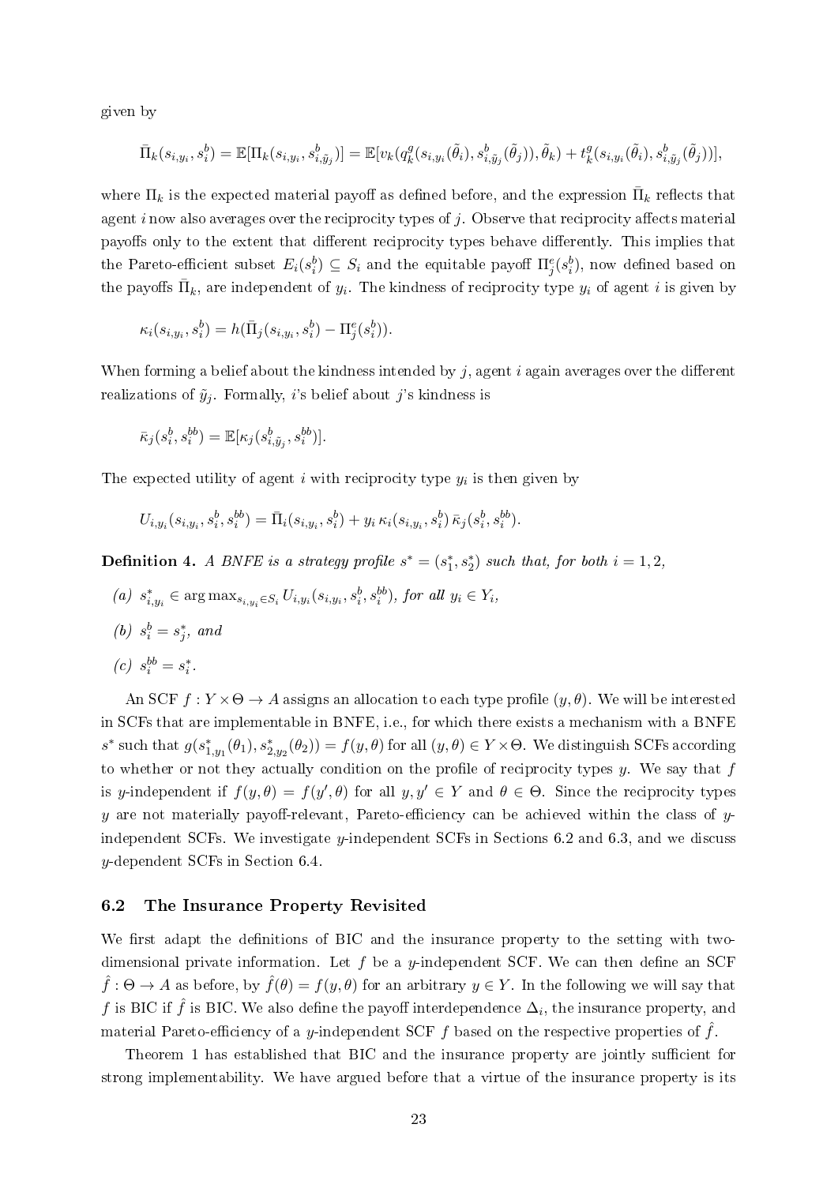given by

$$\bar{\Pi}_k(s_{i,y_i}, s_i^b) = \mathbb{E}[\Pi_k(s_{i,y_i}, s_{i,\tilde{y}_j}^b)] = \mathbb{E}[v_k(q_k^g(s_{i,y_i}(\tilde{\theta}_i), s_{i,\tilde{y}_j}^b(\tilde{\theta}_j)), \tilde{\theta}_k) + t_k^g(s_{i,y_i}(\tilde{\theta}_i), s_{i,\tilde{y}_j}^b(\tilde{\theta}_j))],$$

where $\Pi_k$ is the expected material payoff as defined before, and the expression $\bar{\Pi}_k$ reflects that agent $i$ now also averages over the reciprocity types of $j$. Observe that reciprocity affects material payoffs only to the extent that different reciprocity types behave differently. This implies that the Pareto-efficient subset $E_i(s_i^b) \subseteq S_i$ and the equitable payoff $\Pi_j^e(s_i^b)$, now defined based on the payoffs $\bar{\Pi}_k$, are independent of $y_i$. The kindness of reciprocity type $y_i$ of agent $i$ is given by

$$\kappa_i(s_{i,y_i}, s_i^b) = h(\bar{\Pi}_j(s_{i,y_i}, s_i^b) - \Pi_j^e(s_i^b)).$$

When forming a belief about the kindness intended by $j$, agent $i$ again averages over the different realizations of $\tilde{y}_j$. Formally, $i$'s belief about $j$'s kindness is

$$\bar{\kappa}_j(s_i^b, s_i^{bb}) = \mathbb{E}[\kappa_j(s_{i,\tilde{y}_j}^b, s_i^{bb})].$$

The expected utility of agent $i$ with reciprocity type $y_i$ is then given by

$$U_{i,y_i}(s_{i,y_i}, s_i^b, s_i^{bb}) = \bar{\Pi}_i(s_{i,y_i}, s_i^b) + y_i\, \kappa_i(s_{i,y_i}, s_i^b)\, \bar{\kappa}_j(s_i^b, s_i^{bb}).$$

**Definition 4.** *A BNFE is a strategy profile $s^* = (s_1^*, s_2^*)$ such that, for both $i = 1, 2$,*

*(a) $s_{i,y_i}^* \in \arg\max_{s_{i,y_i} \in S_i} U_{i,y_i}(s_{i,y_i}, s_i^b, s_i^{bb})$, for all $y_i \in Y_i$,*

*(b) $s_i^b = s_j^*$, and*

*(c) $s_i^{bb} = s_i^*$.*

An SCF $f : Y \times \Theta \to A$ assigns an allocation to each type profile $(y, \theta)$. We will be interested in SCFs that are implementable in BNFE, i.e., for which there exists a mechanism with a BNFE $s^*$ such that $g(s_{1,y_1}^*(\theta_1), s_{2,y_2}^*(\theta_2)) = f(y, \theta)$ for all $(y, \theta) \in Y \times \Theta$. We distinguish SCFs according to whether or not they actually condition on the profile of reciprocity types $y$. We say that $f$ is $y$-independent if $f(y, \theta) = f(y', \theta)$ for all $y, y' \in Y$ and $\theta \in \Theta$. Since the reciprocity types $y$ are not materially payoff-relevant, Pareto-efficiency can be achieved within the class of $y$-independent SCFs. We investigate $y$-independent SCFs in Sections 6.2 and 6.3, and we discuss $y$-dependent SCFs in Section 6.4.

### 6.2 The Insurance Property Revisited

We first adapt the definitions of BIC and the insurance property to the setting with two-dimensional private information. Let $f$ be a $y$-independent SCF. We can then define an SCF $\hat{f} : \Theta \to A$ as before, by $\hat{f}(\theta) = f(y, \theta)$ for an arbitrary $y \in Y$. In the following we will say that $f$ is BIC if $\hat{f}$ is BIC. We also define the payoff interdependence $\Delta_i$, the insurance property, and material Pareto-efficiency of a $y$-independent SCF $f$ based on the respective properties of $\hat{f}$.

Theorem 1 has established that BIC and the insurance property are jointly sufficient for strong implementability. We have argued before that a virtue of the insurance property is its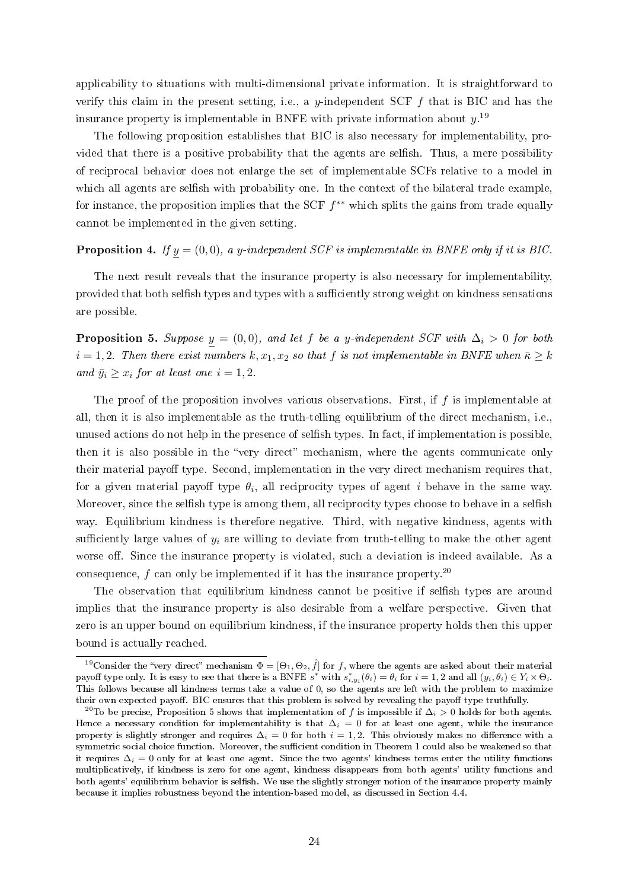applicability to situations with multi-dimensional private information. It is straightforward to verify this claim in the present setting, i.e., a $y$-independent SCF $f$ that is BIC and has the insurance property is implementable in BNFE with private information about $y$.[19]

The following proposition establishes that BIC is also necessary for implementability, provided that there is a positive probability that the agents are selfish. Thus, a mere possibility of reciprocal behavior does not enlarge the set of implementable SCFs relative to a model in which all agents are selfish with probability one. In the context of the bilateral trade example, for instance, the proposition implies that the SCF $f^{**}$ which splits the gains from trade equally cannot be implemented in the given setting.

**Proposition 4.** *If $\underline{y} = (0, 0)$, a $y$-independent SCF is implementable in BNFE only if it is BIC.*

The next result reveals that the insurance property is also necessary for implementability, provided that both selfish types and types with a sufficiently strong weight on kindness sensations are possible.

**Proposition 5.** *Suppose $\underline{y} = (0, 0)$, and let $f$ be a $y$-independent SCF with $\Delta_i > 0$ for both $i = 1, 2$. Then there exist numbers $k, x_1, x_2$ so that $f$ is not implementable in BNFE when $\bar{\kappa} \geq k$ and $\bar{y}_i \geq x_i$ for at least one $i = 1, 2$.*

The proof of the proposition involves various observations. First, if $f$ is implementable at all, then it is also implementable as the truth-telling equilibrium of the direct mechanism, i.e., unused actions do not help in the presence of selfish types. In fact, if implementation is possible, then it is also possible in the "very direct" mechanism, where the agents communicate only their material payoff type. Second, implementation in the very direct mechanism requires that, for a given material payoff type $\theta_i$, all reciprocity types of agent $i$ behave in the same way. Moreover, since the selfish type is among them, all reciprocity types choose to behave in a selfish way. Equilibrium kindness is therefore negative. Third, with negative kindness, agents with sufficiently large values of $y_i$ are willing to deviate from truth-telling to make the other agent worse off. Since the insurance property is violated, such a deviation is indeed available. As a consequence, $f$ can only be implemented if it has the insurance property.[20]

The observation that equilibrium kindness cannot be positive if selfish types are around implies that the insurance property is also desirable from a welfare perspective. Given that zero is an upper bound on equilibrium kindness, if the insurance property holds then this upper bound is actually reached.

[19] Consider the "very direct" mechanism $\Phi = [\Theta_1, \Theta_2, \hat{f}]$ for $f$, where the agents are asked about their material payoff type only. It is easy to see that there is a BNFE $s^*$ with $s^*_{i,y_i}(\theta_i) = \theta_i$ for $i = 1, 2$ and all $(y_i, \theta_i) \in Y_i \times \Theta_i$. This follows because all kindness terms take a value of 0, so the agents are left with the problem to maximize their own expected payoff. BIC ensures that this problem is solved by revealing the payoff type truthfully.

[20] To be precise, Proposition 5 shows that implementation of $f$ is impossible if $\Delta_i > 0$ holds for both agents. Hence a necessary condition for implementability is that $\Delta_i = 0$ for at least one agent, while the insurance property is slightly stronger and requires $\Delta_i = 0$ for both $i = 1, 2$. This obviously makes no difference with a symmetric social choice function. Moreover, the sufficient condition in Theorem 1 could also be weakened so that it requires $\Delta_i = 0$ only for at least one agent. Since the two agents' kindness terms enter the utility functions multiplicatively, if kindness is zero for one agent, kindness disappears from both agents' utility functions and both agents' equilibrium behavior is selfish. We use the slightly stronger notion of the insurance property mainly because it implies robustness beyond the intention-based model, as discussed in Section 4.4.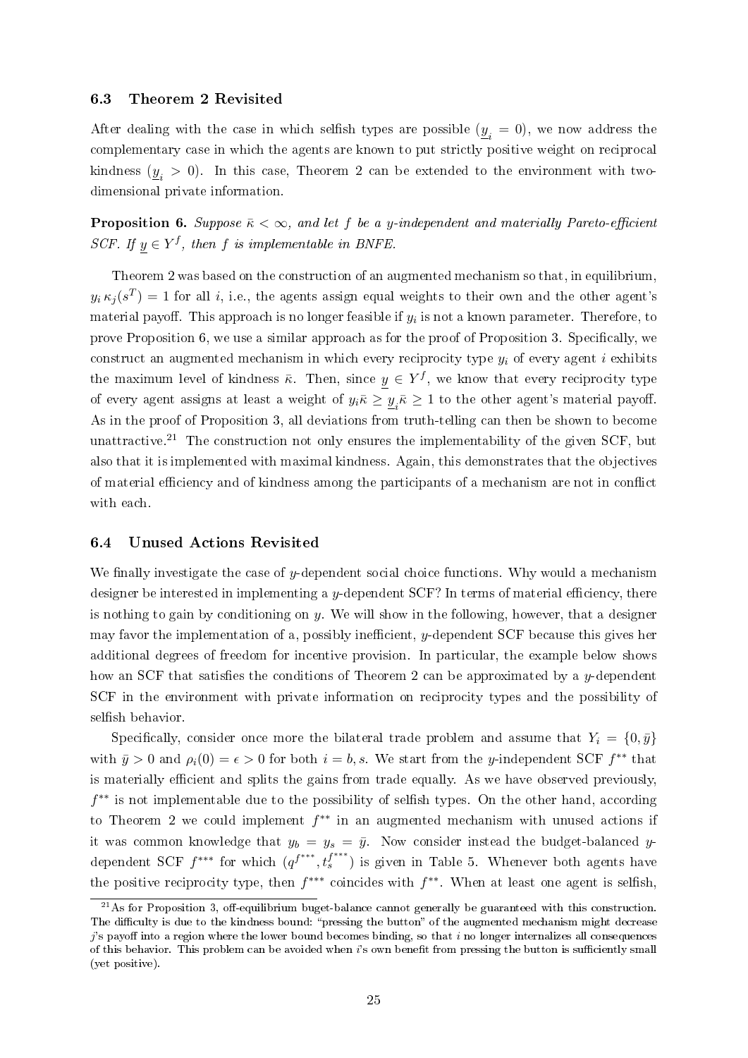### 6.3 Theorem 2 Revisited

After dealing with the case in which selfish types are possible ($\underline{y}_i = 0$), we now address the complementary case in which the agents are known to put strictly positive weight on reciprocal kindness ($\underline{y}_i > 0$). In this case, Theorem 2 can be extended to the environment with two-dimensional private information.

**Proposition 6.** *Suppose $\bar{\kappa} < \infty$, and let $f$ be a $y$-independent and materially Pareto-efficient SCF. If $\underline{y} \in Y^f$, then $f$ is implementable in BNFE.*

Theorem 2 was based on the construction of an augmented mechanism so that, in equilibrium, $y_i \kappa_j(s^T) = 1$ for all $i$, i.e., the agents assign equal weights to their own and the other agent's material payoff. This approach is no longer feasible if $y_i$ is not a known parameter. Therefore, to prove Proposition 6, we use a similar approach as for the proof of Proposition 3. Specifically, we construct an augmented mechanism in which every reciprocity type $y_i$ of every agent $i$ exhibits the maximum level of kindness $\bar{\kappa}$. Then, since $\underline{y} \in Y^f$, we know that every reciprocity type of every agent assigns at least a weight of $y_i \bar{\kappa} \geq \underline{y}_i \bar{\kappa} \geq 1$ to the other agent's material payoff. As in the proof of Proposition 3, all deviations from truth-telling can then be shown to become unattractive.[21] The construction not only ensures the implementability of the given SCF, but also that it is implemented with maximal kindness. Again, this demonstrates that the objectives of material efficiency and of kindness among the participants of a mechanism are not in conflict with each.

### 6.4 Unused Actions Revisited

We finally investigate the case of $y$-dependent social choice functions. Why would a mechanism designer be interested in implementing a $y$-dependent SCF? In terms of material efficiency, there is nothing to gain by conditioning on $y$. We will show in the following, however, that a designer may favor the implementation of a, possibly inefficient, $y$-dependent SCF because this gives her additional degrees of freedom for incentive provision. In particular, the example below shows how an SCF that satisfies the conditions of Theorem 2 can be approximated by a $y$-dependent SCF in the environment with private information on reciprocity types and the possibility of selfish behavior.

Specifically, consider once more the bilateral trade problem and assume that $Y_i = \{0, \bar{y}\}$ with $\bar{y} > 0$ and $\rho_i(0) = \epsilon > 0$ for both $i = b, s$. We start from the $y$-independent SCF $f^{**}$ that is materially efficient and splits the gains from trade equally. As we have observed previously, $f^{**}$ is not implementable due to the possibility of selfish types. On the other hand, according to Theorem 2 we could implement $f^{**}$ in an augmented mechanism with unused actions if it was common knowledge that $y_b = y_s = \bar{y}$. Now consider instead the budget-balanced $y$-dependent SCF $f^{***}$ for which $(q^{f^{***}}, t_s^{f^{***}})$ is given in Table 5. Whenever both agents have the positive reciprocity type, then $f^{***}$ coincides with $f^{**}$. When at least one agent is selfish,

[21] As for Proposition 3, off-equilibrium buget-balance cannot generally be guaranteed with this construction. The difficulty is due to the kindness bound: "pressing the button" of the augmented mechanism might decrease $j$'s payoff into a region where the lower bound becomes binding, so that $i$ no longer internalizes all consequences of this behavior. This problem can be avoided when $i$'s own benefit from pressing the button is sufficiently small (yet positive).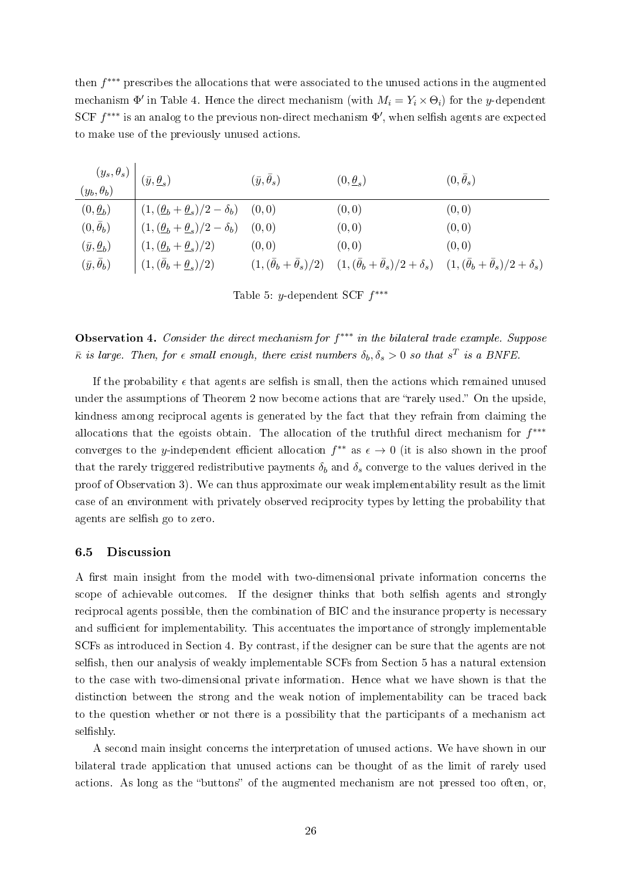then $f^{***}$ prescribes the allocations that were associated to the unused actions in the augmented mechanism $\Phi'$ in Table 4. Hence the direct mechanism (with $M_i = Y_i \times \Theta_i$) for the $y$-dependent SCF $f^{***}$ is an analog to the previous non-direct mechanism $\Phi'$, when selfish agents are expected to make use of the previously unused actions.

| $(y_s, \theta_s)$ / $(y_b, \theta_b)$ | $(\bar{y}, \underline{\theta}_s)$ | $(\bar{y}, \bar{\theta}_s)$ | $(0, \underline{\theta}_s)$ | $(0, \bar{\theta}_s)$ |
|---|---|---|---|---|
| $(0, \underline{\theta}_b)$ | $(1, (\underline{\theta}_b + \underline{\theta}_s)/2 - \delta_b)$ | $(0, 0)$ | $(0, 0)$ | $(0, 0)$ |
| $(0, \bar{\theta}_b)$ | $(1, (\underline{\theta}_b + \underline{\theta}_s)/2 - \delta_b)$ | $(0, 0)$ | $(0, 0)$ | $(0, 0)$ |
| $(\bar{y}, \underline{\theta}_b)$ | $(1, (\underline{\theta}_b + \underline{\theta}_s)/2)$ | $(0, 0)$ | $(0, 0)$ | $(0, 0)$ |
| $(\bar{y}, \bar{\theta}_b)$ | $(1, (\bar{\theta}_b + \underline{\theta}_s)/2)$ | $(1, (\bar{\theta}_b + \bar{\theta}_s)/2)$ | $(1, (\bar{\theta}_b + \bar{\theta}_s)/2 + \delta_s)$ | $(1, (\bar{\theta}_b + \bar{\theta}_s)/2 + \delta_s)$ |

Table 5: $y$-dependent SCF $f^{***}$

**Observation 4.** *Consider the direct mechanism for $f^{***}$ in the bilateral trade example. Suppose $\bar{\kappa}$ is large. Then, for $\epsilon$ small enough, there exist numbers $\delta_b, \delta_s > 0$ so that $s^T$ is a BNFE.*

If the probability $\epsilon$ that agents are selfish is small, then the actions which remained unused under the assumptions of Theorem 2 now become actions that are "rarely used." On the upside, kindness among reciprocal agents is generated by the fact that they refrain from claiming the allocations that the egoists obtain. The allocation of the truthful direct mechanism for $f^{***}$ converges to the $y$-independent efficient allocation $f^{**}$ as $\epsilon \to 0$ (it is also shown in the proof that the rarely triggered redistributive payments $\delta_b$ and $\delta_s$ converge to the values derived in the proof of Observation 3). We can thus approximate our weak implementability result as the limit case of an environment with privately observed reciprocity types by letting the probability that agents are selfish go to zero.

### 6.5 Discussion

A first main insight from the model with two-dimensional private information concerns the scope of achievable outcomes. If the designer thinks that both selfish agents and strongly reciprocal agents possible, then the combination of BIC and the insurance property is necessary and sufficient for implementability. This accentuates the importance of strongly implementable SCFs as introduced in Section 4. By contrast, if the designer can be sure that the agents are not selfish, then our analysis of weakly implementable SCFs from Section 5 has a natural extension to the case with two-dimensional private information. Hence what we have shown is that the distinction between the strong and the weak notion of implementability can be traced back to the question whether or not there is a possibility that the participants of a mechanism act selfishly.

A second main insight concerns the interpretation of unused actions. We have shown in our bilateral trade application that unused actions can be thought of as the limit of rarely used actions. As long as the "buttons" of the augmented mechanism are not pressed too often, or,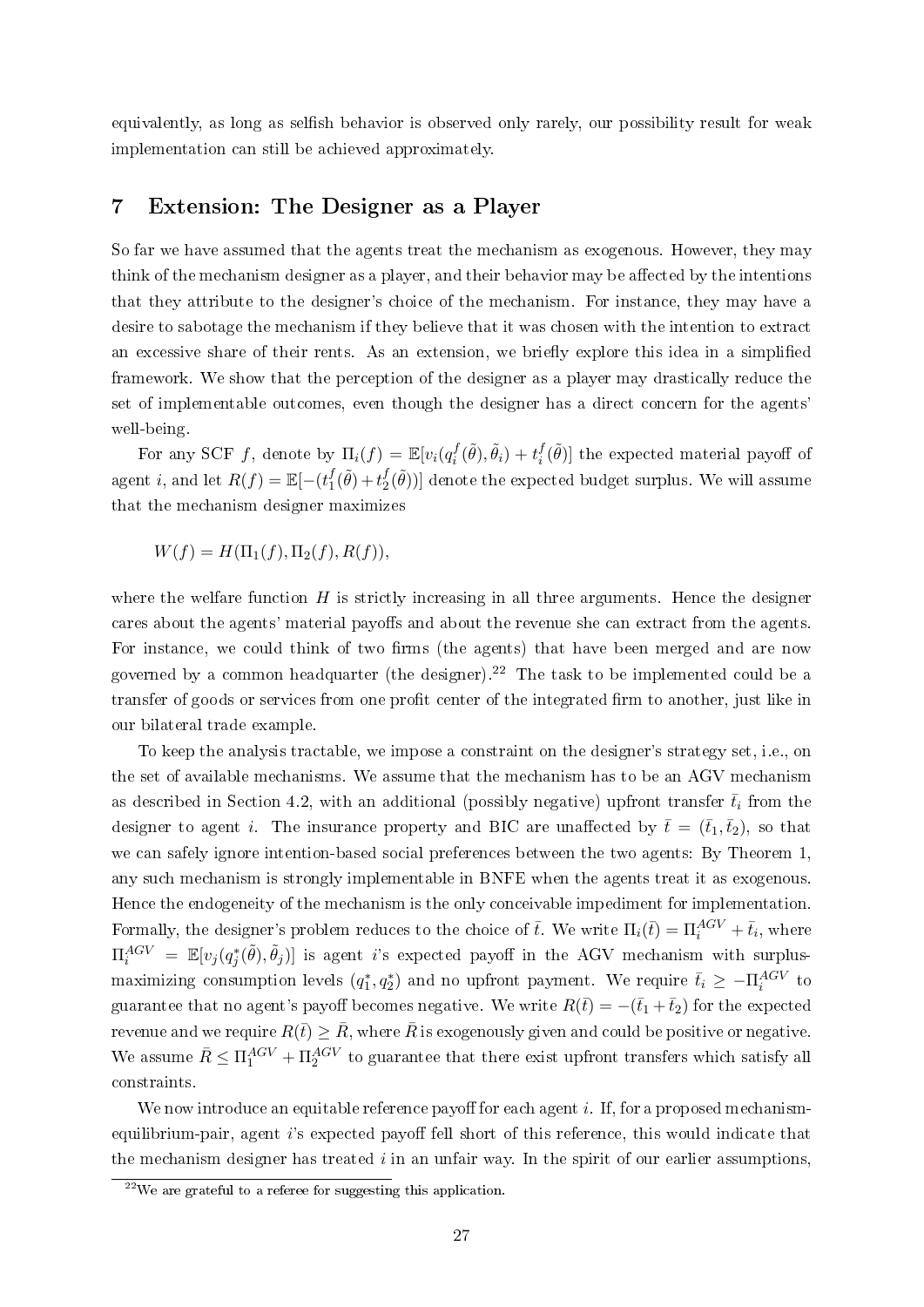equivalently, as long as selfish behavior is observed only rarely, our possibility result for weak implementation can still be achieved approximately.

# 7 Extension: The Designer as a Player

So far we have assumed that the agents treat the mechanism as exogenous. However, they may think of the mechanism designer as a player, and their behavior may be affected by the intentions that they attribute to the designer's choice of the mechanism. For instance, they may have a desire to sabotage the mechanism if they believe that it was chosen with the intention to extract an excessive share of their rents. As an extension, we briefly explore this idea in a simplified framework. We show that the perception of the designer as a player may drastically reduce the set of implementable outcomes, even though the designer has a direct concern for the agents' well-being.

For any SCF $f$, denote by $\Pi_i(f) = \mathbb{E}[v_i(q_i^f(\tilde{\theta}), \tilde{\theta}_i) + t_i^f(\tilde{\theta})]$ the expected material payoff of agent $i$, and let $R(f) = \mathbb{E}[-(t_1^f(\tilde{\theta}) + t_2^f(\tilde{\theta}))]$ denote the expected budget surplus. We will assume that the mechanism designer maximizes

$$W(f) = H(\Pi_1(f), \Pi_2(f), R(f)),$$

where the welfare function $H$ is strictly increasing in all three arguments. Hence the designer cares about the agents' material payoffs and about the revenue she can extract from the agents. For instance, we could think of two firms (the agents) that have been merged and are now governed by a common headquarter (the designer).[22] The task to be implemented could be a transfer of goods or services from one profit center of the integrated firm to another, just like in our bilateral trade example.

To keep the analysis tractable, we impose a constraint on the designer's strategy set, i.e., on the set of available mechanisms. We assume that the mechanism has to be an AGV mechanism as described in Section 4.2, with an additional (possibly negative) upfront transfer $\bar{t}_i$ from the designer to agent $i$. The insurance property and BIC are unaffected by $\bar{t} = (\bar{t}_1, \bar{t}_2)$, so that we can safely ignore intention-based social preferences between the two agents: By Theorem 1, any such mechanism is strongly implementable in BNFE when the agents treat it as exogenous. Hence the endogeneity of the mechanism is the only conceivable impediment for implementation. Formally, the designer's problem reduces to the choice of $\bar{t}$. We write $\Pi_i(\bar{t}) = \Pi_i^{AGV} + \bar{t}_i$, where $\Pi_i^{AGV} = \mathbb{E}[v_j(q_j^*(\tilde{\theta}), \tilde{\theta}_j)]$ is agent $i$'s expected payoff in the AGV mechanism with surplus-maximizing consumption levels $(q_1^*, q_2^*)$ and no upfront payment. We require $\bar{t}_i \geq -\Pi_i^{AGV}$ to guarantee that no agent's payoff becomes negative. We write $R(\bar{t}) = -(\bar{t}_1 + \bar{t}_2)$ for the expected revenue and we require $R(\bar{t}) \geq \bar{R}$, where $\bar{R}$ is exogenously given and could be positive or negative. We assume $\bar{R} \leq \Pi_1^{AGV} + \Pi_2^{AGV}$ to guarantee that there exist upfront transfers which satisfy all constraints.

We now introduce an equitable reference payoff for each agent $i$. If, for a proposed mechanism-equilibrium-pair, agent $i$'s expected payoff fell short of this reference, this would indicate that the mechanism designer has treated $i$ in an unfair way. In the spirit of our earlier assumptions,

[22] We are grateful to a referee for suggesting this application.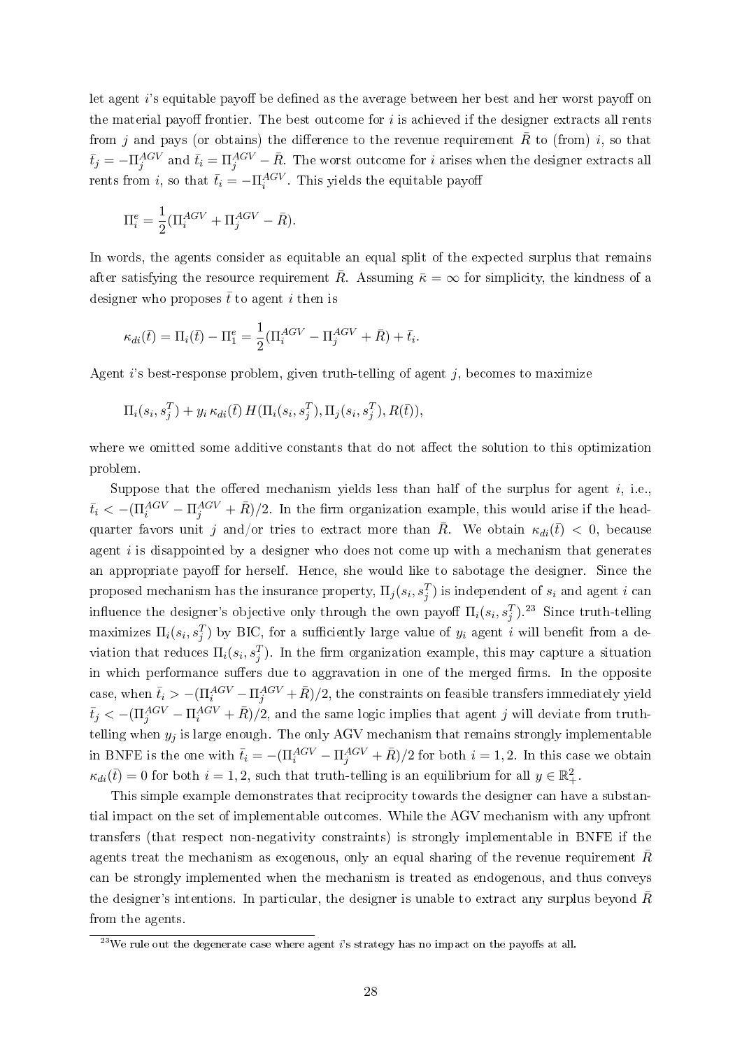let agent $i$'s equitable payoff be defined as the average between her best and her worst payoff on the material payoff frontier. The best outcome for $i$ is achieved if the designer extracts all rents from $j$ and pays (or obtains) the difference to the revenue requirement $\bar{R}$ to (from) $i$, so that $\bar{t}_j = -\Pi_j^{AGV}$ and $\bar{t}_i = \Pi_j^{AGV} - \bar{R}$. The worst outcome for $i$ arises when the designer extracts all rents from $i$, so that $\bar{t}_i = -\Pi_i^{AGV}$. This yields the equitable payoff

$$\Pi_i^e = \frac{1}{2}(\Pi_i^{AGV} + \Pi_j^{AGV} - \bar{R}).$$

In words, the agents consider as equitable an equal split of the expected surplus that remains after satisfying the resource requirement $\bar{R}$. Assuming $\bar{\kappa} = \infty$ for simplicity, the kindness of a designer who proposes $\bar{t}$ to agent $i$ then is

$$\kappa_{di}(\bar{t}) = \Pi_i(\bar{t}) - \Pi_1^e = \frac{1}{2}(\Pi_i^{AGV} - \Pi_j^{AGV} + \bar{R}) + \bar{t}_i.$$

Agent $i$'s best-response problem, given truth-telling of agent $j$, becomes to maximize

$$\Pi_i(s_i, s_j^T) + y_i \, \kappa_{di}(\bar{t}) \, H(\Pi_i(s_i, s_j^T), \Pi_j(s_i, s_j^T), R(\bar{t})),$$

where we omitted some additive constants that do not affect the solution to this optimization problem.

Suppose that the offered mechanism yields less than half of the surplus for agent $i$, i.e., $\bar{t}_i < -(\Pi_i^{AGV} - \Pi_j^{AGV} + \bar{R})/2$. In the firm organization example, this would arise if the headquarter favors unit $j$ and/or tries to extract more than $\bar{R}$. We obtain $\kappa_{di}(\bar{t}) < 0$, because agent $i$ is disappointed by a designer who does not come up with a mechanism that generates an appropriate payoff for herself. Hence, she would like to sabotage the designer. Since the proposed mechanism has the insurance property, $\Pi_j(s_i, s_j^T)$ is independent of $s_i$ and agent $i$ can influence the designer's objective only through the own payoff $\Pi_i(s_i, s_j^T)$.[23] Since truth-telling maximizes $\Pi_i(s_i, s_j^T)$ by BIC, for a sufficiently large value of $y_i$ agent $i$ will benefit from a deviation that reduces $\Pi_i(s_i, s_j^T)$. In the firm organization example, this may capture a situation in which performance suffers due to aggravation in one of the merged firms. In the opposite case, when $\bar{t}_i > -(\Pi_i^{AGV} - \Pi_j^{AGV} + \bar{R})/2$, the constraints on feasible transfers immediately yield $\bar{t}_j < -(\Pi_j^{AGV} - \Pi_i^{AGV} + \bar{R})/2$, and the same logic implies that agent $j$ will deviate from truth-telling when $y_j$ is large enough. The only AGV mechanism that remains strongly implementable in BNFE is the one with $\bar{t}_i = -(\Pi_i^{AGV} - \Pi_j^{AGV} + \bar{R})/2$ for both $i = 1, 2$. In this case we obtain $\kappa_{di}(\bar{t}) = 0$ for both $i = 1, 2$, such that truth-telling is an equilibrium for all $y \in \mathbb{R}_+^2$.

This simple example demonstrates that reciprocity towards the designer can have a substantial impact on the set of implementable outcomes. While the AGV mechanism with any upfront transfers (that respect non-negativity constraints) is strongly implementable in BNFE if the agents treat the mechanism as exogenous, only an equal sharing of the revenue requirement $\bar{R}$ can be strongly implemented when the mechanism is treated as endogenous, and thus conveys the designer's intentions. In particular, the designer is unable to extract any surplus beyond $\bar{R}$ from the agents.

[23] We rule out the degenerate case where agent $i$'s strategy has no impact on the payoffs at all.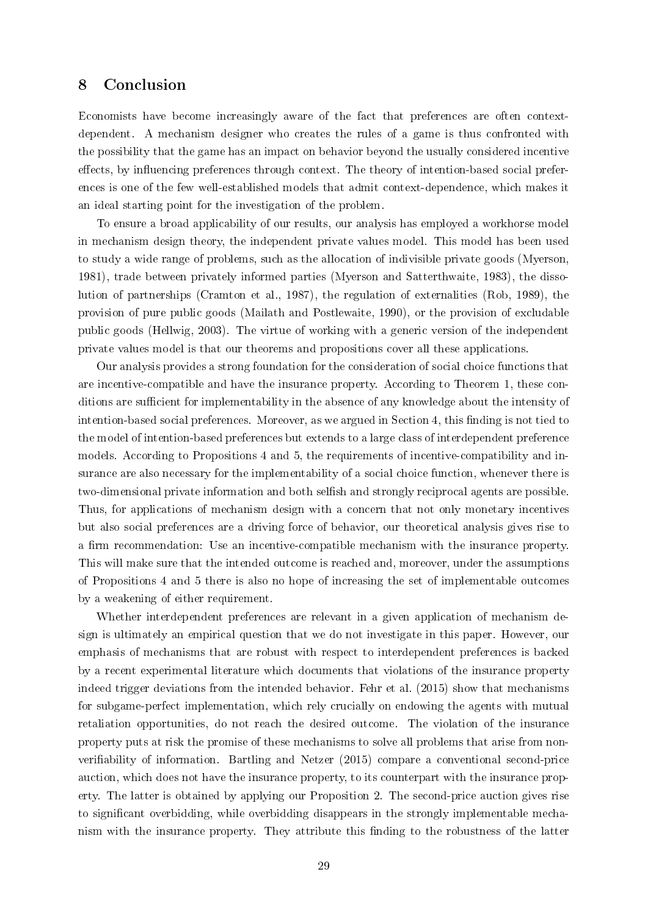## 8 Conclusion

Economists have become increasingly aware of the fact that preferences are often context-dependent. A mechanism designer who creates the rules of a game is thus confronted with the possibility that the game has an impact on behavior beyond the usually considered incentive effects, by influencing preferences through context. The theory of intention-based social preferences is one of the few well-established models that admit context-dependence, which makes it an ideal starting point for the investigation of the problem.

To ensure a broad applicability of our results, our analysis has employed a workhorse model in mechanism design theory, the independent private values model. This model has been used to study a wide range of problems, such as the allocation of indivisible private goods (Myerson, 1981), trade between privately informed parties (Myerson and Satterthwaite, 1983), the dissolution of partnerships (Cramton et al., 1987), the regulation of externalities (Rob, 1989), the provision of pure public goods (Mailath and Postlewaite, 1990), or the provision of excludable public goods (Hellwig, 2003). The virtue of working with a generic version of the independent private values model is that our theorems and propositions cover all these applications.

Our analysis provides a strong foundation for the consideration of social choice functions that are incentive-compatible and have the insurance property. According to Theorem 1, these conditions are sufficient for implementability in the absence of any knowledge about the intensity of intention-based social preferences. Moreover, as we argued in Section 4, this finding is not tied to the model of intention-based preferences but extends to a large class of interdependent preference models. According to Propositions 4 and 5, the requirements of incentive-compatibility and insurance are also necessary for the implementability of a social choice function, whenever there is two-dimensional private information and both selfish and strongly reciprocal agents are possible. Thus, for applications of mechanism design with a concern that not only monetary incentives but also social preferences are a driving force of behavior, our theoretical analysis gives rise to a firm recommendation: Use an incentive-compatible mechanism with the insurance property. This will make sure that the intended outcome is reached and, moreover, under the assumptions of Propositions 4 and 5 there is also no hope of increasing the set of implementable outcomes by a weakening of either requirement.

Whether interdependent preferences are relevant in a given application of mechanism design is ultimately an empirical question that we do not investigate in this paper. However, our emphasis of mechanisms that are robust with respect to interdependent preferences is backed by a recent experimental literature which documents that violations of the insurance property indeed trigger deviations from the intended behavior. Fehr et al. (2015) show that mechanisms for subgame-perfect implementation, which rely crucially on endowing the agents with mutual retaliation opportunities, do not reach the desired outcome. The violation of the insurance property puts at risk the promise of these mechanisms to solve all problems that arise from non-verifiability of information. Bartling and Netzer (2015) compare a conventional second-price auction, which does not have the insurance property, to its counterpart with the insurance property. The latter is obtained by applying our Proposition 2. The second-price auction gives rise to significant overbidding, while overbidding disappears in the strongly implementable mechanism with the insurance property. They attribute this finding to the robustness of the latter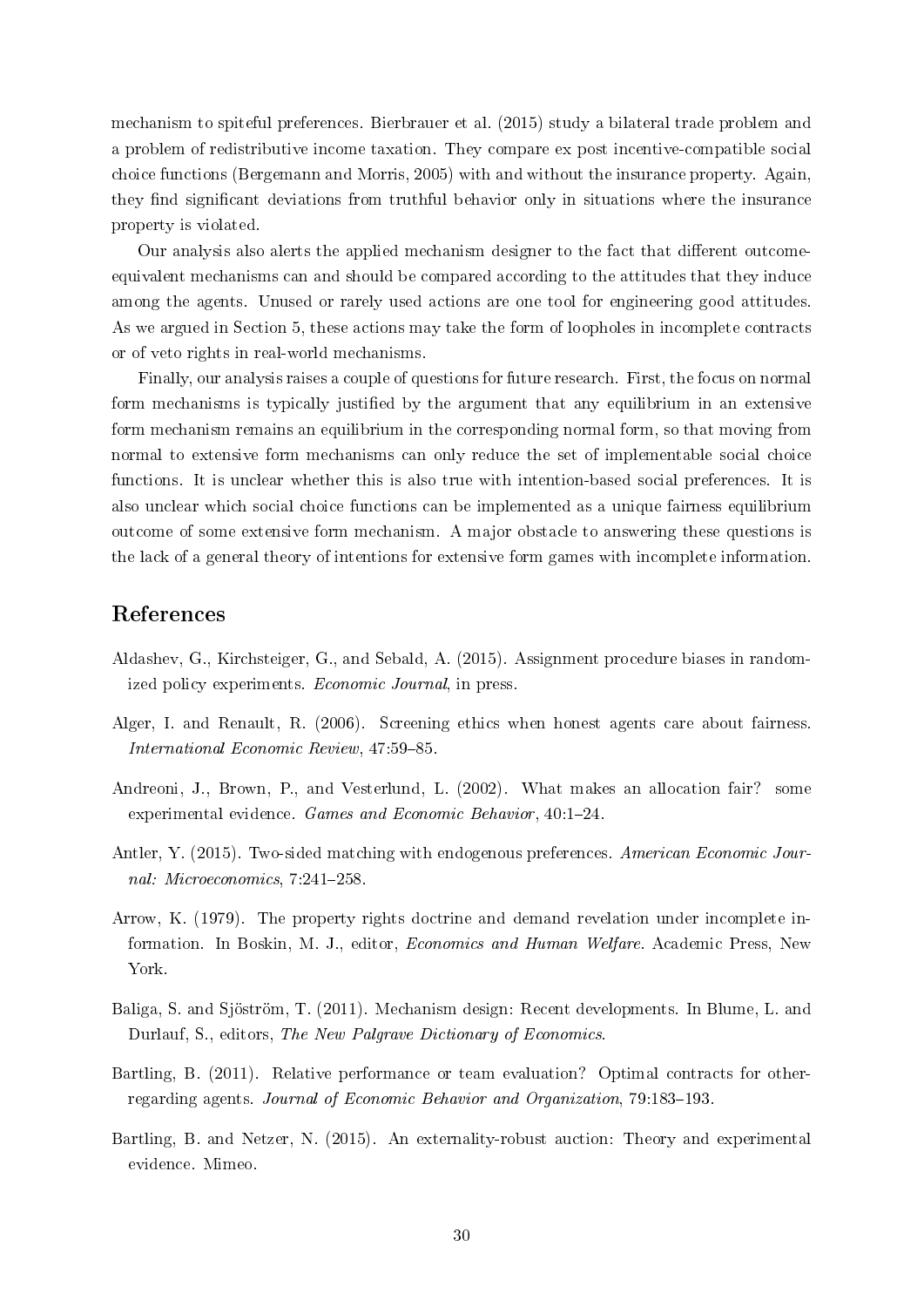mechanism to spiteful preferences. Bierbrauer et al. (2015) study a bilateral trade problem and a problem of redistributive income taxation. They compare ex post incentive-compatible social choice functions (Bergemann and Morris, 2005) with and without the insurance property. Again, they find significant deviations from truthful behavior only in situations where the insurance property is violated.

Our analysis also alerts the applied mechanism designer to the fact that different outcome-equivalent mechanisms can and should be compared according to the attitudes that they induce among the agents. Unused or rarely used actions are one tool for engineering good attitudes. As we argued in Section 5, these actions may take the form of loopholes in incomplete contracts or of veto rights in real-world mechanisms.

Finally, our analysis raises a couple of questions for future research. First, the focus on normal form mechanisms is typically justified by the argument that any equilibrium in an extensive form mechanism remains an equilibrium in the corresponding normal form, so that moving from normal to extensive form mechanisms can only reduce the set of implementable social choice functions. It is unclear whether this is also true with intention-based social preferences. It is also unclear which social choice functions can be implemented as a unique fairness equilibrium outcome of some extensive form mechanism. A major obstacle to answering these questions is the lack of a general theory of intentions for extensive form games with incomplete information.

## References

Aldashev, G., Kirchsteiger, G., and Sebald, A. (2015). Assignment procedure biases in randomized policy experiments. *Economic Journal*, in press.

Alger, I. and Renault, R. (2006). Screening ethics when honest agents care about fairness. *International Economic Review*, 47:59–85.

Andreoni, J., Brown, P., and Vesterlund, L. (2002). What makes an allocation fair? some experimental evidence. *Games and Economic Behavior*, 40:1–24.

Antler, Y. (2015). Two-sided matching with endogenous preferences. *American Economic Journal: Microeconomics*, 7:241–258.

Arrow, K. (1979). The property rights doctrine and demand revelation under incomplete information. In Boskin, M. J., editor, *Economics and Human Welfare*. Academic Press, New York.

Baliga, S. and Sjöström, T. (2011). Mechanism design: Recent developments. In Blume, L. and Durlauf, S., editors, *The New Palgrave Dictionary of Economics*.

Bartling, B. (2011). Relative performance or team evaluation? Optimal contracts for other-regarding agents. *Journal of Economic Behavior and Organization*, 79:183–193.

Bartling, B. and Netzer, N. (2015). An externality-robust auction: Theory and experimental evidence. Mimeo.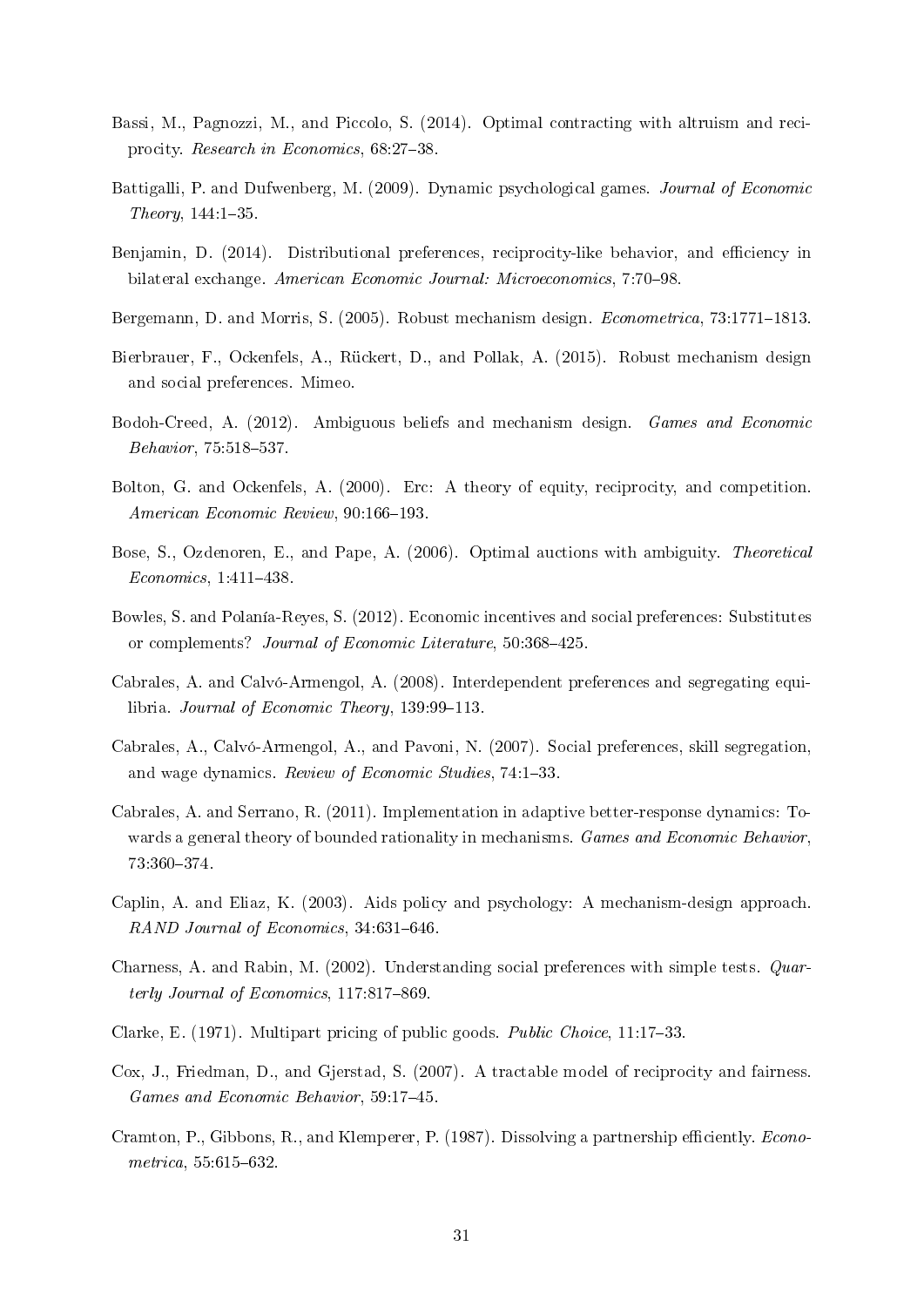Bassi, M., Pagnozzi, M., and Piccolo, S. (2014). Optimal contracting with altruism and reciprocity. *Research in Economics*, 68:27–38.

Battigalli, P. and Dufwenberg, M. (2009). Dynamic psychological games. *Journal of Economic Theory*, 144:1–35.

Benjamin, D. (2014). Distributional preferences, reciprocity-like behavior, and efficiency in bilateral exchange. *American Economic Journal: Microeconomics*, 7:70–98.

Bergemann, D. and Morris, S. (2005). Robust mechanism design. *Econometrica*, 73:1771–1813.

Bierbrauer, F., Ockenfels, A., Rückert, D., and Pollak, A. (2015). Robust mechanism design and social preferences. Mimeo.

Bodoh-Creed, A. (2012). Ambiguous beliefs and mechanism design. *Games and Economic Behavior*, 75:518–537.

Bolton, G. and Ockenfels, A. (2000). Erc: A theory of equity, reciprocity, and competition. *American Economic Review*, 90:166–193.

Bose, S., Ozdenoren, E., and Pape, A. (2006). Optimal auctions with ambiguity. *Theoretical Economics*, 1:411–438.

Bowles, S. and Polanía-Reyes, S. (2012). Economic incentives and social preferences: Substitutes or complements? *Journal of Economic Literature*, 50:368–425.

Cabrales, A. and Calvó-Armengol, A. (2008). Interdependent preferences and segregating equilibria. *Journal of Economic Theory*, 139:99–113.

Cabrales, A., Calvó-Armengol, A., and Pavoni, N. (2007). Social preferences, skill segregation, and wage dynamics. *Review of Economic Studies*, 74:1–33.

Cabrales, A. and Serrano, R. (2011). Implementation in adaptive better-response dynamics: Towards a general theory of bounded rationality in mechanisms. *Games and Economic Behavior*, 73:360–374.

Caplin, A. and Eliaz, K. (2003). Aids policy and psychology: A mechanism-design approach. *RAND Journal of Economics*, 34:631–646.

Charness, A. and Rabin, M. (2002). Understanding social preferences with simple tests. *Quarterly Journal of Economics*, 117:817–869.

Clarke, E. (1971). Multipart pricing of public goods. *Public Choice*, 11:17–33.

Cox, J., Friedman, D., and Gjerstad, S. (2007). A tractable model of reciprocity and fairness. *Games and Economic Behavior*, 59:17–45.

Cramton, P., Gibbons, R., and Klemperer, P. (1987). Dissolving a partnership efficiently. *Econometrica*, 55:615–632.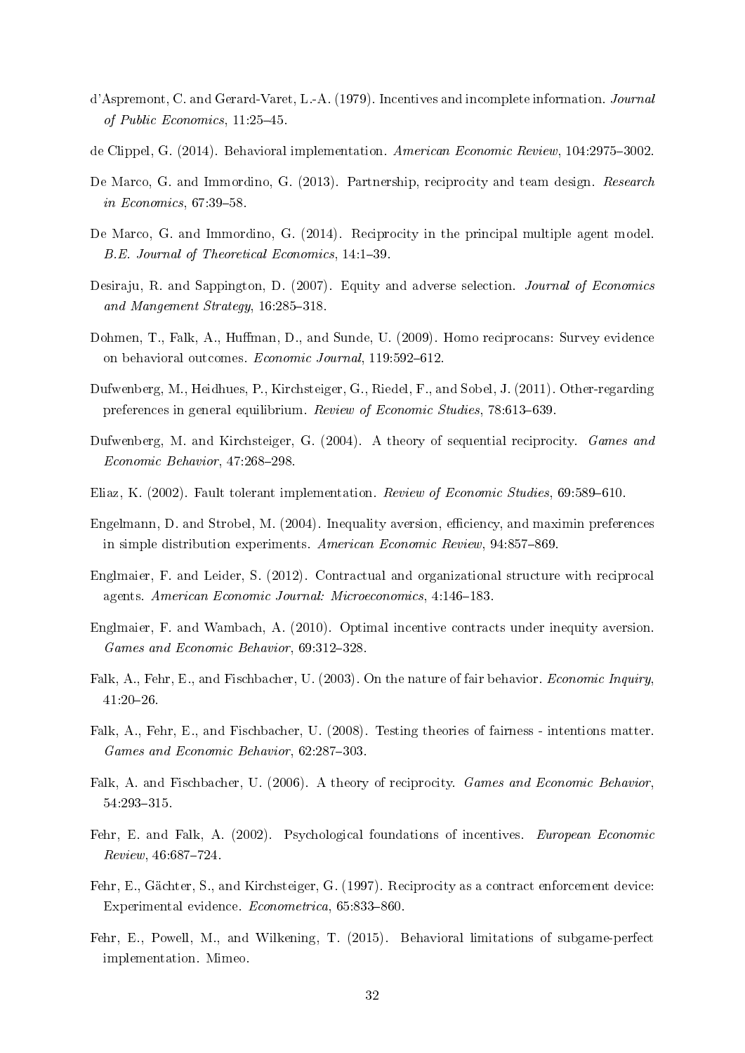d'Aspremont, C. and Gerard-Varet, L.-A. (1979). Incentives and incomplete information. *Journal of Public Economics*, 11:25–45.

de Clippel, G. (2014). Behavioral implementation. *American Economic Review*, 104:2975–3002.

De Marco, G. and Immordino, G. (2013). Partnership, reciprocity and team design. *Research in Economics*, 67:39–58.

De Marco, G. and Immordino, G. (2014). Reciprocity in the principal multiple agent model. *B.E. Journal of Theoretical Economics*, 14:1–39.

Desiraju, R. and Sappington, D. (2007). Equity and adverse selection. *Journal of Economics and Mangement Strategy*, 16:285–318.

Dohmen, T., Falk, A., Huffman, D., and Sunde, U. (2009). Homo reciprocans: Survey evidence on behavioral outcomes. *Economic Journal*, 119:592–612.

Dufwenberg, M., Heidhues, P., Kirchsteiger, G., Riedel, F., and Sobel, J. (2011). Other-regarding preferences in general equilibrium. *Review of Economic Studies*, 78:613–639.

Dufwenberg, M. and Kirchsteiger, G. (2004). A theory of sequential reciprocity. *Games and Economic Behavior*, 47:268–298.

Eliaz, K. (2002). Fault tolerant implementation. *Review of Economic Studies*, 69:589–610.

Engelmann, D. and Strobel, M. (2004). Inequality aversion, efficiency, and maximin preferences in simple distribution experiments. *American Economic Review*, 94:857–869.

Englmaier, F. and Leider, S. (2012). Contractual and organizational structure with reciprocal agents. *American Economic Journal: Microeconomics*, 4:146–183.

Englmaier, F. and Wambach, A. (2010). Optimal incentive contracts under inequity aversion. *Games and Economic Behavior*, 69:312–328.

Falk, A., Fehr, E., and Fischbacher, U. (2003). On the nature of fair behavior. *Economic Inquiry*, 41:20–26.

Falk, A., Fehr, E., and Fischbacher, U. (2008). Testing theories of fairness - intentions matter. *Games and Economic Behavior*, 62:287–303.

Falk, A. and Fischbacher, U. (2006). A theory of reciprocity. *Games and Economic Behavior*, 54:293–315.

Fehr, E. and Falk, A. (2002). Psychological foundations of incentives. *European Economic Review*, 46:687–724.

Fehr, E., Gächter, S., and Kirchsteiger, G. (1997). Reciprocity as a contract enforcement device: Experimental evidence. *Econometrica*, 65:833–860.

Fehr, E., Powell, M., and Wilkening, T. (2015). Behavioral limitations of subgame-perfect implementation. Mimeo.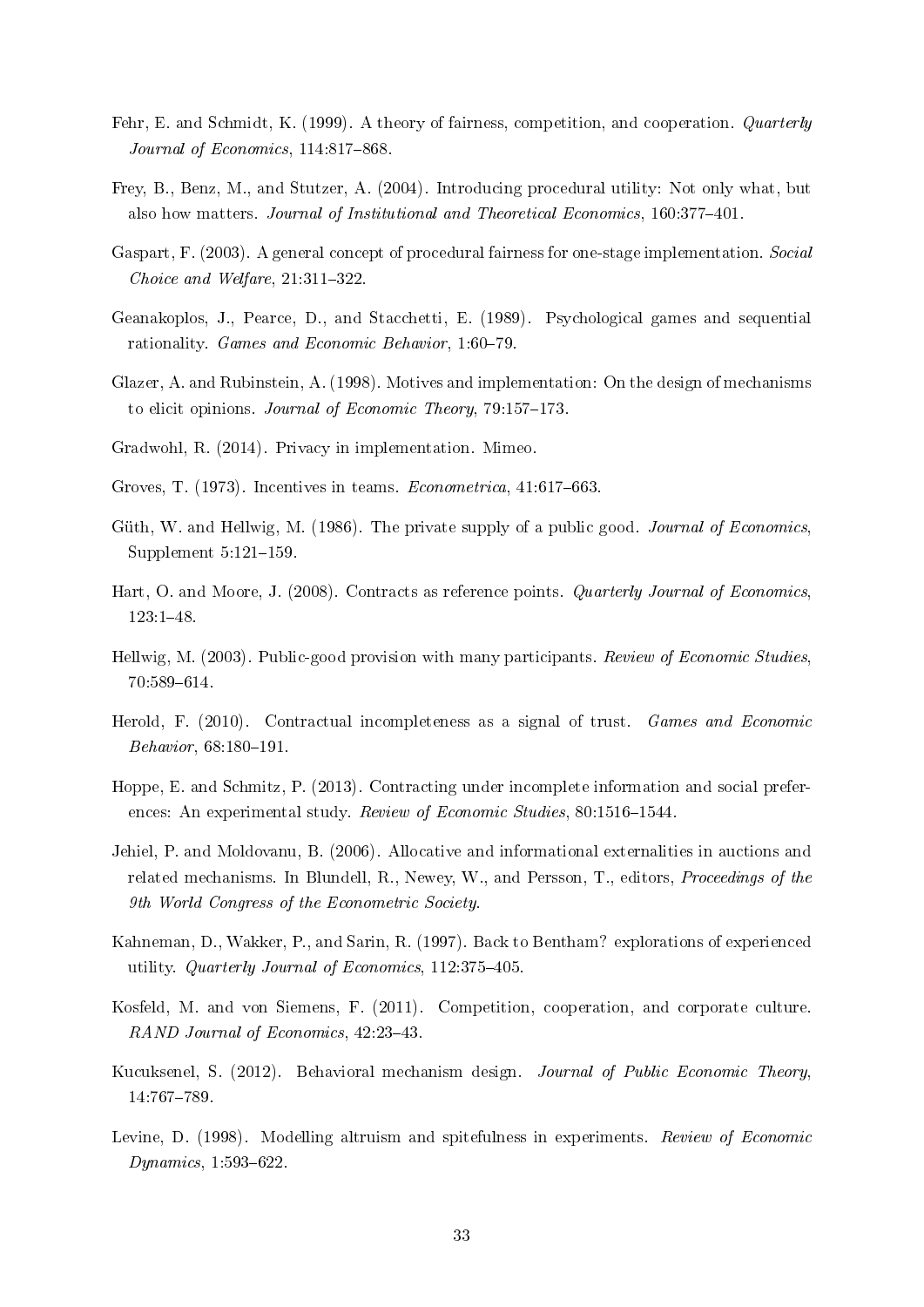Fehr, E. and Schmidt, K. (1999). A theory of fairness, competition, and cooperation. *Quarterly Journal of Economics*, 114:817–868.

Frey, B., Benz, M., and Stutzer, A. (2004). Introducing procedural utility: Not only what, but also how matters. *Journal of Institutional and Theoretical Economics*, 160:377–401.

Gaspart, F. (2003). A general concept of procedural fairness for one-stage implementation. *Social Choice and Welfare*, 21:311–322.

Geanakoplos, J., Pearce, D., and Stacchetti, E. (1989). Psychological games and sequential rationality. *Games and Economic Behavior*, 1:60–79.

Glazer, A. and Rubinstein, A. (1998). Motives and implementation: On the design of mechanisms to elicit opinions. *Journal of Economic Theory*, 79:157–173.

Gradwohl, R. (2014). Privacy in implementation. Mimeo.

Groves, T. (1973). Incentives in teams. *Econometrica*, 41:617–663.

Güth, W. and Hellwig, M. (1986). The private supply of a public good. *Journal of Economics*, Supplement 5:121–159.

Hart, O. and Moore, J. (2008). Contracts as reference points. *Quarterly Journal of Economics*, 123:1–48.

Hellwig, M. (2003). Public-good provision with many participants. *Review of Economic Studies*, 70:589–614.

Herold, F. (2010). Contractual incompleteness as a signal of trust. *Games and Economic Behavior*, 68:180–191.

Hoppe, E. and Schmitz, P. (2013). Contracting under incomplete information and social preferences: An experimental study. *Review of Economic Studies*, 80:1516–1544.

Jehiel, P. and Moldovanu, B. (2006). Allocative and informational externalities in auctions and related mechanisms. In Blundell, R., Newey, W., and Persson, T., editors, *Proceedings of the 9th World Congress of the Econometric Society*.

Kahneman, D., Wakker, P., and Sarin, R. (1997). Back to Bentham? explorations of experienced utility. *Quarterly Journal of Economics*, 112:375–405.

Kosfeld, M. and von Siemens, F. (2011). Competition, cooperation, and corporate culture. *RAND Journal of Economics*, 42:23–43.

Kucuksenel, S. (2012). Behavioral mechanism design. *Journal of Public Economic Theory*, 14:767–789.

Levine, D. (1998). Modelling altruism and spitefulness in experiments. *Review of Economic Dynamics*, 1:593–622.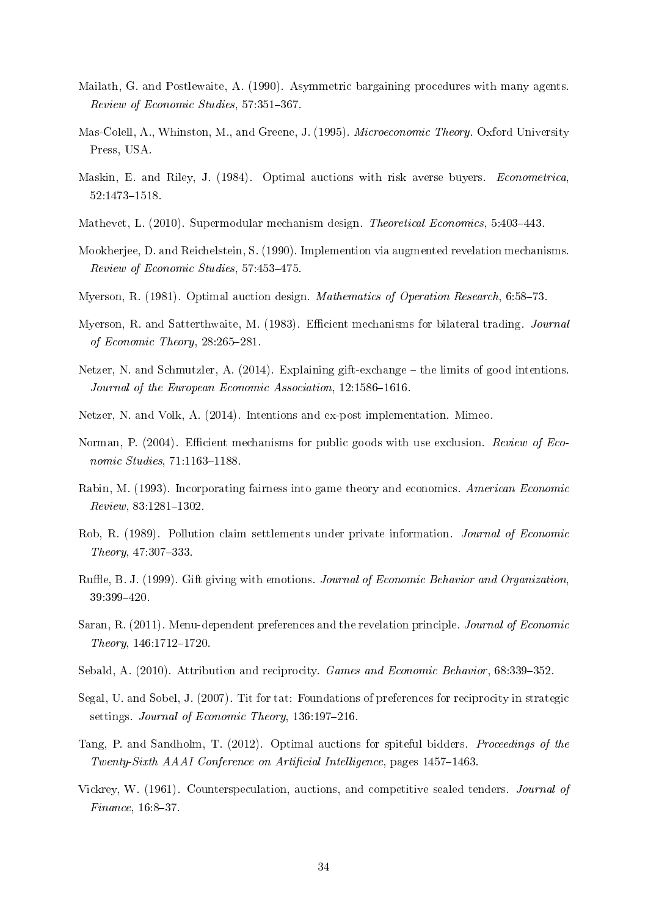Mailath, G. and Postlewaite, A. (1990). Asymmetric bargaining procedures with many agents. *Review of Economic Studies*, 57:351–367.

Mas-Colell, A., Whinston, M., and Greene, J. (1995). *Microeconomic Theory*. Oxford University Press, USA.

Maskin, E. and Riley, J. (1984). Optimal auctions with risk averse buyers. *Econometrica*, 52:1473–1518.

Mathevet, L. (2010). Supermodular mechanism design. *Theoretical Economics*, 5:403–443.

Mookherjee, D. and Reichelstein, S. (1990). Implemention via augmented revelation mechanisms. *Review of Economic Studies*, 57:453–475.

Myerson, R. (1981). Optimal auction design. *Mathematics of Operation Research*, 6:58–73.

Myerson, R. and Satterthwaite, M. (1983). Efficient mechanisms for bilateral trading. *Journal of Economic Theory*, 28:265–281.

Netzer, N. and Schmutzler, A. (2014). Explaining gift-exchange – the limits of good intentions. *Journal of the European Economic Association*, 12:1586–1616.

Netzer, N. and Volk, A. (2014). Intentions and ex-post implementation. Mimeo.

Norman, P. (2004). Efficient mechanisms for public goods with use exclusion. *Review of Economic Studies*, 71:1163–1188.

Rabin, M. (1993). Incorporating fairness into game theory and economics. *American Economic Review*, 83:1281–1302.

Rob, R. (1989). Pollution claim settlements under private information. *Journal of Economic Theory*, 47:307–333.

Ruffle, B. J. (1999). Gift giving with emotions. *Journal of Economic Behavior and Organization*, 39:399–420.

Saran, R. (2011). Menu-dependent preferences and the revelation principle. *Journal of Economic Theory*, 146:1712–1720.

Sebald, A. (2010). Attribution and reciprocity. *Games and Economic Behavior*, 68:339–352.

Segal, U. and Sobel, J. (2007). Tit for tat: Foundations of preferences for reciprocity in strategic settings. *Journal of Economic Theory*, 136:197–216.

Tang, P. and Sandholm, T. (2012). Optimal auctions for spiteful bidders. *Proceedings of the Twenty-Sixth AAAI Conference on Artificial Intelligence*, pages 1457–1463.

Vickrey, W. (1961). Counterspeculation, auctions, and competitive sealed tenders. *Journal of Finance*, 16:8–37.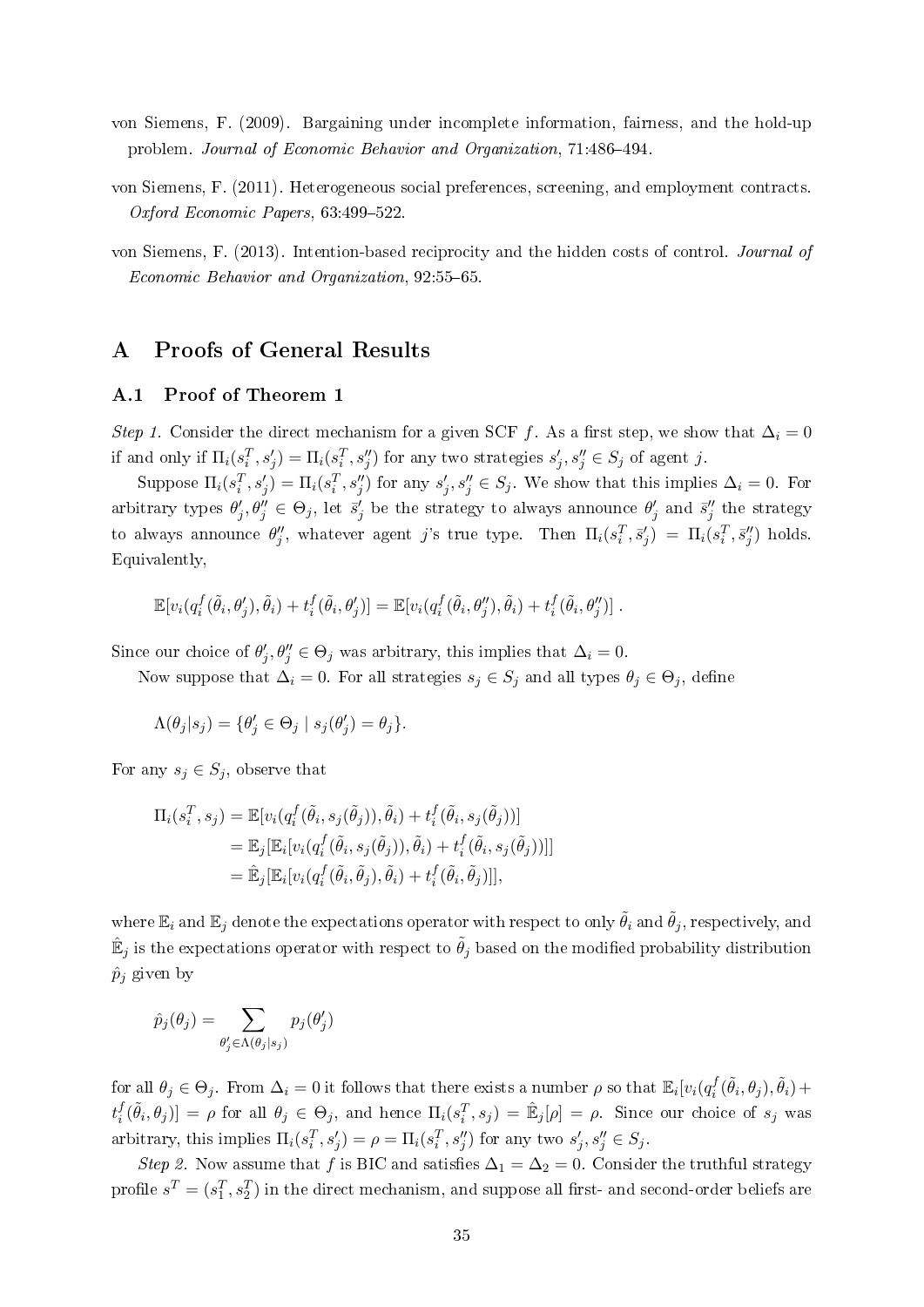von Siemens, F. (2009). Bargaining under incomplete information, fairness, and the hold-up problem. *Journal of Economic Behavior and Organization*, 71:486–494.

von Siemens, F. (2011). Heterogeneous social preferences, screening, and employment contracts. *Oxford Economic Papers*, 63:499–522.

von Siemens, F. (2013). Intention-based reciprocity and the hidden costs of control. *Journal of Economic Behavior and Organization*, 92:55–65.

# A Proofs of General Results

## A.1 Proof of Theorem 1

*Step 1.* Consider the direct mechanism for a given SCF $f$. As a first step, we show that $\Delta_i = 0$ if and only if $\Pi_i(s_i^T, s_j') = \Pi_i(s_i^T, s_j'')$ for any two strategies $s_j', s_j'' \in S_j$ of agent $j$.

Suppose $\Pi_i(s_i^T, s_j') = \Pi_i(s_i^T, s_j'')$ for any $s_j', s_j'' \in S_j$. We show that this implies $\Delta_i = 0$. For arbitrary types $\theta_j', \theta_j'' \in \Theta_j$, let $\bar{s}_j'$ be the strategy to always announce $\theta_j'$ and $\bar{s}_j''$ the strategy to always announce $\theta_j''$, whatever agent $j$'s true type. Then $\Pi_i(s_i^T, \bar{s}_j') = \Pi_i(s_i^T, \bar{s}_j'')$ holds. Equivalently,

$$\mathbb{E}[v_i(q_i^f(\tilde{\theta}_i, \theta_j'), \tilde{\theta}_i) + t_i^f(\tilde{\theta}_i, \theta_j')] = \mathbb{E}[v_i(q_i^f(\tilde{\theta}_i, \theta_j''), \tilde{\theta}_i) + t_i^f(\tilde{\theta}_i, \theta_j'')] \ .$$

Since our choice of $\theta_j', \theta_j'' \in \Theta_j$ was arbitrary, this implies that $\Delta_i = 0$.

Now suppose that $\Delta_i = 0$. For all strategies $s_j \in S_j$ and all types $\theta_j \in \Theta_j$, define

$$\Lambda(\theta_j | s_j) = \{\theta_j' \in \Theta_j \mid s_j(\theta_j') = \theta_j\}.$$

For any $s_j \in S_j$, observe that

$$\begin{aligned}
\Pi_i(s_i^T, s_j) &= \mathbb{E}[v_i(q_i^f(\tilde{\theta}_i, s_j(\tilde{\theta}_j)), \tilde{\theta}_i) + t_i^f(\tilde{\theta}_i, s_j(\tilde{\theta}_j))] \\
&= \mathbb{E}_j[\mathbb{E}_i[v_i(q_i^f(\tilde{\theta}_i, s_j(\tilde{\theta}_j)), \tilde{\theta}_i) + t_i^f(\tilde{\theta}_i, s_j(\tilde{\theta}_j))]] \\
&= \hat{\mathbb{E}}_j[\mathbb{E}_i[v_i(q_i^f(\tilde{\theta}_i, \tilde{\theta}_j), \tilde{\theta}_i) + t_i^f(\tilde{\theta}_i, \tilde{\theta}_j)]],
\end{aligned}$$

where $\mathbb{E}_i$ and $\mathbb{E}_j$ denote the expectations operator with respect to only $\tilde{\theta}_i$ and $\tilde{\theta}_j$, respectively, and $\hat{\mathbb{E}}_j$ is the expectations operator with respect to $\tilde{\theta}_j$ based on the modified probability distribution $\hat{p}_j$ given by

$$\hat{p}_j(\theta_j) = \sum_{\theta_j' \in \Lambda(\theta_j | s_j)} p_j(\theta_j')$$

for all $\theta_j \in \Theta_j$. From $\Delta_i = 0$ it follows that there exists a number $\rho$ so that $\mathbb{E}_i[v_i(q_i^f(\tilde{\theta}_i, \theta_j), \tilde{\theta}_i) + t_i^f(\tilde{\theta}_i, \theta_j)] = \rho$ for all $\theta_j \in \Theta_j$, and hence $\Pi_i(s_i^T, s_j) = \hat{\mathbb{E}}_j[\rho] = \rho$. Since our choice of $s_j$ was arbitrary, this implies $\Pi_i(s_i^T, s_j') = \rho = \Pi_i(s_i^T, s_j'')$ for any two $s_j', s_j'' \in S_j$.

*Step 2.* Now assume that $f$ is BIC and satisfies $\Delta_1 = \Delta_2 = 0$. Consider the truthful strategy profile $s^T = (s_1^T, s_2^T)$ in the direct mechanism, and suppose all first- and second-order beliefs are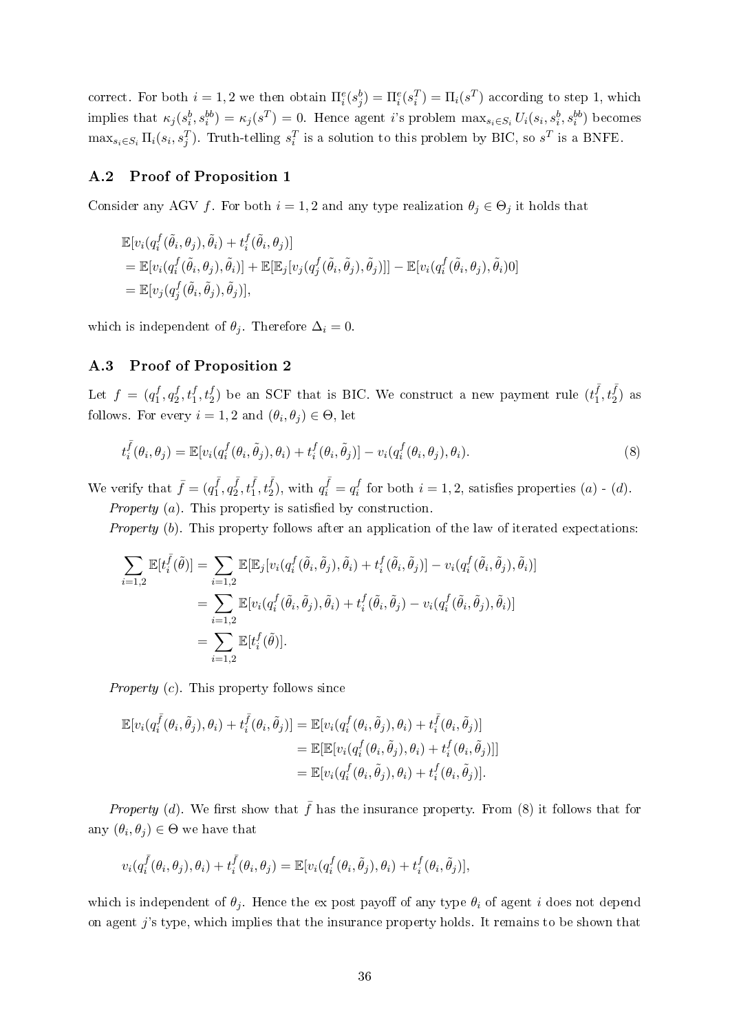correct. For both $i = 1, 2$ we then obtain $\Pi_i^e(s_j^b) = \Pi_i^e(s_i^T) = \Pi_i(s^T)$ according to step 1, which implies that $\kappa_j(s_i^b, s_i^{bb}) = \kappa_j(s^T) = 0$. Hence agent $i$'s problem $\max_{s_i \in S_i} U_i(s_i, s_i^b, s_i^{bb})$ becomes $\max_{s_i \in S_i} \Pi_i(s_i, s_j^T)$. Truth-telling $s_i^T$ is a solution to this problem by BIC, so $s^T$ is a BNFE.

## A.2 Proof of Proposition 1

Consider any AGV $f$. For both $i = 1, 2$ and any type realization $\theta_j \in \Theta_j$ it holds that

$$
\begin{aligned}
&\mathbb{E}[v_i(q_i^f(\tilde{\theta}_i, \theta_j), \tilde{\theta}_i) + t_i^f(\tilde{\theta}_i, \theta_j)] \\
&= \mathbb{E}[v_i(q_i^f(\tilde{\theta}_i, \theta_j), \tilde{\theta}_i)] + \mathbb{E}[\mathbb{E}_j[v_j(q_j^f(\tilde{\theta}_i, \tilde{\theta}_j), \tilde{\theta}_j)]] - \mathbb{E}[v_i(q_i^f(\tilde{\theta}_i, \theta_j), \tilde{\theta}_i)0] \\
&= \mathbb{E}[v_j(q_j^f(\tilde{\theta}_i, \tilde{\theta}_j), \tilde{\theta}_j)],
\end{aligned}
$$

which is independent of $\theta_j$. Therefore $\Delta_i = 0$.

## A.3 Proof of Proposition 2

Let $f = (q_1^f, q_2^f, t_1^f, t_2^f)$ be an SCF that is BIC. We construct a new payment rule $(t_1^{\bar{f}}, t_2^{\bar{f}})$ as follows. For every $i = 1, 2$ and $(\theta_i, \theta_j) \in \Theta$, let

$$
t_i^{\bar{f}}(\theta_i, \theta_j) = \mathbb{E}[v_i(q_i^f(\theta_i, \tilde{\theta}_j), \theta_i) + t_i^f(\theta_i, \tilde{\theta}_j)] - v_i(q_i^f(\theta_i, \theta_j), \theta_i). \tag{8}
$$

We verify that $\bar{f} = (q_1^{\bar{f}}, q_2^{\bar{f}}, t_1^{\bar{f}}, t_2^{\bar{f}})$, with $q_i^{\bar{f}} = q_i^f$ for both $i = 1, 2$, satisfies properties $(a)$ - $(d)$.

*Property* $(a)$. This property is satisfied by construction.

*Property* $(b)$. This property follows after an application of the law of iterated expectations:

$$
\begin{aligned}
\sum_{i=1,2} \mathbb{E}[t_i^{\bar{f}}(\tilde{\theta})] &= \sum_{i=1,2} \mathbb{E}[\mathbb{E}_j[v_i(q_i^f(\tilde{\theta}_i, \tilde{\theta}_j), \tilde{\theta}_i) + t_i^f(\tilde{\theta}_i, \tilde{\theta}_j)] - v_i(q_i^f(\tilde{\theta}_i, \tilde{\theta}_j), \tilde{\theta}_i)] \\
&= \sum_{i=1,2} \mathbb{E}[v_i(q_i^f(\tilde{\theta}_i, \tilde{\theta}_j), \tilde{\theta}_i) + t_i^f(\tilde{\theta}_i, \tilde{\theta}_j) - v_i(q_i^f(\tilde{\theta}_i, \tilde{\theta}_j), \tilde{\theta}_i)] \\
&= \sum_{i=1,2} \mathbb{E}[t_i^f(\tilde{\theta})].
\end{aligned}
$$

*Property* $(c)$. This property follows since

$$
\begin{aligned}
\mathbb{E}[v_i(q_i^{\bar{f}}(\theta_i, \tilde{\theta}_j), \theta_i) + t_i^{\bar{f}}(\theta_i, \tilde{\theta}_j)] &= \mathbb{E}[v_i(q_i^f(\theta_i, \tilde{\theta}_j), \theta_i) + t_i^{\bar{f}}(\theta_i, \tilde{\theta}_j)] \\
&= \mathbb{E}[\mathbb{E}[v_i(q_i^f(\theta_i, \tilde{\theta}_j), \theta_i) + t_i^f(\theta_i, \tilde{\theta}_j)]] \\
&= \mathbb{E}[v_i(q_i^f(\theta_i, \tilde{\theta}_j), \theta_i) + t_i^f(\theta_i, \tilde{\theta}_j)].
\end{aligned}
$$

*Property* $(d)$. We first show that $\bar{f}$ has the insurance property. From (8) it follows that for any $(\theta_i, \theta_j) \in \Theta$ we have that

$$
v_i(q_i^{\bar{f}}(\theta_i, \theta_j), \theta_i) + t_i^{\bar{f}}(\theta_i, \theta_j) = \mathbb{E}[v_i(q_i^f(\theta_i, \tilde{\theta}_j), \theta_i) + t_i^f(\theta_i, \tilde{\theta}_j)],
$$

which is independent of $\theta_j$. Hence the ex post payoff of any type $\theta_i$ of agent $i$ does not depend on agent $j$'s type, which implies that the insurance property holds. It remains to be shown that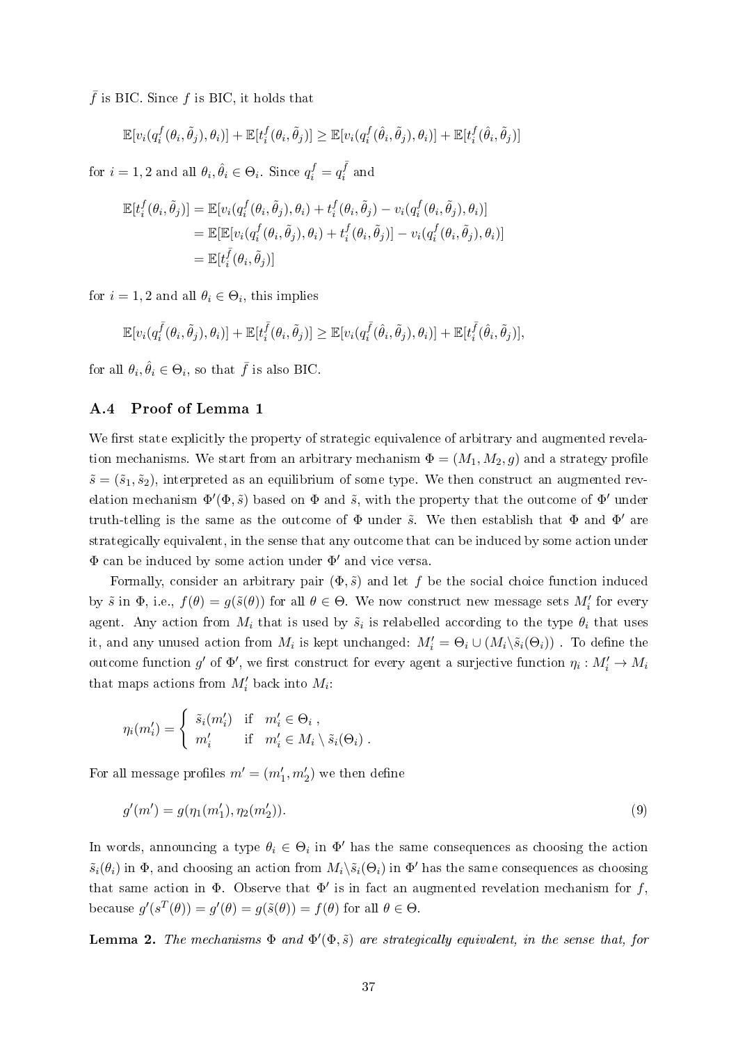$\bar{f}$ is BIC. Since $f$ is BIC, it holds that

$$\mathbb{E}[v_i(q_i^f(\theta_i, \tilde{\theta}_j), \theta_i)] + \mathbb{E}[t_i^f(\theta_i, \tilde{\theta}_j)] \geq \mathbb{E}[v_i(q_i^f(\hat{\theta}_i, \tilde{\theta}_j), \theta_i)] + \mathbb{E}[t_i^f(\hat{\theta}_i, \tilde{\theta}_j)]$$

for $i = 1, 2$ and all $\theta_i, \hat{\theta}_i \in \Theta_i$. Since $q_i^f = q_i^{\bar{f}}$ and

$$\begin{aligned}
\mathbb{E}[t_i^f(\theta_i, \tilde{\theta}_j)] &= \mathbb{E}[v_i(q_i^f(\theta_i, \tilde{\theta}_j), \theta_i) + t_i^f(\theta_i, \tilde{\theta}_j) - v_i(q_i^f(\theta_i, \tilde{\theta}_j), \theta_i)] \\
&= \mathbb{E}[\mathbb{E}[v_i(q_i^f(\theta_i, \tilde{\theta}_j), \theta_i) + t_i^f(\theta_i, \tilde{\theta}_j)] - v_i(q_i^f(\theta_i, \tilde{\theta}_j), \theta_i)] \\
&= \mathbb{E}[t_i^{\bar{f}}(\theta_i, \tilde{\theta}_j)]
\end{aligned}$$

for $i = 1, 2$ and all $\theta_i \in \Theta_i$, this implies

$$\mathbb{E}[v_i(q_i^{\bar{f}}(\theta_i, \tilde{\theta}_j), \theta_i)] + \mathbb{E}[t_i^{\bar{f}}(\theta_i, \tilde{\theta}_j)] \geq \mathbb{E}[v_i(q_i^{\bar{f}}(\hat{\theta}_i, \tilde{\theta}_j), \theta_i)] + \mathbb{E}[t_i^{\bar{f}}(\hat{\theta}_i, \tilde{\theta}_j)],$$

for all $\theta_i, \hat{\theta}_i \in \Theta_i$, so that $\bar{f}$ is also BIC.

### A.4 Proof of Lemma 1

We first state explicitly the property of strategic equivalence of arbitrary and augmented revelation mechanisms. We start from an arbitrary mechanism $\Phi = (M_1, M_2, g)$ and a strategy profile $\tilde{s} = (\tilde{s}_1, \tilde{s}_2)$, interpreted as an equilibrium of some type. We then construct an augmented revelation mechanism $\Phi'(\Phi, \tilde{s})$ based on $\Phi$ and $\tilde{s}$, with the property that the outcome of $\Phi'$ under truth-telling is the same as the outcome of $\Phi$ under $\tilde{s}$. We then establish that $\Phi$ and $\Phi'$ are strategically equivalent, in the sense that any outcome that can be induced by some action under $\Phi$ can be induced by some action under $\Phi'$ and vice versa.

Formally, consider an arbitrary pair $(\Phi, \tilde{s})$ and let $f$ be the social choice function induced by $\tilde{s}$ in $\Phi$, i.e., $f(\theta) = g(\tilde{s}(\theta))$ for all $\theta \in \Theta$. We now construct new message sets $M_i'$ for every agent. Any action from $M_i$ that is used by $\tilde{s}_i$ is relabelled according to the type $\theta_i$ that uses it, and any unused action from $M_i$ is kept unchanged: $M_i' = \Theta_i \cup (M_i \backslash \tilde{s}_i(\Theta_i))$ . To define the outcome function $g'$ of $\Phi'$, we first construct for every agent a surjective function $\eta_i : M_i' \to M_i$ that maps actions from $M_i'$ back into $M_i$:

$$\eta_i(m_i') = \begin{cases} \tilde{s}_i(m_i') & \text{if} \quad m_i' \in \Theta_i \ , \\ m_i' & \text{if} \quad m_i' \in M_i \setminus \tilde{s}_i(\Theta_i) \ . \end{cases}$$

For all message profiles $m' = (m_1', m_2')$ we then define

$$g'(m') = g(\eta_1(m_1'), \eta_2(m_2')). \tag{9}$$

In words, announcing a type $\theta_i \in \Theta_i$ in $\Phi'$ has the same consequences as choosing the action $\tilde{s}_i(\theta_i)$ in $\Phi$, and choosing an action from $M_i \backslash \tilde{s}_i(\Theta_i)$ in $\Phi'$ has the same consequences as choosing that same action in $\Phi$. Observe that $\Phi'$ is in fact an augmented revelation mechanism for $f$, because $g'(s^T(\theta)) = g'(\theta) = g(\tilde{s}(\theta)) = f(\theta)$ for all $\theta \in \Theta$.

**Lemma 2.** *The mechanisms $\Phi$ and $\Phi'(\Phi, \tilde{s})$ are strategically equivalent, in the sense that, for*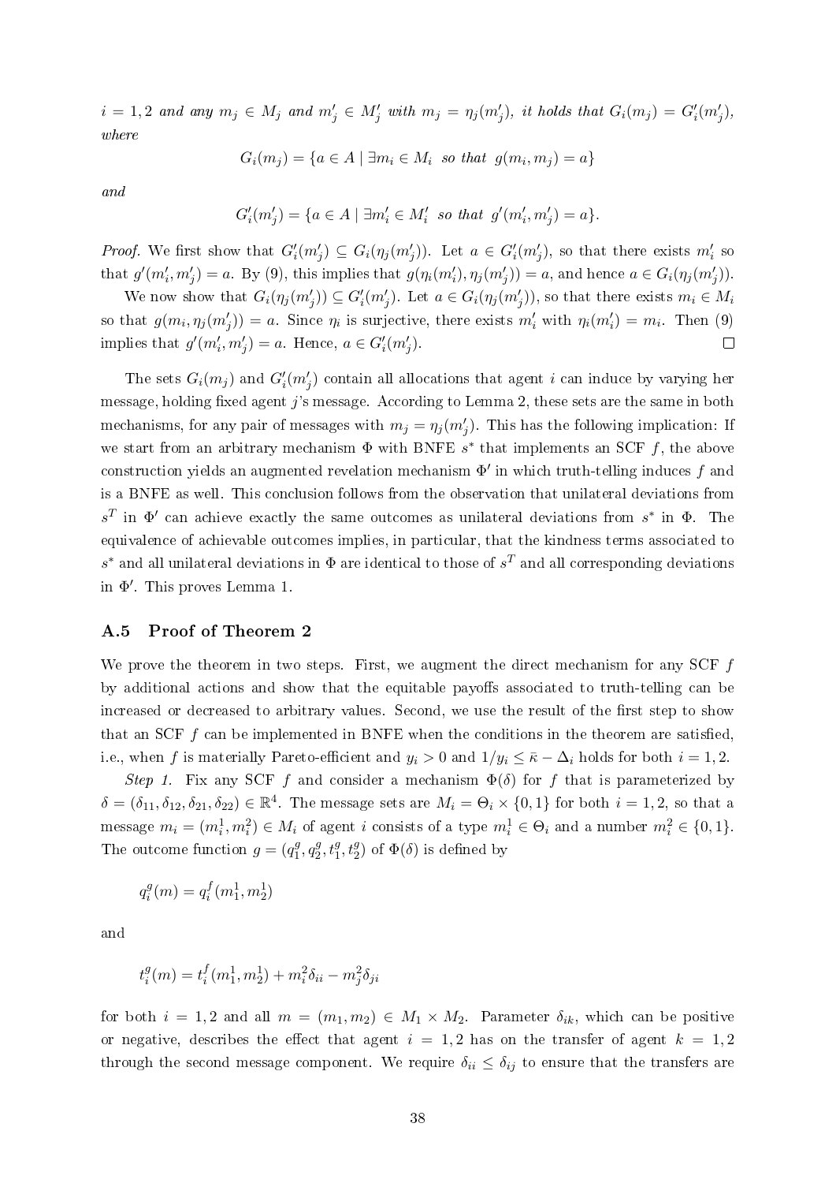$i = 1, 2$ *and any* $m_j \in M_j$ *and* $m'_j \in M'_j$ *with* $m_j = \eta_j(m'_j)$, *it holds that* $G_i(m_j) = G'_i(m'_j)$, *where*

$$G_i(m_j) = \{a \in A \mid \exists m_i \in M_i \text{ so that } g(m_i, m_j) = a\}$$

*and*

$$G'_i(m'_j) = \{a \in A \mid \exists m'_i \in M'_i \text{ so that } g'(m'_i, m'_j) = a\}.$$

*Proof.* We first show that $G'_i(m'_j) \subseteq G_i(\eta_j(m'_j))$. Let $a \in G'_i(m'_j)$, so that there exists $m'_i$ so that $g'(m'_i, m'_j) = a$. By (9), this implies that $g(\eta_i(m'_i), \eta_j(m'_j)) = a$, and hence $a \in G_i(\eta_j(m'_j))$.

We now show that $G_i(\eta_j(m'_j)) \subseteq G'_i(m'_j)$. Let $a \in G_i(\eta_j(m'_j))$, so that there exists $m_i \in M_i$ so that $g(m_i, \eta_j(m'_j)) = a$. Since $\eta_i$ is surjective, there exists $m'_i$ with $\eta_i(m'_i) = m_i$. Then (9) implies that $g'(m'_i, m'_j) = a$. Hence, $a \in G'_i(m'_j)$. □

The sets $G_i(m_j)$ and $G'_i(m'_j)$ contain all allocations that agent $i$ can induce by varying her message, holding fixed agent $j$'s message. According to Lemma 2, these sets are the same in both mechanisms, for any pair of messages with $m_j = \eta_j(m'_j)$. This has the following implication: If we start from an arbitrary mechanism $\Phi$ with BNFE $s^*$ that implements an SCF $f$, the above construction yields an augmented revelation mechanism $\Phi'$ in which truth-telling induces $f$ and is a BNFE as well. This conclusion follows from the observation that unilateral deviations from $s^T$ in $\Phi'$ can achieve exactly the same outcomes as unilateral deviations from $s^*$ in $\Phi$. The equivalence of achievable outcomes implies, in particular, that the kindness terms associated to $s^*$ and all unilateral deviations in $\Phi$ are identical to those of $s^T$ and all corresponding deviations in $\Phi'$. This proves Lemma 1.

### A.5 Proof of Theorem 2

We prove the theorem in two steps. First, we augment the direct mechanism for any SCF $f$ by additional actions and show that the equitable payoffs associated to truth-telling can be increased or decreased to arbitrary values. Second, we use the result of the first step to show that an SCF $f$ can be implemented in BNFE when the conditions in the theorem are satisfied, i.e., when $f$ is materially Pareto-efficient and $y_i > 0$ and $1/y_i \leq \bar{\kappa} - \Delta_i$ holds for both $i = 1, 2$.

*Step 1.* Fix any SCF $f$ and consider a mechanism $\Phi(\delta)$ for $f$ that is parameterized by $\delta = (\delta_{11}, \delta_{12}, \delta_{21}, \delta_{22}) \in \mathbb{R}^4$. The message sets are $M_i = \Theta_i \times \{0, 1\}$ for both $i = 1, 2$, so that a message $m_i = (m_i^1, m_i^2) \in M_i$ of agent $i$ consists of a type $m_i^1 \in \Theta_i$ and a number $m_i^2 \in \{0, 1\}$. The outcome function $g = (q_1^g, q_2^g, t_1^g, t_2^g)$ of $\Phi(\delta)$ is defined by

$$q_i^g(m) = q_i^f(m_1^1, m_2^1)$$

and

$$t_i^g(m) = t_i^f(m_1^1, m_2^1) + m_i^2 \delta_{ii} - m_j^2 \delta_{ji}$$

for both $i = 1, 2$ and all $m = (m_1, m_2) \in M_1 \times M_2$. Parameter $\delta_{ik}$, which can be positive or negative, describes the effect that agent $i = 1, 2$ has on the transfer of agent $k = 1, 2$ through the second message component. We require $\delta_{ii} \leq \delta_{ij}$ to ensure that the transfers are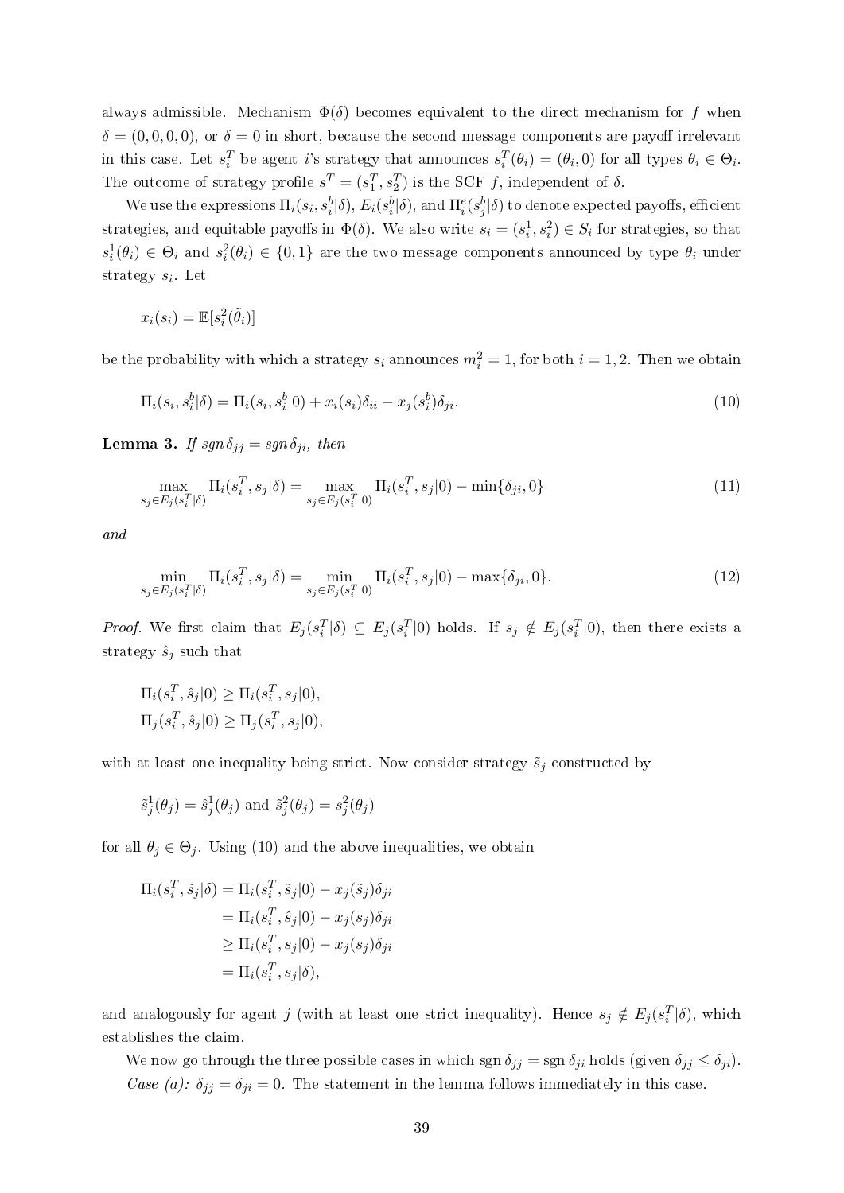always admissible. Mechanism $\Phi(\delta)$ becomes equivalent to the direct mechanism for $f$ when $\delta = (0, 0, 0, 0)$, or $\delta = 0$ in short, because the second message components are payoff irrelevant in this case. Let $s_i^T$ be agent $i$'s strategy that announces $s_i^T(\theta_i) = (\theta_i, 0)$ for all types $\theta_i \in \Theta_i$. The outcome of strategy profile $s^T = (s_1^T, s_2^T)$ is the SCF $f$, independent of $\delta$.

We use the expressions $\Pi_i(s_i, s_i^b|\delta)$, $E_i(s_i^b|\delta)$, and $\Pi_i^e(s_j^b|\delta)$ to denote expected payoffs, efficient strategies, and equitable payoffs in $\Phi(\delta)$. We also write $s_i = (s_i^1, s_i^2) \in S_i$ for strategies, so that $s_i^1(\theta_i) \in \Theta_i$ and $s_i^2(\theta_i) \in \{0, 1\}$ are the two message components announced by type $\theta_i$ under strategy $s_i$. Let

$$x_i(s_i) = \mathbb{E}[s_i^2(\tilde{\theta}_i)]$$

be the probability with which a strategy $s_i$ announces $m_i^2 = 1$, for both $i = 1, 2$. Then we obtain

$$\Pi_i(s_i, s_i^b|\delta) = \Pi_i(s_i, s_i^b|0) + x_i(s_i)\delta_{ii} - x_j(s_i^b)\delta_{ji}. \tag{10}$$

**Lemma 3.** *If $\operatorname{sgn}\delta_{jj} = \operatorname{sgn}\delta_{ji}$, then*

$$\max_{s_j \in E_j(s_i^T|\delta)} \Pi_i(s_i^T, s_j|\delta) = \max_{s_j \in E_j(s_i^T|0)} \Pi_i(s_i^T, s_j|0) - \min\{\delta_{ji}, 0\} \tag{11}$$

*and*

$$\min_{s_j \in E_j(s_i^T|\delta)} \Pi_i(s_i^T, s_j|\delta) = \min_{s_j \in E_j(s_i^T|0)} \Pi_i(s_i^T, s_j|0) - \max\{\delta_{ji}, 0\}. \tag{12}$$

*Proof.* We first claim that $E_j(s_i^T|\delta) \subseteq E_j(s_i^T|0)$ holds. If $s_j \notin E_j(s_i^T|0)$, then there exists a strategy $\hat{s}_j$ such that

$$\Pi_i(s_i^T, \hat{s}_j|0) \geq \Pi_i(s_i^T, s_j|0),$$
$$\Pi_j(s_i^T, \hat{s}_j|0) \geq \Pi_j(s_i^T, s_j|0),$$

with at least one inequality being strict. Now consider strategy $\tilde{s}_j$ constructed by

$$\tilde{s}_j^1(\theta_j) = \hat{s}_j^1(\theta_j) \text{ and } \tilde{s}_j^2(\theta_j) = s_j^2(\theta_j)$$

for all $\theta_j \in \Theta_j$. Using (10) and the above inequalities, we obtain

$$\begin{aligned}
\Pi_i(s_i^T, \tilde{s}_j|\delta) &= \Pi_i(s_i^T, \tilde{s}_j|0) - x_j(\tilde{s}_j)\delta_{ji} \\
&= \Pi_i(s_i^T, \hat{s}_j|0) - x_j(s_j)\delta_{ji} \\
&\geq \Pi_i(s_i^T, s_j|0) - x_j(s_j)\delta_{ji} \\
&= \Pi_i(s_i^T, s_j|\delta),
\end{aligned}$$

and analogously for agent $j$ (with at least one strict inequality). Hence $s_j \notin E_j(s_i^T|\delta)$, which establishes the claim.

We now go through the three possible cases in which $\operatorname{sgn}\delta_{jj} = \operatorname{sgn}\delta_{ji}$ holds (given $\delta_{jj} \leq \delta_{ji}$).

*Case (a): $\delta_{jj} = \delta_{ji} = 0$.* The statement in the lemma follows immediately in this case.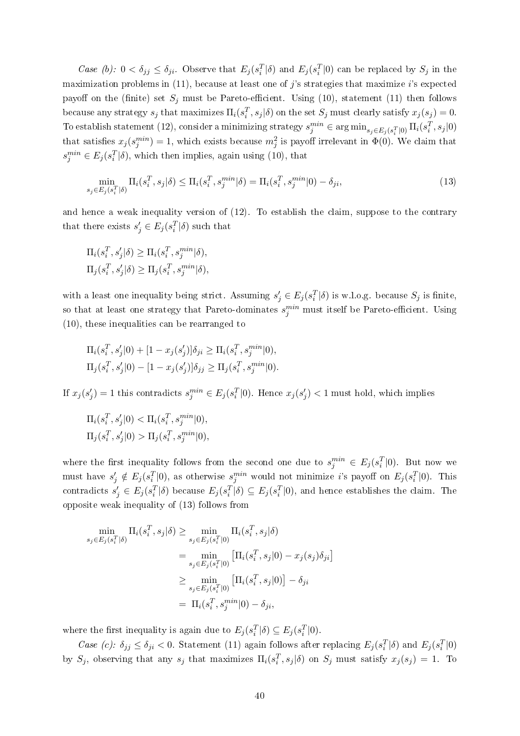*Case (b):* $0 < \delta_{jj} \leq \delta_{ji}$. Observe that $E_j(s_i^T|\delta)$ and $E_j(s_i^T|0)$ can be replaced by $S_j$ in the maximization problems in (11), because at least one of $j$'s strategies that maximize $i$'s expected payoff on the (finite) set $S_j$ must be Pareto-efficient. Using (10), statement (11) then follows because any strategy $s_j$ that maximizes $\Pi_i(s_i^T, s_j|\delta)$ on the set $S_j$ must clearly satisfy $x_j(s_j) = 0$. To establish statement (12), consider a minimizing strategy $s_j^{min} \in \arg\min_{s_j \in E_j(s_i^T|0)} \Pi_i(s_i^T, s_j|0)$ that satisfies $x_j(s_j^{min}) = 1$, which exists because $m_j^2$ is payoff irrelevant in $\Phi(0)$. We claim that $s_j^{min} \in E_j(s_i^T|\delta)$, which then implies, again using (10), that

$$\min_{s_j \in E_j(s_i^T|\delta)} \Pi_i(s_i^T, s_j|\delta) \leq \Pi_i(s_i^T, s_j^{min}|\delta) = \Pi_i(s_i^T, s_j^{min}|0) - \delta_{ji}, \tag{13}$$

and hence a weak inequality version of (12). To establish the claim, suppose to the contrary that there exists $s_j' \in E_j(s_i^T|\delta)$ such that

$$\Pi_i(s_i^T, s_j'|\delta) \geq \Pi_i(s_i^T, s_j^{min}|\delta),$$
$$\Pi_j(s_i^T, s_j'|\delta) \geq \Pi_j(s_i^T, s_j^{min}|\delta),$$

with a least one inequality being strict. Assuming $s_j' \in E_j(s_i^T|\delta)$ is w.l.o.g. because $S_j$ is finite, so that at least one strategy that Pareto-dominates $s_j^{min}$ must itself be Pareto-efficient. Using (10), these inequalities can be rearranged to

$$\Pi_i(s_i^T, s_j'|0) + [1 - x_j(s_j')]\delta_{ji} \geq \Pi_i(s_i^T, s_j^{min}|0),$$
$$\Pi_j(s_i^T, s_j'|0) - [1 - x_j(s_j')]\delta_{jj} \geq \Pi_j(s_i^T, s_j^{min}|0).$$

If $x_j(s_j') = 1$ this contradicts $s_j^{min} \in E_j(s_i^T|0)$. Hence $x_j(s_j') < 1$ must hold, which implies

$$\Pi_i(s_i^T, s_j'|0) < \Pi_i(s_i^T, s_j^{min}|0),$$
$$\Pi_j(s_i^T, s_j'|0) > \Pi_j(s_i^T, s_j^{min}|0),$$

where the first inequality follows from the second one due to $s_j^{min} \in E_j(s_i^T|0)$. But now we must have $s_j' \notin E_j(s_i^T|0)$, as otherwise $s_j^{min}$ would not minimize $i$'s payoff on $E_j(s_i^T|0)$. This contradicts $s_j' \in E_j(s_i^T|\delta)$ because $E_j(s_i^T|\delta) \subseteq E_j(s_i^T|0)$, and hence establishes the claim. The opposite weak inequality of (13) follows from

$$\begin{aligned}
\min_{s_j \in E_j(s_i^T|\delta)} \Pi_i(s_i^T, s_j|\delta) &\geq \min_{s_j \in E_j(s_i^T|0)} \Pi_i(s_i^T, s_j|\delta) \\
&= \min_{s_j \in E_j(s_i^T|0)} \left[\Pi_i(s_i^T, s_j|0) - x_j(s_j)\delta_{ji}\right] \\
&\geq \min_{s_j \in E_j(s_i^T|0)} \left[\Pi_i(s_i^T, s_j|0)\right] - \delta_{ji} \\
&= \Pi_i(s_i^T, s_j^{min}|0) - \delta_{ji},
\end{aligned}$$

where the first inequality is again due to $E_j(s_i^T|\delta) \subseteq E_j(s_i^T|0)$.

*Case (c):* $\delta_{jj} \leq \delta_{ji} < 0$. Statement (11) again follows after replacing $E_j(s_i^T|\delta)$ and $E_j(s_i^T|0)$ by $S_j$, observing that any $s_j$ that maximizes $\Pi_i(s_i^T, s_j|\delta)$ on $S_j$ must satisfy $x_j(s_j) = 1$. To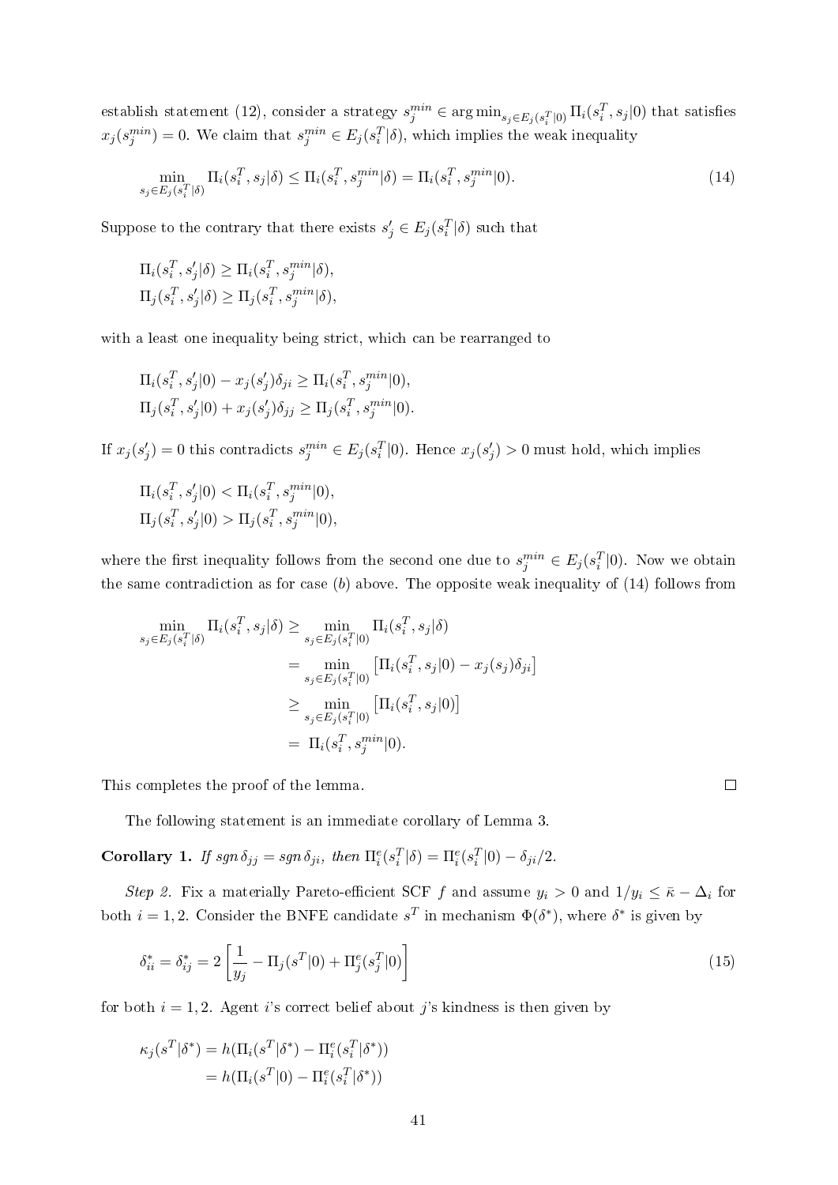establish statement (12), consider a strategy $s_j^{min} \in \arg\min_{s_j \in E_j(s_i^T|0)} \Pi_i(s_i^T, s_j|0)$ that satisfies $x_j(s_j^{min}) = 0$. We claim that $s_j^{min} \in E_j(s_i^T|\delta)$, which implies the weak inequality

$$\min_{s_j \in E_j(s_i^T|\delta)} \Pi_i(s_i^T, s_j|\delta) \leq \Pi_i(s_i^T, s_j^{min}|\delta) = \Pi_i(s_i^T, s_j^{min}|0). \tag{14}$$

Suppose to the contrary that there exists $s_j' \in E_j(s_i^T|\delta)$ such that

$$\Pi_i(s_i^T, s_j'|\delta) \geq \Pi_i(s_i^T, s_j^{min}|\delta),$$
$$\Pi_j(s_i^T, s_j'|\delta) \geq \Pi_j(s_i^T, s_j^{min}|\delta),$$

with a least one inequality being strict, which can be rearranged to

$$\Pi_i(s_i^T, s_j'|0) - x_j(s_j')\delta_{ji} \geq \Pi_i(s_i^T, s_j^{min}|0),$$
$$\Pi_j(s_i^T, s_j'|0) + x_j(s_j')\delta_{jj} \geq \Pi_j(s_i^T, s_j^{min}|0).$$

If $x_j(s_j') = 0$ this contradicts $s_j^{min} \in E_j(s_i^T|0)$. Hence $x_j(s_j') > 0$ must hold, which implies

$$\Pi_i(s_i^T, s_j'|0) < \Pi_i(s_i^T, s_j^{min}|0),$$
$$\Pi_j(s_i^T, s_j'|0) > \Pi_j(s_i^T, s_j^{min}|0),$$

where the first inequality follows from the second one due to $s_j^{min} \in E_j(s_i^T|0)$. Now we obtain the same contradiction as for case $(b)$ above. The opposite weak inequality of (14) follows from

$$\begin{aligned}
\min_{s_j \in E_j(s_i^T|\delta)} \Pi_i(s_i^T, s_j|\delta) &\geq \min_{s_j \in E_j(s_i^T|0)} \Pi_i(s_i^T, s_j|\delta) \\
&= \min_{s_j \in E_j(s_i^T|0)} \left[\Pi_i(s_i^T, s_j|0) - x_j(s_j)\delta_{ji}\right] \\
&\geq \min_{s_j \in E_j(s_i^T|0)} \left[\Pi_i(s_i^T, s_j|0)\right] \\
&= \Pi_i(s_i^T, s_j^{min}|0).
\end{aligned}$$

This completes the proof of the lemma. □

The following statement is an immediate corollary of Lemma 3.

**Corollary 1.** *If* $sgn\, \delta_{jj} = sgn\, \delta_{ji}$, *then* $\Pi_i^e(s_i^T|\delta) = \Pi_i^e(s_i^T|0) - \delta_{ji}/2$.

*Step 2.* Fix a materially Pareto-efficient SCF $f$ and assume $y_i > 0$ and $1/y_i \leq \bar{\kappa} - \Delta_i$ for both $i = 1, 2$. Consider the BNFE candidate $s^T$ in mechanism $\Phi(\delta^*)$, where $\delta^*$ is given by

$$\delta_{ii}^* = \delta_{ij}^* = 2\left[\frac{1}{y_j} - \Pi_j(s^T|0) + \Pi_j^e(s_j^T|0)\right] \tag{15}$$

for both $i = 1, 2$. Agent $i$'s correct belief about $j$'s kindness is then given by

$$\begin{aligned}
\kappa_j(s^T|\delta^*) &= h(\Pi_i(s^T|\delta^*) - \Pi_i^e(s_i^T|\delta^*)) \\
&= h(\Pi_i(s^T|0) - \Pi_i^e(s_i^T|\delta^*))
\end{aligned}$$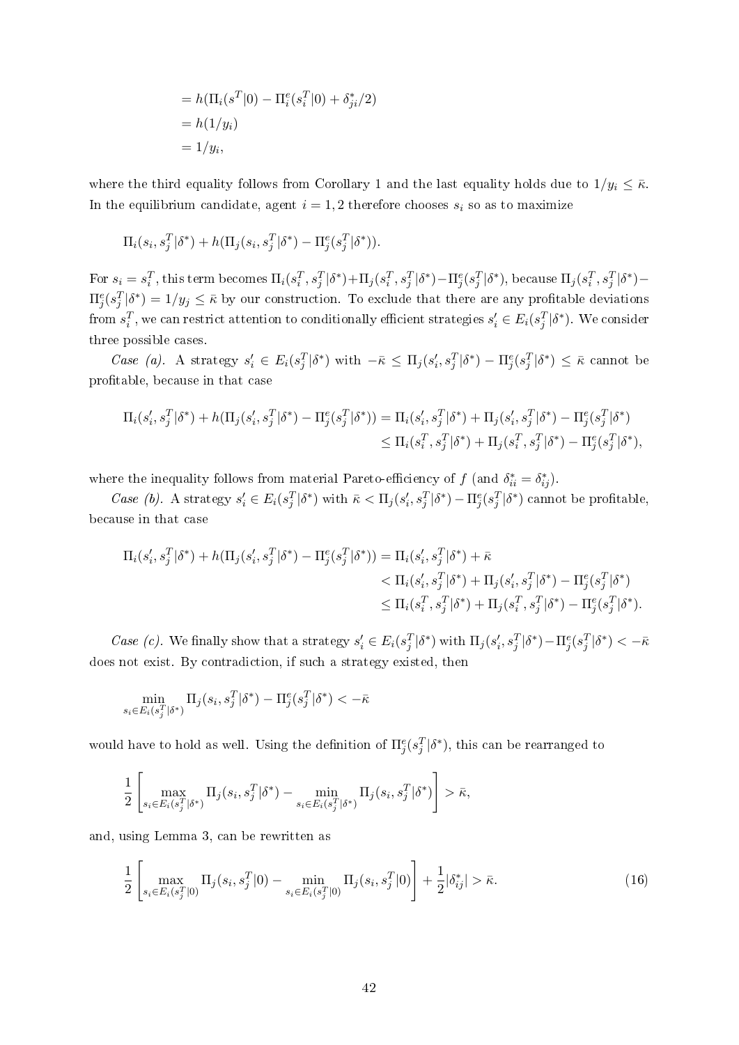$$
\begin{aligned}
&= h(\Pi_i(s^T|0) - \Pi_i^e(s_i^T|0) + \delta_{ji}^*/2) \\
&= h(1/y_i) \\
&= 1/y_i,
\end{aligned}
$$

where the third equality follows from Corollary 1 and the last equality holds due to $1/y_i \leq \bar{\kappa}$. In the equilibrium candidate, agent $i = 1, 2$ therefore chooses $s_i$ so as to maximize

$$
\Pi_i(s_i, s_j^T|\delta^*) + h(\Pi_j(s_i, s_j^T|\delta^*) - \Pi_j^e(s_j^T|\delta^*)).
$$

For $s_i = s_i^T$, this term becomes $\Pi_i(s_i^T, s_j^T|\delta^*) + \Pi_j(s_i^T, s_j^T|\delta^*) - \Pi_j^e(s_j^T|\delta^*)$, because $\Pi_j(s_i^T, s_j^T|\delta^*) - \Pi_j^e(s_j^T|\delta^*) = 1/y_j \leq \bar{\kappa}$ by our construction. To exclude that there are any profitable deviations from $s_i^T$, we can restrict attention to conditionally efficient strategies $s_i' \in E_i(s_j^T|\delta^*)$. We consider three possible cases.

*Case (a).* A strategy $s_i' \in E_i(s_j^T|\delta^*)$ with $-\bar{\kappa} \leq \Pi_j(s_i', s_j^T|\delta^*) - \Pi_j^e(s_j^T|\delta^*) \leq \bar{\kappa}$ cannot be profitable, because in that case

$$
\begin{aligned}
\Pi_i(s_i', s_j^T|\delta^*) + h(\Pi_j(s_i', s_j^T|\delta^*) - \Pi_j^e(s_j^T|\delta^*)) &= \Pi_i(s_i', s_j^T|\delta^*) + \Pi_j(s_i', s_j^T|\delta^*) - \Pi_j^e(s_j^T|\delta^*) \\
&\leq \Pi_i(s_i^T, s_j^T|\delta^*) + \Pi_j(s_i^T, s_j^T|\delta^*) - \Pi_j^e(s_j^T|\delta^*),
\end{aligned}
$$

where the inequality follows from material Pareto-efficiency of $f$ (and $\delta_{ii}^* = \delta_{ij}^*$).

*Case (b).* A strategy $s_i' \in E_i(s_j^T|\delta^*)$ with $\bar{\kappa} < \Pi_j(s_i', s_j^T|\delta^*) - \Pi_j^e(s_j^T|\delta^*)$ cannot be profitable, because in that case

$$
\begin{aligned}
\Pi_i(s_i', s_j^T|\delta^*) + h(\Pi_j(s_i', s_j^T|\delta^*) - \Pi_j^e(s_j^T|\delta^*)) &= \Pi_i(s_i', s_j^T|\delta^*) + \bar{\kappa} \\
&< \Pi_i(s_i', s_j^T|\delta^*) + \Pi_j(s_i', s_j^T|\delta^*) - \Pi_j^e(s_j^T|\delta^*) \\
&\leq \Pi_i(s_i^T, s_j^T|\delta^*) + \Pi_j(s_i^T, s_j^T|\delta^*) - \Pi_j^e(s_j^T|\delta^*).
\end{aligned}
$$

*Case (c).* We finally show that a strategy $s_i' \in E_i(s_j^T|\delta^*)$ with $\Pi_j(s_i', s_j^T|\delta^*) - \Pi_j^e(s_j^T|\delta^*) < -\bar{\kappa}$ does not exist. By contradiction, if such a strategy existed, then

$$
\min_{s_i \in E_i(s_j^T|\delta^*)} \Pi_j(s_i, s_j^T|\delta^*) - \Pi_j^e(s_j^T|\delta^*) < -\bar{\kappa}
$$

would have to hold as well. Using the definition of $\Pi_j^e(s_j^T|\delta^*)$, this can be rearranged to

$$
\frac{1}{2}\left[\max_{s_i \in E_i(s_j^T|\delta^*)} \Pi_j(s_i, s_j^T|\delta^*) - \min_{s_i \in E_i(s_j^T|\delta^*)} \Pi_j(s_i, s_j^T|\delta^*)\right] > \bar{\kappa},
$$

and, using Lemma 3, can be rewritten as

$$
\frac{1}{2}\left[\max_{s_i \in E_i(s_j^T|0)} \Pi_j(s_i, s_j^T|0) - \min_{s_i \in E_i(s_j^T|0)} \Pi_j(s_i, s_j^T|0)\right] + \frac{1}{2}|\delta_{ij}^*| > \bar{\kappa}. \tag{16}
$$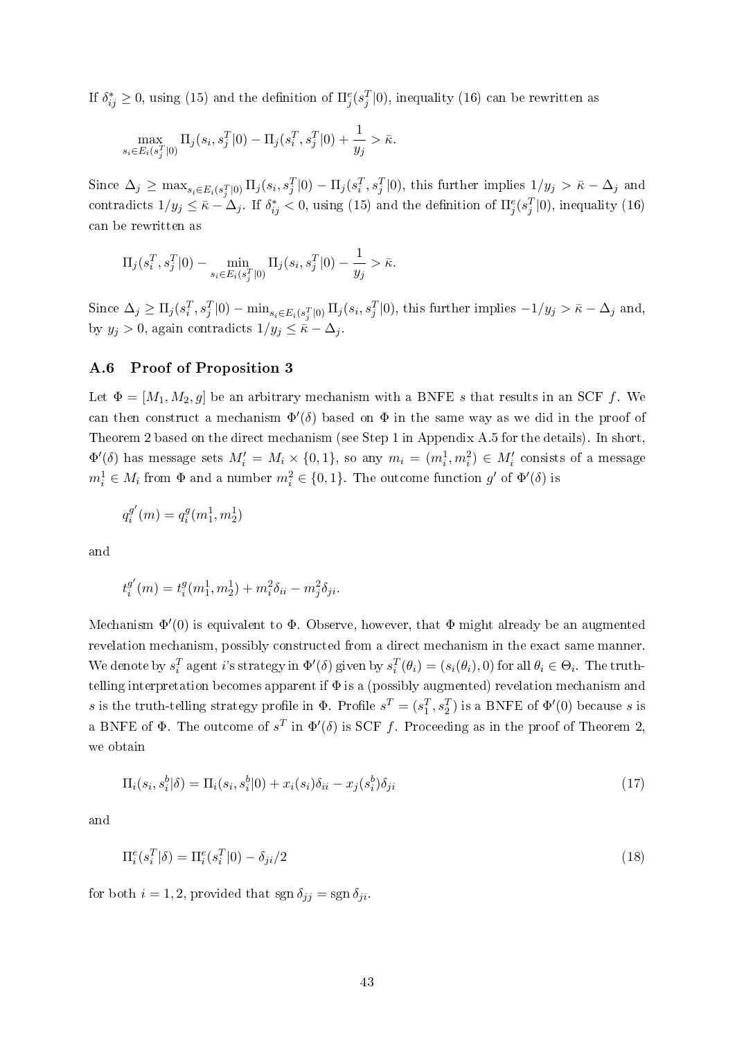If $\delta^*_{ij} \geq 0$, using (15) and the definition of $\Pi^e_j(s^T_j|0)$, inequality (16) can be rewritten as

$$\max_{s_i \in E_i(s^T_j|0)} \Pi_j(s_i, s^T_j|0) - \Pi_j(s^T_i, s^T_j|0) + \frac{1}{y_j} > \bar{\kappa}.$$

Since $\Delta_j \geq \max_{s_i \in E_i(s^T_j|0)} \Pi_j(s_i, s^T_j|0) - \Pi_j(s^T_i, s^T_j|0)$, this further implies $1/y_j > \bar{\kappa} - \Delta_j$ and contradicts $1/y_j \leq \bar{\kappa} - \Delta_j$. If $\delta^*_{ij} < 0$, using (15) and the definition of $\Pi^e_j(s^T_j|0)$, inequality (16) can be rewritten as

$$\Pi_j(s^T_i, s^T_j|0) - \min_{s_i \in E_i(s^T_j|0)} \Pi_j(s_i, s^T_j|0) - \frac{1}{y_j} > \bar{\kappa}.$$

Since $\Delta_j \geq \Pi_j(s^T_i, s^T_j|0) - \min_{s_i \in E_i(s^T_j|0)} \Pi_j(s_i, s^T_j|0)$, this further implies $-1/y_j > \bar{\kappa} - \Delta_j$ and, by $y_j > 0$, again contradicts $1/y_j \leq \bar{\kappa} - \Delta_j$.

### A.6 Proof of Proposition 3

Let $\Phi = [M_1, M_2, g]$ be an arbitrary mechanism with a BNFE $s$ that results in an SCF $f$. We can then construct a mechanism $\Phi'(\delta)$ based on $\Phi$ in the same way as we did in the proof of Theorem 2 based on the direct mechanism (see Step 1 in Appendix A.5 for the details). In short, $\Phi'(\delta)$ has message sets $M'_i = M_i \times \{0, 1\}$, so any $m_i = (m^1_i, m^2_i) \in M'_i$ consists of a message $m^1_i \in M_i$ from $\Phi$ and a number $m^2_i \in \{0, 1\}$. The outcome function $g'$ of $\Phi'(\delta)$ is

$$q^{g'}_i(m) = q^g_i(m^1_1, m^1_2)$$

and

$$t^{g'}_i(m) = t^g_i(m^1_1, m^1_2) + m^2_i \delta_{ii} - m^2_j \delta_{ji}.$$

Mechanism $\Phi'(0)$ is equivalent to $\Phi$. Observe, however, that $\Phi$ might already be an augmented revelation mechanism, possibly constructed from a direct mechanism in the exact same manner. We denote by $s^T_i$ agent $i$'s strategy in $\Phi'(\delta)$ given by $s^T_i(\theta_i) = (s_i(\theta_i), 0)$ for all $\theta_i \in \Theta_i$. The truth-telling interpretation becomes apparent if $\Phi$ is a (possibly augmented) revelation mechanism and $s$ is the truth-telling strategy profile in $\Phi$. Profile $s^T = (s^T_1, s^T_2)$ is a BNFE of $\Phi'(0)$ because $s$ is a BNFE of $\Phi$. The outcome of $s^T$ in $\Phi'(\delta)$ is SCF $f$. Proceeding as in the proof of Theorem 2, we obtain

$$\Pi_i(s_i, s^b_i|\delta) = \Pi_i(s_i, s^b_i|0) + x_i(s_i)\delta_{ii} - x_j(s^b_i)\delta_{ji} \tag{17}$$

and

$$\Pi^e_i(s^T_i|\delta) = \Pi^e_i(s^T_i|0) - \delta_{ji}/2 \tag{18}$$

for both $i = 1, 2$, provided that $\operatorname{sgn} \delta_{jj} = \operatorname{sgn} \delta_{ji}$.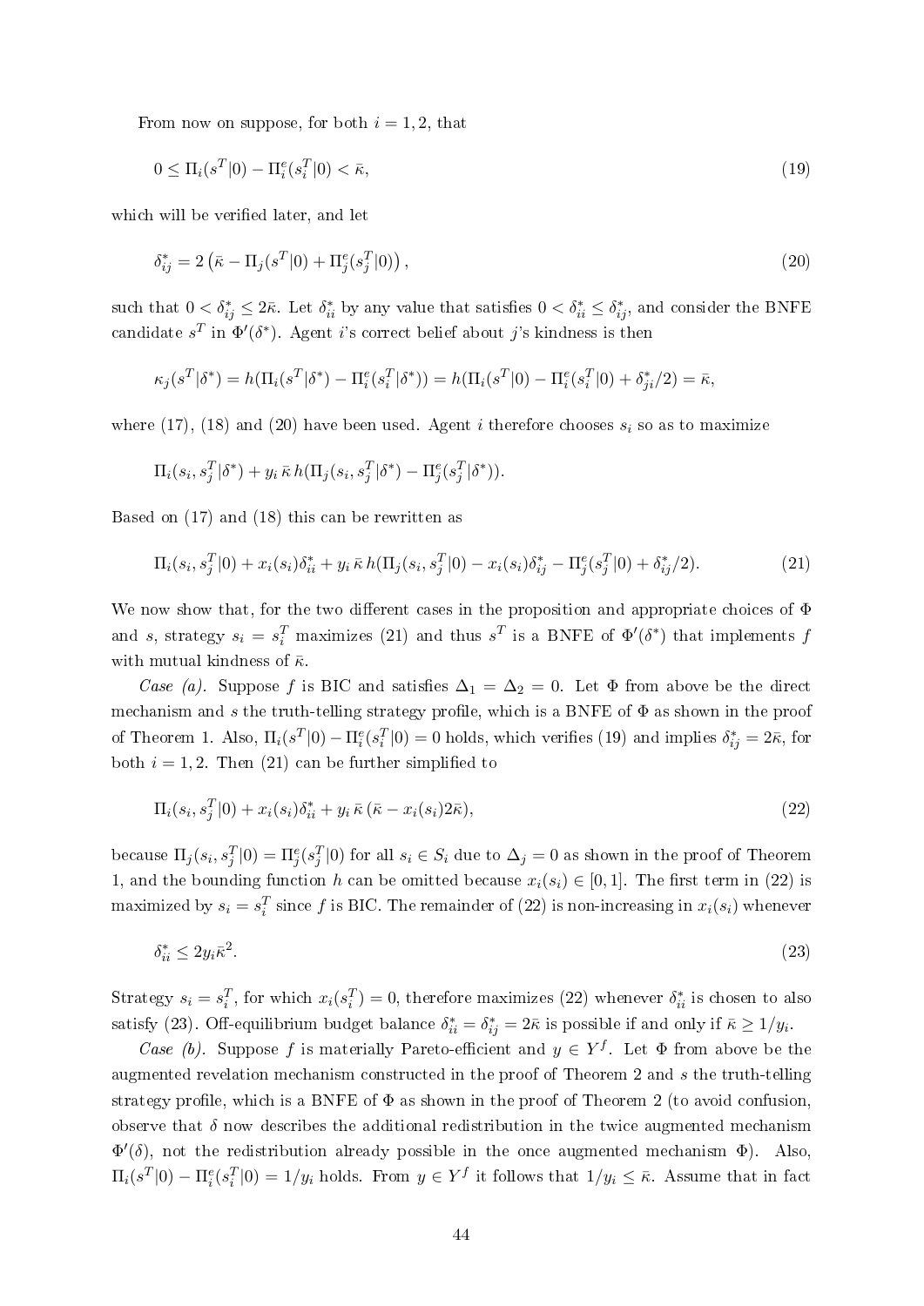From now on suppose, for both $i = 1, 2$, that

$$0 \leq \Pi_i(s^T|0) - \Pi_i^e(s_i^T|0) < \bar{\kappa}, \tag{19}$$

which will be verified later, and let

$$\delta_{ij}^* = 2\left(\bar{\kappa} - \Pi_j(s^T|0) + \Pi_j^e(s_j^T|0)\right), \tag{20}$$

such that $0 < \delta_{ij}^* \leq 2\bar{\kappa}$. Let $\delta_{ii}^*$ by any value that satisfies $0 < \delta_{ii}^* \leq \delta_{ij}^*$, and consider the BNFE candidate $s^T$ in $\Phi'(\delta^*)$. Agent $i$'s correct belief about $j$'s kindness is then

$$\kappa_j(s^T|\delta^*) = h(\Pi_i(s^T|\delta^*) - \Pi_i^e(s_i^T|\delta^*)) = h(\Pi_i(s^T|0) - \Pi_i^e(s_i^T|0) + \delta_{ji}^*/2) = \bar{\kappa},$$

where (17), (18) and (20) have been used. Agent $i$ therefore chooses $s_i$ so as to maximize

$$\Pi_i(s_i, s_j^T|\delta^*) + y_i\,\bar{\kappa}\,h(\Pi_j(s_i, s_j^T|\delta^*) - \Pi_j^e(s_j^T|\delta^*)).$$

Based on (17) and (18) this can be rewritten as

$$\Pi_i(s_i, s_j^T|0) + x_i(s_i)\delta_{ii}^* + y_i\,\bar{\kappa}\,h(\Pi_j(s_i, s_j^T|0) - x_i(s_i)\delta_{ij}^* - \Pi_j^e(s_j^T|0) + \delta_{ij}^*/2). \tag{21}$$

We now show that, for the two different cases in the proposition and appropriate choices of $\Phi$ and $s$, strategy $s_i = s_i^T$ maximizes (21) and thus $s^T$ is a BNFE of $\Phi'(\delta^*)$ that implements $f$ with mutual kindness of $\bar{\kappa}$.

*Case (a).* Suppose $f$ is BIC and satisfies $\Delta_1 = \Delta_2 = 0$. Let $\Phi$ from above be the direct mechanism and $s$ the truth-telling strategy profile, which is a BNFE of $\Phi$ as shown in the proof of Theorem 1. Also, $\Pi_i(s^T|0) - \Pi_i^e(s_i^T|0) = 0$ holds, which verifies (19) and implies $\delta_{ij}^* = 2\bar{\kappa}$, for both $i = 1, 2$. Then (21) can be further simplified to

$$\Pi_i(s_i, s_j^T|0) + x_i(s_i)\delta_{ii}^* + y_i\,\bar{\kappa}\,(\bar{\kappa} - x_i(s_i)2\bar{\kappa}), \tag{22}$$

because $\Pi_j(s_i, s_j^T|0) = \Pi_j^e(s_j^T|0)$ for all $s_i \in S_i$ due to $\Delta_j = 0$ as shown in the proof of Theorem 1, and the bounding function $h$ can be omitted because $x_i(s_i) \in [0, 1]$. The first term in (22) is maximized by $s_i = s_i^T$ since $f$ is BIC. The remainder of (22) is non-increasing in $x_i(s_i)$ whenever

$$\delta_{ii}^* \leq 2y_i\bar{\kappa}^2. \tag{23}$$

Strategy $s_i = s_i^T$, for which $x_i(s_i^T) = 0$, therefore maximizes (22) whenever $\delta_{ii}^*$ is chosen to also satisfy (23). Off-equilibrium budget balance $\delta_{ii}^* = \delta_{ij}^* = 2\bar{\kappa}$ is possible if and only if $\bar{\kappa} \geq 1/y_i$.

*Case (b).* Suppose $f$ is materially Pareto-efficient and $y \in Y^f$. Let $\Phi$ from above be the augmented revelation mechanism constructed in the proof of Theorem 2 and $s$ the truth-telling strategy profile, which is a BNFE of $\Phi$ as shown in the proof of Theorem 2 (to avoid confusion, observe that $\delta$ now describes the additional redistribution in the twice augmented mechanism $\Phi'(\delta)$, not the redistribution already possible in the once augmented mechanism $\Phi$). Also, $\Pi_i(s^T|0) - \Pi_i^e(s_i^T|0) = 1/y_i$ holds. From $y \in Y^f$ it follows that $1/y_i \leq \bar{\kappa}$. Assume that in fact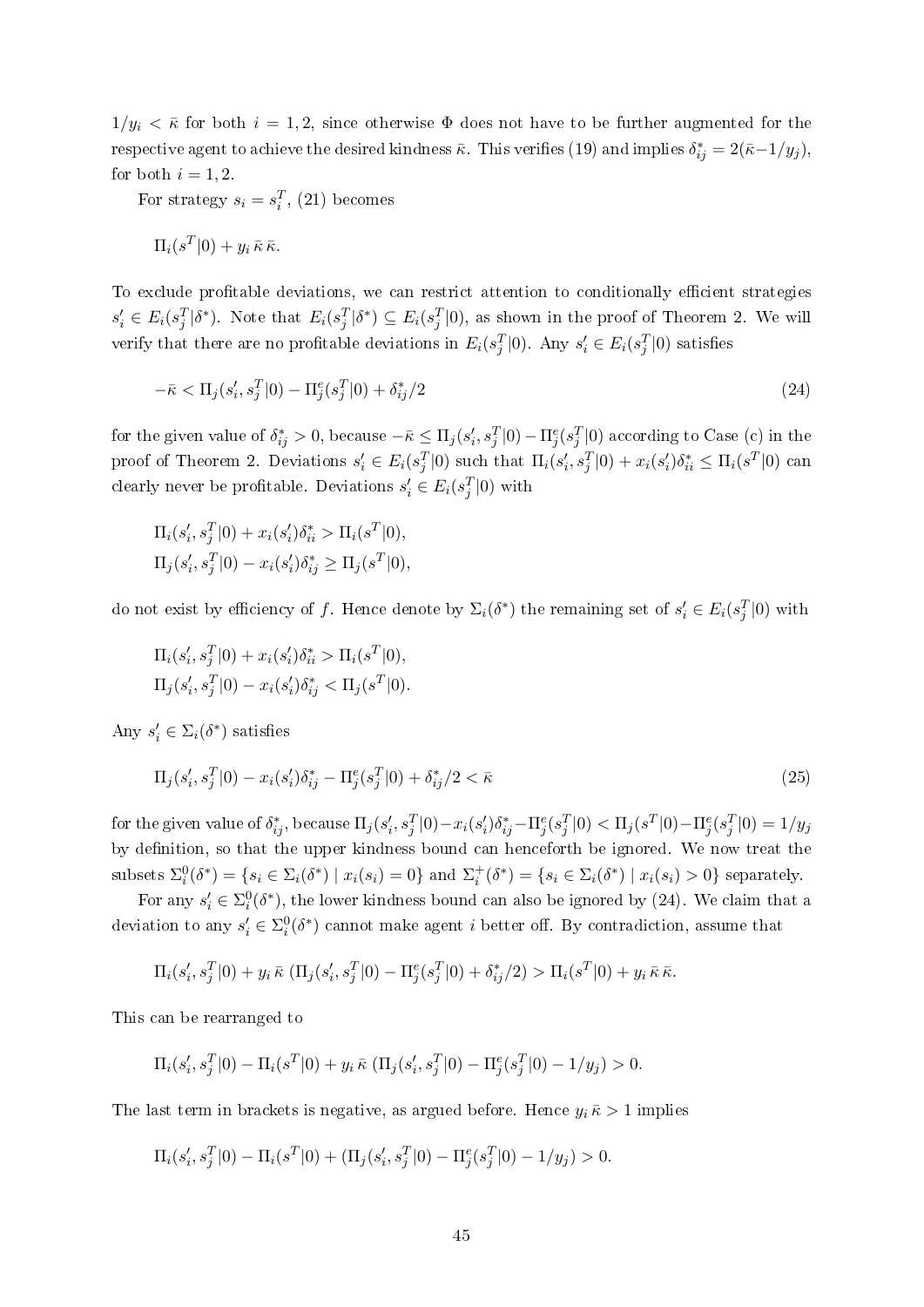$1/y_i < \bar{\kappa}$ for both $i = 1, 2$, since otherwise $\Phi$ does not have to be further augmented for the respective agent to achieve the desired kindness $\bar{\kappa}$. This verifies (19) and implies $\delta^*_{ij} = 2(\bar{\kappa} - 1/y_j)$, for both $i = 1, 2$.

For strategy $s_i = s_i^T$, (21) becomes

$$\Pi_i(s^T|0) + y_i\,\bar{\kappa}\,\bar{\kappa}.$$

To exclude profitable deviations, we can restrict attention to conditionally efficient strategies $s_i' \in E_i(s_j^T|\delta^*)$. Note that $E_i(s_j^T|\delta^*) \subseteq E_i(s_j^T|0)$, as shown in the proof of Theorem 2. We will verify that there are no profitable deviations in $E_i(s_j^T|0)$. Any $s_i' \in E_i(s_j^T|0)$ satisfies

$$-\bar{\kappa} < \Pi_j(s_i', s_j^T|0) - \Pi_j^e(s_j^T|0) + \delta^*_{ij}/2 \tag{24}$$

for the given value of $\delta^*_{ij} > 0$, because $-\bar{\kappa} \leq \Pi_j(s_i', s_j^T|0) - \Pi_j^e(s_j^T|0)$ according to Case (c) in the proof of Theorem 2. Deviations $s_i' \in E_i(s_j^T|0)$ such that $\Pi_i(s_i', s_j^T|0) + x_i(s_i')\delta^*_{ii} \leq \Pi_i(s^T|0)$ can clearly never be profitable. Deviations $s_i' \in E_i(s_j^T|0)$ with

$$\Pi_i(s_i', s_j^T|0) + x_i(s_i')\delta^*_{ii} > \Pi_i(s^T|0),$$
$$\Pi_j(s_i', s_j^T|0) - x_i(s_i')\delta^*_{ij} \geq \Pi_j(s^T|0),$$

do not exist by efficiency of $f$. Hence denote by $\Sigma_i(\delta^*)$ the remaining set of $s_i' \in E_i(s_j^T|0)$ with

$$\Pi_i(s_i', s_j^T|0) + x_i(s_i')\delta^*_{ii} > \Pi_i(s^T|0),$$
$$\Pi_j(s_i', s_j^T|0) - x_i(s_i')\delta^*_{ij} < \Pi_j(s^T|0).$$

Any $s_i' \in \Sigma_i(\delta^*)$ satisfies

$$\Pi_j(s_i', s_j^T|0) - x_i(s_i')\delta^*_{ij} - \Pi_j^e(s_j^T|0) + \delta^*_{ij}/2 < \bar{\kappa} \tag{25}$$

for the given value of $\delta^*_{ij}$, because $\Pi_j(s_i', s_j^T|0) - x_i(s_i')\delta^*_{ij} - \Pi_j^e(s_j^T|0) < \Pi_j(s^T|0) - \Pi_j^e(s_j^T|0) = 1/y_j$ by definition, so that the upper kindness bound can henceforth be ignored. We now treat the subsets $\Sigma_i^0(\delta^*) = \{s_i \in \Sigma_i(\delta^*) \mid x_i(s_i) = 0\}$ and $\Sigma_i^+(\delta^*) = \{s_i \in \Sigma_i(\delta^*) \mid x_i(s_i) > 0\}$ separately.

For any $s_i' \in \Sigma_i^0(\delta^*)$, the lower kindness bound can also be ignored by (24). We claim that a deviation to any $s_i' \in \Sigma_i^0(\delta^*)$ cannot make agent $i$ better off. By contradiction, assume that

$$\Pi_i(s_i', s_j^T|0) + y_i\,\bar{\kappa}\,(\Pi_j(s_i', s_j^T|0) - \Pi_j^e(s_j^T|0) + \delta^*_{ij}/2) > \Pi_i(s^T|0) + y_i\,\bar{\kappa}\,\bar{\kappa}.$$

This can be rearranged to

$$\Pi_i(s_i', s_j^T|0) - \Pi_i(s^T|0) + y_i\,\bar{\kappa}\,(\Pi_j(s_i', s_j^T|0) - \Pi_j^e(s_j^T|0) - 1/y_j) > 0.$$

The last term in brackets is negative, as argued before. Hence $y_i\,\bar{\kappa} > 1$ implies

$$\Pi_i(s_i', s_j^T|0) - \Pi_i(s^T|0) + (\Pi_j(s_i', s_j^T|0) - \Pi_j^e(s_j^T|0) - 1/y_j) > 0.$$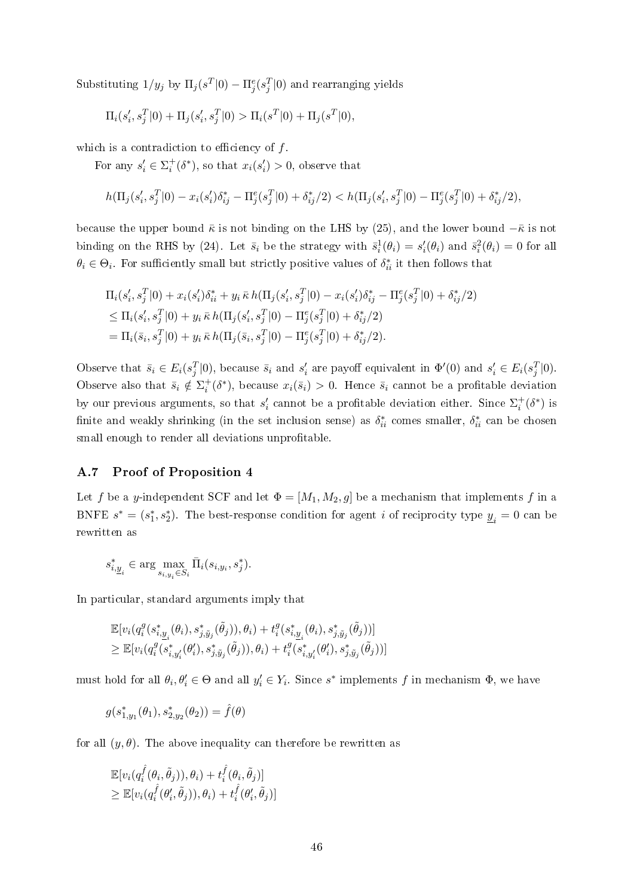Substituting $1/y_j$ by $\Pi_j(s^T|0) - \Pi_j^e(s_j^T|0)$ and rearranging yields

$$\Pi_i(s_i', s_j^T|0) + \Pi_j(s_i', s_j^T|0) > \Pi_i(s^T|0) + \Pi_j(s^T|0),$$

which is a contradiction to efficiency of $f$.

For any $s_i' \in \Sigma_i^+(\delta^*)$, so that $x_i(s_i') > 0$, observe that

$$h(\Pi_j(s_i', s_j^T|0) - x_i(s_i')\delta_{ij}^* - \Pi_j^e(s_j^T|0) + \delta_{ij}^*/2) < h(\Pi_j(s_i', s_j^T|0) - \Pi_j^e(s_j^T|0) + \delta_{ij}^*/2),$$

because the upper bound $\bar{\kappa}$ is not binding on the LHS by (25), and the lower bound $-\bar{\kappa}$ is not binding on the RHS by (24). Let $\bar{s}_i$ be the strategy with $\bar{s}_i^1(\theta_i) = s_i'(\theta_i)$ and $\bar{s}_i^2(\theta_i) = 0$ for all $\theta_i \in \Theta_i$. For sufficiently small but strictly positive values of $\delta_{ii}^*$ it then follows that

$$\begin{aligned}
&\Pi_i(s_i', s_j^T|0) + x_i(s_i')\delta_{ii}^* + y_i\,\bar{\kappa}\,h(\Pi_j(s_i', s_j^T|0) - x_i(s_i')\delta_{ij}^* - \Pi_j^e(s_j^T|0) + \delta_{ij}^*/2)\\
&\leq \Pi_i(s_i', s_j^T|0) + y_i\,\bar{\kappa}\,h(\Pi_j(s_i', s_j^T|0) - \Pi_j^e(s_j^T|0) + \delta_{ij}^*/2)\\
&= \Pi_i(\bar{s}_i, s_j^T|0) + y_i\,\bar{\kappa}\,h(\Pi_j(\bar{s}_i, s_j^T|0) - \Pi_j^e(s_j^T|0) + \delta_{ij}^*/2).
\end{aligned}$$

Observe that $\bar{s}_i \in E_i(s_j^T|0)$, because $\bar{s}_i$ and $s_i'$ are payoff equivalent in $\Phi'(0)$ and $s_i' \in E_i(s_j^T|0)$. Observe also that $\bar{s}_i \notin \Sigma_i^+(\delta^*)$, because $x_i(\bar{s}_i) > 0$. Hence $\bar{s}_i$ cannot be a profitable deviation by our previous arguments, so that $s_i'$ cannot be a profitable deviation either. Since $\Sigma_i^+(\delta^*)$ is finite and weakly shrinking (in the set inclusion sense) as $\delta_{ii}^*$ comes smaller, $\delta_{ii}^*$ can be chosen small enough to render all deviations unprofitable.

### A.7 Proof of Proposition 4

Let $f$ be a $y$-independent SCF and let $\Phi = [M_1, M_2, g]$ be a mechanism that implements $f$ in a BNFE $s^* = (s_1^*, s_2^*)$. The best-response condition for agent $i$ of reciprocity type $\underline{y}_i = 0$ can be rewritten as

$$s_{i,\underline{y}_i}^* \in \arg\max_{s_{i,y_i} \in S_i} \bar{\Pi}_i(s_{i,y_i}, s_j^*).$$

In particular, standard arguments imply that

$$\begin{aligned}
&\mathbb{E}[v_i(q_i^g(s_{i,\underline{y}_i}^*(\theta_i), s_{j,\tilde{y}_j}^*(\tilde{\theta}_j)), \theta_i) + t_i^g(s_{i,\underline{y}_i}^*(\theta_i), s_{j,\tilde{y}_j}^*(\tilde{\theta}_j))]\\
&\geq \mathbb{E}[v_i(q_i^g(s_{i,y_i'}^*(\theta_i'), s_{j,\tilde{y}_j}^*(\tilde{\theta}_j)), \theta_i) + t_i^g(s_{i,y_i'}^*(\theta_i'), s_{j,\tilde{y}_j}^*(\tilde{\theta}_j))]
\end{aligned}$$

must hold for all $\theta_i, \theta_i' \in \Theta$ and all $y_i' \in Y_i$. Since $s^*$ implements $f$ in mechanism $\Phi$, we have

$$g(s_{1,y_1}^*(\theta_1), s_{2,y_2}^*(\theta_2)) = \hat{f}(\theta)$$

for all $(y, \theta)$. The above inequality can therefore be rewritten as

$$\begin{aligned}
&\mathbb{E}[v_i(q_i^{\hat{f}}(\theta_i, \tilde{\theta}_j)), \theta_i) + t_i^{\hat{f}}(\theta_i, \tilde{\theta}_j)]\\
&\geq \mathbb{E}[v_i(q_i^{\hat{f}}(\theta_i', \tilde{\theta}_j)), \theta_i) + t_i^{\hat{f}}(\theta_i', \tilde{\theta}_j)]
\end{aligned}$$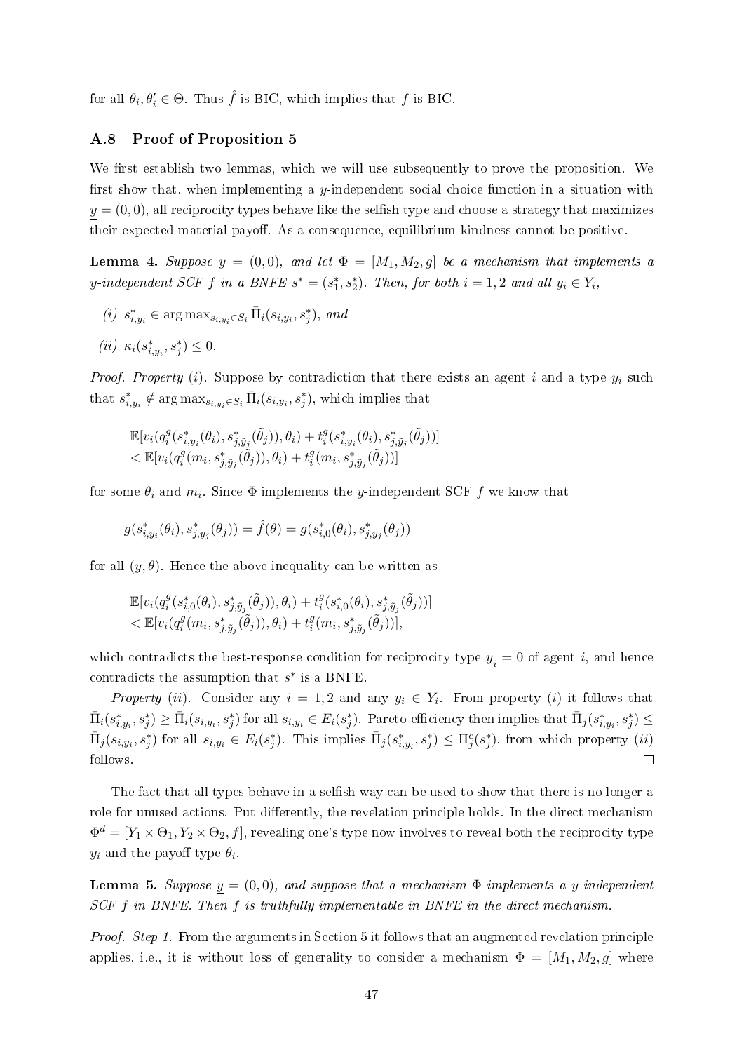for all $\theta_i, \theta_i' \in \Theta$. Thus $\hat{f}$ is BIC, which implies that $f$ is BIC.

### A.8 Proof of Proposition 5

We first establish two lemmas, which we will use subsequently to prove the proposition. We first show that, when implementing a $y$-independent social choice function in a situation with $\underline{y} = (0,0)$, all reciprocity types behave like the selfish type and choose a strategy that maximizes their expected material payoff. As a consequence, equilibrium kindness cannot be positive.

**Lemma 4.** *Suppose $\underline{y} = (0,0)$, and let $\Phi = [M_1, M_2, g]$ be a mechanism that implements a $y$-independent SCF $f$ in a BNFE $s^* = (s_1^*, s_2^*)$. Then, for both $i = 1,2$ and all $y_i \in Y_i$,*

*(i)* $s^*_{i,y_i} \in \arg\max_{s_{i,y_i} \in S_i} \bar{\Pi}_i(s_{i,y_i}, s_j^*)$, *and*

*(ii)* $\kappa_i(s^*_{i,y_i}, s_j^*) \leq 0$.

*Proof. Property (i).* Suppose by contradiction that there exists an agent $i$ and a type $y_i$ such that $s^*_{i,y_i} \notin \arg\max_{s_{i,y_i} \in S_i} \bar{\Pi}_i(s_{i,y_i}, s_j^*)$, which implies that

$$\begin{aligned}
&\mathbb{E}[v_i(q_i^g(s^*_{i,y_i}(\theta_i), s^*_{j,\tilde{y}_j}(\tilde{\theta}_j)), \theta_i) + t_i^g(s^*_{i,y_i}(\theta_i), s^*_{j,\tilde{y}_j}(\tilde{\theta}_j))] \\
&< \mathbb{E}[v_i(q_i^g(m_i, s^*_{j,\tilde{y}_j}(\tilde{\theta}_j)), \theta_i) + t_i^g(m_i, s^*_{j,\tilde{y}_j}(\tilde{\theta}_j))]
\end{aligned}$$

for some $\theta_i$ and $m_i$. Since $\Phi$ implements the $y$-independent SCF $f$ we know that

$$g(s^*_{i,y_i}(\theta_i), s^*_{j,y_j}(\theta_j)) = \hat{f}(\theta) = g(s^*_{i,0}(\theta_i), s^*_{j,y_j}(\theta_j))$$

for all $(y, \theta)$. Hence the above inequality can be written as

$$\begin{aligned}
&\mathbb{E}[v_i(q_i^g(s^*_{i,0}(\theta_i), s^*_{j,\tilde{y}_j}(\tilde{\theta}_j)), \theta_i) + t_i^g(s^*_{i,0}(\theta_i), s^*_{j,\tilde{y}_j}(\tilde{\theta}_j))] \\
&< \mathbb{E}[v_i(q_i^g(m_i, s^*_{j,\tilde{y}_j}(\tilde{\theta}_j)), \theta_i) + t_i^g(m_i, s^*_{j,\tilde{y}_j}(\tilde{\theta}_j))],
\end{aligned}$$

which contradicts the best-response condition for reciprocity type $\underline{y}_i = 0$ of agent $i$, and hence contradicts the assumption that $s^*$ is a BNFE.

*Property (ii).* Consider any $i = 1,2$ and any $y_i \in Y_i$. From property $(i)$ it follows that $\bar{\Pi}_i(s^*_{i,y_i}, s_j^*) \geq \bar{\Pi}_i(s_{i,y_i}, s_j^*)$ for all $s_{i,y_i} \in E_i(s_j^*)$. Pareto-efficiency then implies that $\bar{\Pi}_j(s^*_{i,y_i}, s_j^*) \leq \bar{\Pi}_j(s_{i,y_i}, s_j^*)$ for all $s_{i,y_i} \in E_i(s_j^*)$. This implies $\bar{\Pi}_j(s^*_{i,y_i}, s_j^*) \leq \Pi_j^e(s_j^*)$, from which property $(ii)$ follows. $\square$

The fact that all types behave in a selfish way can be used to show that there is no longer a role for unused actions. Put differently, the revelation principle holds. In the direct mechanism $\Phi^d = [Y_1 \times \Theta_1, Y_2 \times \Theta_2, f]$, revealing one's type now involves to reveal both the reciprocity type $y_i$ and the payoff type $\theta_i$.

**Lemma 5.** *Suppose $\underline{y} = (0,0)$, and suppose that a mechanism $\Phi$ implements a $y$-independent SCF $f$ in BNFE. Then $f$ is truthfully implementable in BNFE in the direct mechanism.*

*Proof. Step 1.* From the arguments in Section 5 it follows that an augmented revelation principle applies, i.e., it is without loss of generality to consider a mechanism $\Phi = [M_1, M_2, g]$ where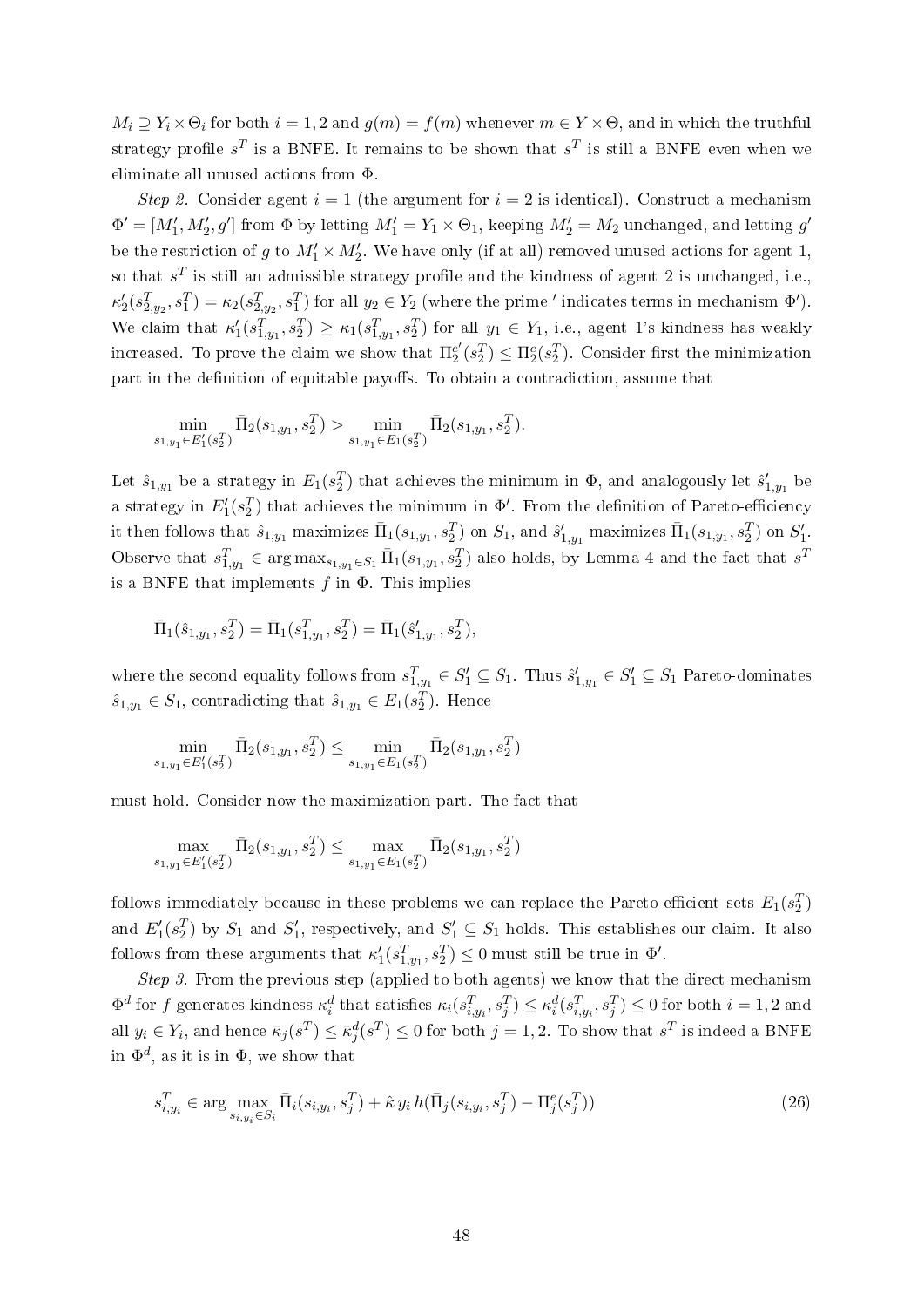$M_i \supseteq Y_i \times \Theta_i$ for both $i = 1, 2$ and $g(m) = f(m)$ whenever $m \in Y \times \Theta$, and in which the truthful strategy profile $s^T$ is a BNFE. It remains to be shown that $s^T$ is still a BNFE even when we eliminate all unused actions from $\Phi$.

*Step 2.* Consider agent $i = 1$ (the argument for $i = 2$ is identical). Construct a mechanism $\Phi' = [M_1', M_2', g']$ from $\Phi$ by letting $M_1' = Y_1 \times \Theta_1$, keeping $M_2' = M_2$ unchanged, and letting $g'$ be the restriction of $g$ to $M_1' \times M_2'$. We have only (if at all) removed unused actions for agent 1, so that $s^T$ is still an admissible strategy profile and the kindness of agent 2 is unchanged, i.e., $\kappa_2'(s^T_{2,y_2}, s^T_1) = \kappa_2(s^T_{2,y_2}, s^T_1)$ for all $y_2 \in Y_2$ (where the prime $'$ indicates terms in mechanism $\Phi'$). We claim that $\kappa_1'(s^T_{1,y_1}, s^T_2) \geq \kappa_1(s^T_{1,y_1}, s^T_2)$ for all $y_1 \in Y_1$, i.e., agent 1's kindness has weakly increased. To prove the claim we show that $\Pi_2^{e'}(s_2^T) \leq \Pi_2^e(s_2^T)$. Consider first the minimization part in the definition of equitable payoffs. To obtain a contradiction, assume that

$$\min_{s_{1,y_1} \in E_1'(s_2^T)} \bar{\Pi}_2(s_{1,y_1}, s_2^T) > \min_{s_{1,y_1} \in E_1(s_2^T)} \bar{\Pi}_2(s_{1,y_1}, s_2^T).$$

Let $\hat{s}_{1,y_1}$ be a strategy in $E_1(s_2^T)$ that achieves the minimum in $\Phi$, and analogously let $\hat{s}'_{1,y_1}$ be a strategy in $E_1'(s_2^T)$ that achieves the minimum in $\Phi'$. From the definition of Pareto-efficiency it then follows that $\hat{s}_{1,y_1}$ maximizes $\bar{\Pi}_1(s_{1,y_1}, s_2^T)$ on $S_1$, and $\hat{s}'_{1,y_1}$ maximizes $\bar{\Pi}_1(s_{1,y_1}, s_2^T)$ on $S_1'$. Observe that $s^T_{1,y_1} \in \arg\max_{s_{1,y_1} \in S_1} \bar{\Pi}_1(s_{1,y_1}, s_2^T)$ also holds, by Lemma 4 and the fact that $s^T$ is a BNFE that implements $f$ in $\Phi$. This implies

$$\bar{\Pi}_1(\hat{s}_{1,y_1}, s_2^T) = \bar{\Pi}_1(s^T_{1,y_1}, s_2^T) = \bar{\Pi}_1(\hat{s}'_{1,y_1}, s_2^T),$$

where the second equality follows from $s^T_{1,y_1} \in S_1' \subseteq S_1$. Thus $\hat{s}'_{1,y_1} \in S_1' \subseteq S_1$ Pareto-dominates $\hat{s}_{1,y_1} \in S_1$, contradicting that $\hat{s}_{1,y_1} \in E_1(s_2^T)$. Hence

$$\min_{s_{1,y_1} \in E_1'(s_2^T)} \bar{\Pi}_2(s_{1,y_1}, s_2^T) \leq \min_{s_{1,y_1} \in E_1(s_2^T)} \bar{\Pi}_2(s_{1,y_1}, s_2^T)$$

must hold. Consider now the maximization part. The fact that

$$\max_{s_{1,y_1} \in E_1'(s_2^T)} \bar{\Pi}_2(s_{1,y_1}, s_2^T) \leq \max_{s_{1,y_1} \in E_1(s_2^T)} \bar{\Pi}_2(s_{1,y_1}, s_2^T)$$

follows immediately because in these problems we can replace the Pareto-efficient sets $E_1(s_2^T)$ and $E_1'(s_2^T)$ by $S_1$ and $S_1'$, respectively, and $S_1' \subseteq S_1$ holds. This establishes our claim. It also follows from these arguments that $\kappa_1'(s^T_{1,y_1}, s_2^T) \leq 0$ must still be true in $\Phi'$.

*Step 3.* From the previous step (applied to both agents) we know that the direct mechanism $\Phi^d$ for $f$ generates kindness $\kappa_i^d$ that satisfies $\kappa_i(s^T_{i,y_i}, s^T_j) \leq \kappa_i^d(s^T_{i,y_i}, s^T_j) \leq 0$ for both $i = 1, 2$ and all $y_i \in Y_i$, and hence $\bar{\kappa}_j(s^T) \leq \bar{\kappa}_j^d(s^T) \leq 0$ for both $j = 1, 2$. To show that $s^T$ is indeed a BNFE in $\Phi^d$, as it is in $\Phi$, we show that

$$s^T_{i,y_i} \in \arg\max_{s_{i,y_i} \in S_i} \bar{\Pi}_i(s_{i,y_i}, s_j^T) + \hat{\kappa}\, y_i\, h(\bar{\Pi}_j(s_{i,y_i}, s_j^T) - \Pi_j^e(s_j^T)) \tag{26}$$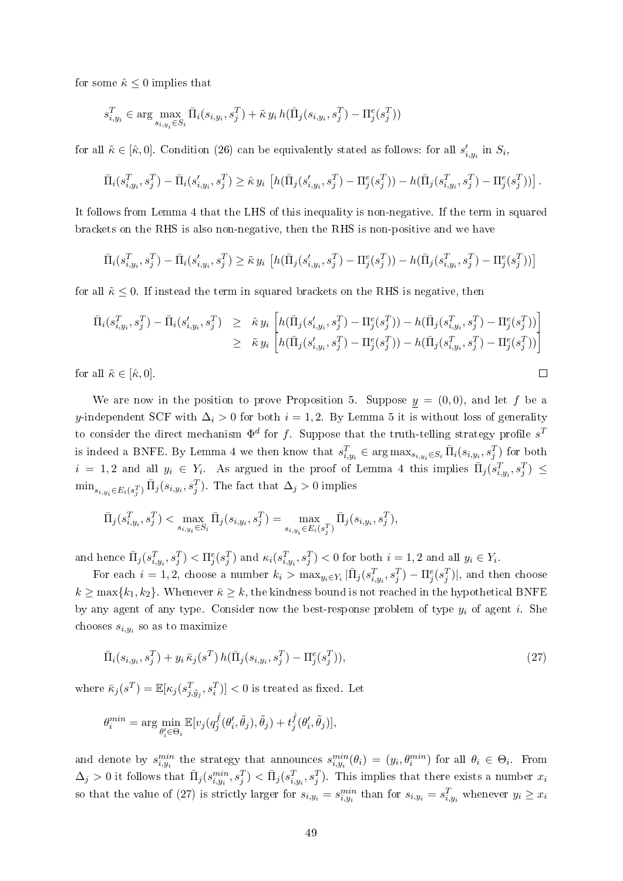for some $\hat{\kappa} \leq 0$ implies that

$$s^T_{i,y_i} \in \arg\max_{s_{i,y_i} \in S_i} \bar{\Pi}_i(s_{i,y_i}, s^T_j) + \tilde{\kappa}\, y_i\, h(\bar{\Pi}_j(s_{i,y_i}, s^T_j) - \Pi^e_j(s^T_j))$$

for all $\tilde{\kappa} \in [\hat{\kappa}, 0]$. Condition (26) can be equivalently stated as follows: for all $s'_{i,y_i}$ in $S_i$,

$$\bar{\Pi}_i(s^T_{i,y_i}, s^T_j) - \bar{\Pi}_i(s'_{i,y_i}, s^T_j) \geq \hat{\kappa}\, y_i \left[ h(\bar{\Pi}_j(s'_{i,y_i}, s^T_j) - \Pi^e_j(s^T_j)) - h(\bar{\Pi}_j(s^T_{i,y_i}, s^T_j) - \Pi^e_j(s^T_j)) \right].$$

It follows from Lemma 4 that the LHS of this inequality is non-negative. If the term in squared brackets on the RHS is also non-negative, then the RHS is non-positive and we have

$$\bar{\Pi}_i(s^T_{i,y_i}, s^T_j) - \bar{\Pi}_i(s'_{i,y_i}, s^T_j) \geq \tilde{\kappa}\, y_i \left[ h(\bar{\Pi}_j(s'_{i,y_i}, s^T_j) - \Pi^e_j(s^T_j)) - h(\bar{\Pi}_j(s^T_{i,y_i}, s^T_j) - \Pi^e_j(s^T_j)) \right]$$

for all $\tilde{\kappa} \leq 0$. If instead the term in squared brackets on the RHS is negative, then

$$\begin{aligned}
\bar{\Pi}_i(s^T_{i,y_i}, s^T_j) - \bar{\Pi}_i(s'_{i,y_i}, s^T_j) &\geq \hat{\kappa}\, y_i \left[ h(\bar{\Pi}_j(s'_{i,y_i}, s^T_j) - \Pi^e_j(s^T_j)) - h(\bar{\Pi}_j(s^T_{i,y_i}, s^T_j) - \Pi^e_j(s^T_j)) \right] \\
&\geq \tilde{\kappa}\, y_i \left[ h(\bar{\Pi}_j(s'_{i,y_i}, s^T_j) - \Pi^e_j(s^T_j)) - h(\bar{\Pi}_j(s^T_{i,y_i}, s^T_j) - \Pi^e_j(s^T_j)) \right]
\end{aligned}$$

for all $\tilde{\kappa} \in [\hat{\kappa}, 0]$. $\square$

We are now in the position to prove Proposition 5. Suppose $\underline{y} = (0, 0)$, and let $f$ be a $y$-independent SCF with $\Delta_i > 0$ for both $i = 1, 2$. By Lemma 5 it is without loss of generality to consider the direct mechanism $\Phi^d$ for $f$. Suppose that the truth-telling strategy profile $s^T$ is indeed a BNFE. By Lemma 4 we then know that $s^T_{i,y_i} \in \arg\max_{s_{i,y_i} \in S_i} \bar{\Pi}_i(s_{i,y_i}, s^T_j)$ for both $i = 1, 2$ and all $y_i \in Y_i$. As argued in the proof of Lemma 4 this implies $\bar{\Pi}_j(s^T_{i,y_i}, s^T_j) \leq \min_{s_{i,y_i} \in E_i(s^T_j)} \bar{\Pi}_j(s_{i,y_i}, s^T_j)$. The fact that $\Delta_j > 0$ implies

$$\bar{\Pi}_j(s^T_{i,y_i}, s^T_j) < \max_{s_{i,y_i} \in S_i} \bar{\Pi}_j(s_{i,y_i}, s^T_j) = \max_{s_{i,y_i} \in E_i(s^T_j)} \bar{\Pi}_j(s_{i,y_i}, s^T_j),$$

and hence $\bar{\Pi}_j(s^T_{i,y_i}, s^T_j) < \Pi^e_j(s^T_j)$ and $\kappa_i(s^T_{i,y_i}, s^T_j) < 0$ for both $i = 1, 2$ and all $y_i \in Y_i$.

For each $i = 1, 2$, choose a number $k_i > \max_{y_i \in Y_i} |\bar{\Pi}_j(s^T_{i,y_i}, s^T_j) - \Pi^e_j(s^T_j)|$, and then choose $k \geq \max\{k_1, k_2\}$. Whenever $\bar{\kappa} \geq k$, the kindness bound is not reached in the hypothetical BNFE by any agent of any type. Consider now the best-response problem of type $y_i$ of agent $i$. She chooses $s_{i,y_i}$ so as to maximize

$$\bar{\Pi}_i(s_{i,y_i}, s^T_j) + y_i\, \bar{\kappa}_j(s^T)\, h(\bar{\Pi}_j(s_{i,y_i}, s^T_j) - \Pi^e_j(s^T_j)), \tag{27}$$

where $\bar{\kappa}_j(s^T) = \mathbb{E}[\kappa_j(s^T_{j,\tilde{y}_j}, s^T_i)] < 0$ is treated as fixed. Let

$$\theta^{min}_i = \arg\min_{\theta'_i \in \Theta_i} \mathbb{E}[v_j(q^{\hat{f}}_j(\theta'_i, \tilde{\theta}_j), \tilde{\theta}_j) + t^{\hat{f}}_j(\theta'_i, \tilde{\theta}_j)],$$

and denote by $s^{min}_{i,y_i}$ the strategy that announces $s^{min}_{i,y_i}(\theta_i) = (y_i, \theta^{min}_i)$ for all $\theta_i \in \Theta_i$. From $\Delta_j > 0$ it follows that $\bar{\Pi}_j(s^{min}_{i,y_i}, s^T_j) < \bar{\Pi}_j(s^T_{i,y_i}, s^T_j)$. This implies that there exists a number $x_i$ so that the value of (27) is strictly larger for $s_{i,y_i} = s^{min}_{i,y_i}$ than for $s_{i,y_i} = s^T_{i,y_i}$ whenever $y_i \geq x_i$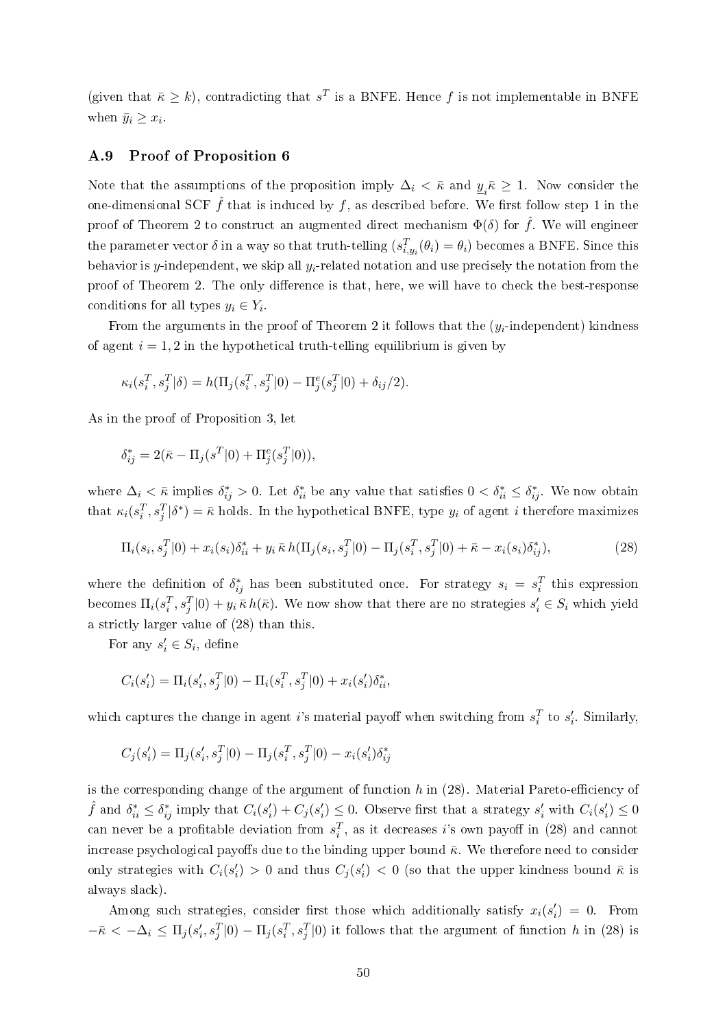(given that $\bar{\kappa} \geq k$), contradicting that $s^T$ is a BNFE. Hence $f$ is not implementable in BNFE when $\bar{y}_i \geq x_i$.

### A.9 Proof of Proposition 6

Note that the assumptions of the proposition imply $\Delta_i < \bar{\kappa}$ and $\underline{y}_i \bar{\kappa} \geq 1$. Now consider the one-dimensional SCF $\hat{f}$ that is induced by $f$, as described before. We first follow step 1 in the proof of Theorem 2 to construct an augmented direct mechanism $\Phi(\delta)$ for $\hat{f}$. We will engineer the parameter vector $\delta$ in a way so that truth-telling ($s^T_{i,y_i}(\theta_i) = \theta_i$) becomes a BNFE. Since this behavior is $y$-independent, we skip all $y_i$-related notation and use precisely the notation from the proof of Theorem 2. The only difference is that, here, we will have to check the best-response conditions for all types $y_i \in Y_i$.

From the arguments in the proof of Theorem 2 it follows that the ($y_i$-independent) kindness of agent $i = 1, 2$ in the hypothetical truth-telling equilibrium is given by

$$\kappa_i(s^T_i, s^T_j|\delta) = h(\Pi_j(s^T_i, s^T_j|0) - \Pi^e_j(s^T_j|0) + \delta_{ij}/2).$$

As in the proof of Proposition 3, let

$$\delta^*_{ij} = 2(\bar{\kappa} - \Pi_j(s^T|0) + \Pi^e_j(s^T_j|0)),$$

where $\Delta_i < \bar{\kappa}$ implies $\delta^*_{ij} > 0$. Let $\delta^*_{ii}$ be any value that satisfies $0 < \delta^*_{ii} \leq \delta^*_{ij}$. We now obtain that $\kappa_i(s^T_i, s^T_j|\delta^*) = \bar{\kappa}$ holds. In the hypothetical BNFE, type $y_i$ of agent $i$ therefore maximizes

$$\Pi_i(s_i, s^T_j|0) + x_i(s_i)\delta^*_{ii} + y_i \,\bar{\kappa}\, h(\Pi_j(s_i, s^T_j|0) - \Pi_j(s^T_i, s^T_j|0) + \bar{\kappa} - x_i(s_i)\delta^*_{ij}), \tag{28}$$

where the definition of $\delta^*_{ij}$ has been substituted once. For strategy $s_i = s^T_i$ this expression becomes $\Pi_i(s^T_i, s^T_j|0) + y_i \,\bar{\kappa}\, h(\bar{\kappa})$. We now show that there are no strategies $s'_i \in S_i$ which yield a strictly larger value of (28) than this.

For any $s'_i \in S_i$, define

$$C_i(s'_i) = \Pi_i(s'_i, s^T_j|0) - \Pi_i(s^T_i, s^T_j|0) + x_i(s'_i)\delta^*_{ii},$$

which captures the change in agent $i$'s material payoff when switching from $s^T_i$ to $s'_i$. Similarly,

$$C_j(s'_i) = \Pi_j(s'_i, s^T_j|0) - \Pi_j(s^T_i, s^T_j|0) - x_i(s'_i)\delta^*_{ij}$$

is the corresponding change of the argument of function $h$ in (28). Material Pareto-efficiency of $\hat{f}$ and $\delta^*_{ii} \leq \delta^*_{ij}$ imply that $C_i(s'_i) + C_j(s'_i) \leq 0$. Observe first that a strategy $s'_i$ with $C_i(s'_i) \leq 0$ can never be a profitable deviation from $s^T_i$, as it decreases $i$'s own payoff in (28) and cannot increase psychological payoffs due to the binding upper bound $\bar{\kappa}$. We therefore need to consider only strategies with $C_i(s'_i) > 0$ and thus $C_j(s'_i) < 0$ (so that the upper kindness bound $\bar{\kappa}$ is always slack).

Among such strategies, consider first those which additionally satisfy $x_i(s'_i) = 0$. From $-\bar{\kappa} < -\Delta_i \leq \Pi_j(s'_i, s^T_j|0) - \Pi_j(s^T_i, s^T_j|0)$ it follows that the argument of function $h$ in (28) is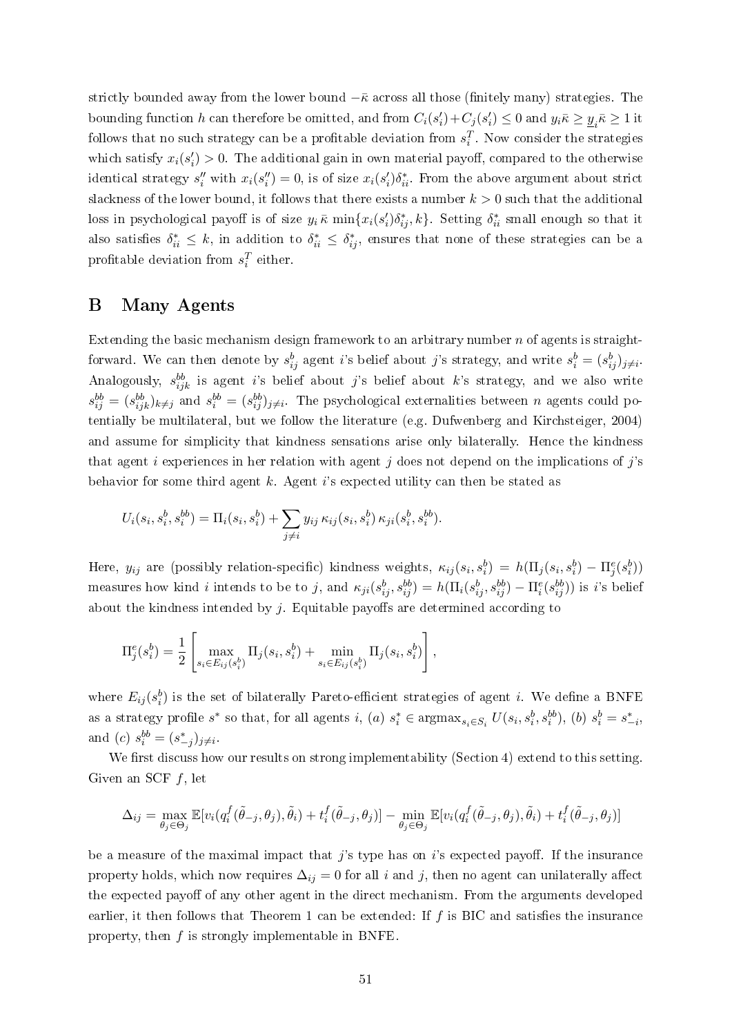strictly bounded away from the lower bound $-\bar{\kappa}$ across all those (finitely many) strategies. The bounding function $h$ can therefore be omitted, and from $C_i(s_i') + C_j(s_i') \leq 0$ and $y_i \bar{\kappa} \geq \underline{y}_i \bar{\kappa} \geq 1$ it follows that no such strategy can be a profitable deviation from $s_i^T$. Now consider the strategies which satisfy $x_i(s_i') > 0$. The additional gain in own material payoff, compared to the otherwise identical strategy $s_i''$ with $x_i(s_i'') = 0$, is of size $x_i(s_i')\delta_{ii}^*$. From the above argument about strict slackness of the lower bound, it follows that there exists a number $k > 0$ such that the additional loss in psychological payoff is of size $y_i \bar{\kappa} \min\{x_i(s_i')\delta_{ij}^*, k\}$. Setting $\delta_{ii}^*$ small enough so that it also satisfies $\delta_{ii}^* \leq k$, in addition to $\delta_{ii}^* \leq \delta_{ij}^*$, ensures that none of these strategies can be a profitable deviation from $s_i^T$ either.

# B Many Agents

Extending the basic mechanism design framework to an arbitrary number $n$ of agents is straightforward. We can then denote by $s_{ij}^b$ agent $i$'s belief about $j$'s strategy, and write $s_i^b = (s_{ij}^b)_{j \neq i}$. Analogously, $s_{ijk}^{bb}$ is agent $i$'s belief about $j$'s belief about $k$'s strategy, and we also write $s_{ij}^{bb} = (s_{ijk}^{bb})_{k \neq j}$ and $s_i^{bb} = (s_{ij}^{bb})_{j \neq i}$. The psychological externalities between $n$ agents could potentially be multilateral, but we follow the literature (e.g. Dufwenberg and Kirchsteiger, 2004) and assume for simplicity that kindness sensations arise only bilaterally. Hence the kindness that agent $i$ experiences in her relation with agent $j$ does not depend on the implications of $j$'s behavior for some third agent $k$. Agent $i$'s expected utility can then be stated as

$$U_i(s_i, s_i^b, s_i^{bb}) = \Pi_i(s_i, s_i^b) + \sum_{j \neq i} y_{ij}\, \kappa_{ij}(s_i, s_i^b)\, \kappa_{ji}(s_i^b, s_i^{bb}).$$

Here, $y_{ij}$ are (possibly relation-specific) kindness weights, $\kappa_{ij}(s_i, s_i^b) = h(\Pi_j(s_i, s_i^b) - \Pi_j^e(s_i^b))$ measures how kind $i$ intends to be to $j$, and $\kappa_{ji}(s_{ij}^b, s_{ij}^{bb}) = h(\Pi_i(s_{ij}^b, s_{ij}^{bb}) - \Pi_i^e(s_{ij}^{bb}))$ is $i$'s belief about the kindness intended by $j$. Equitable payoffs are determined according to

$$\Pi_j^e(s_i^b) = \frac{1}{2}\left[\max_{s_i \in E_{ij}(s_i^b)} \Pi_j(s_i, s_i^b) + \min_{s_i \in E_{ij}(s_i^b)} \Pi_j(s_i, s_i^b)\right],$$

where $E_{ij}(s_i^b)$ is the set of bilaterally Pareto-efficient strategies of agent $i$. We define a BNFE as a strategy profile $s^*$ so that, for all agents $i$, (*a*) $s_i^* \in \operatorname{argmax}_{s_i \in S_i} U(s_i, s_i^b, s_i^{bb})$, (*b*) $s_i^b = s_{-i}^*$, and (*c*) $s_i^{bb} = (s_{-j}^*)_{j \neq i}$.

We first discuss how our results on strong implementability (Section 4) extend to this setting. Given an SCF $f$, let

$$\Delta_{ij} = \max_{\theta_j \in \Theta_j} \mathbb{E}[v_i(q_i^f(\tilde{\theta}_{-j}, \theta_j), \tilde{\theta}_i) + t_i^f(\tilde{\theta}_{-j}, \theta_j)] - \min_{\theta_j \in \Theta_j} \mathbb{E}[v_i(q_i^f(\tilde{\theta}_{-j}, \theta_j), \tilde{\theta}_i) + t_i^f(\tilde{\theta}_{-j}, \theta_j)]$$

be a measure of the maximal impact that $j$'s type has on $i$'s expected payoff. If the insurance property holds, which now requires $\Delta_{ij} = 0$ for all $i$ and $j$, then no agent can unilaterally affect the expected payoff of any other agent in the direct mechanism. From the arguments developed earlier, it then follows that Theorem 1 can be extended: If $f$ is BIC and satisfies the insurance property, then $f$ is strongly implementable in BNFE.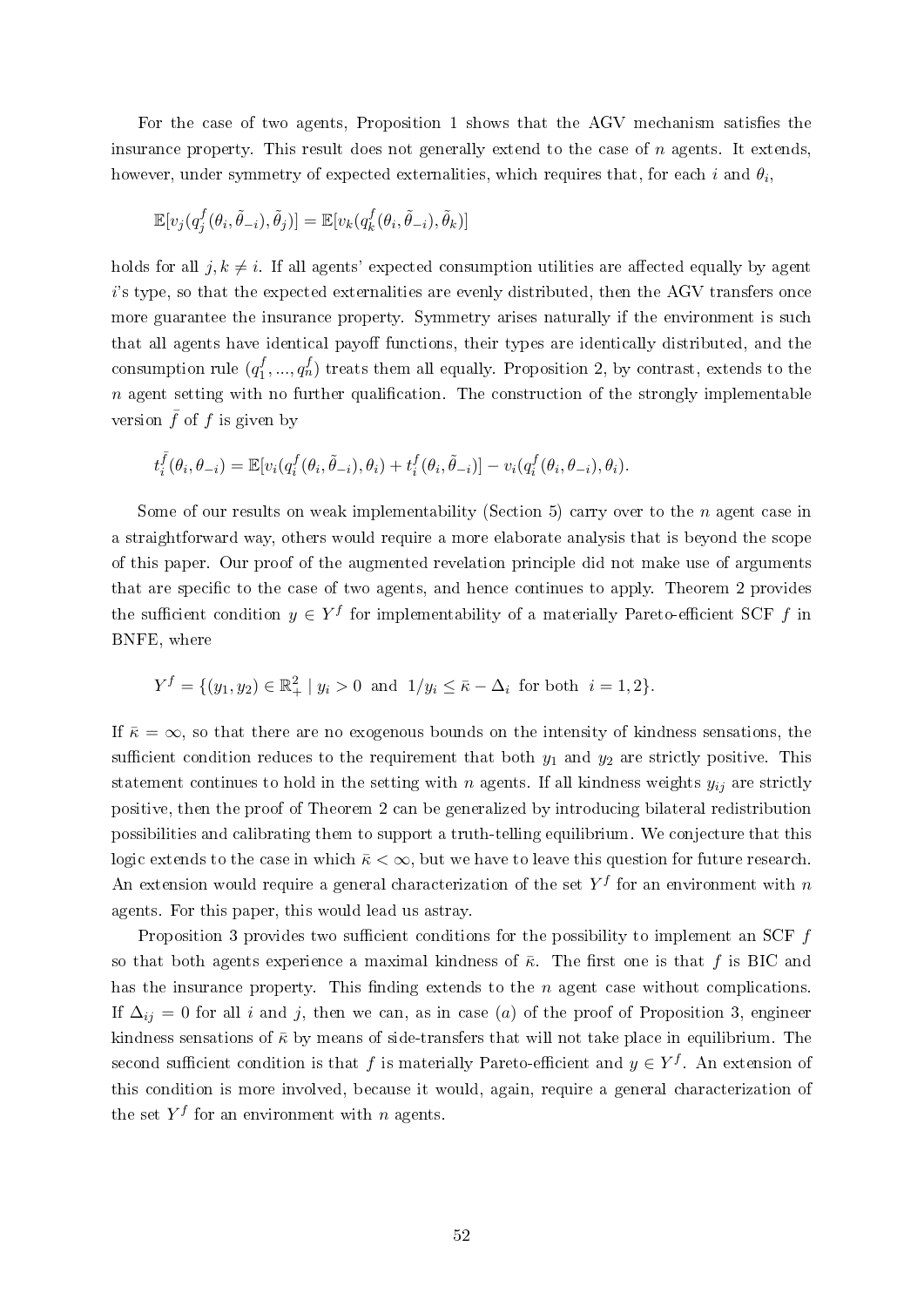For the case of two agents, Proposition 1 shows that the AGV mechanism satisfies the insurance property. This result does not generally extend to the case of $n$ agents. It extends, however, under symmetry of expected externalities, which requires that, for each $i$ and $\theta_i$,

$$\mathbb{E}[v_j(q_j^f(\theta_i, \tilde{\theta}_{-i}), \tilde{\theta}_j)] = \mathbb{E}[v_k(q_k^f(\theta_i, \tilde{\theta}_{-i}), \tilde{\theta}_k)]$$

holds for all $j, k \neq i$. If all agents' expected consumption utilities are affected equally by agent $i$'s type, so that the expected externalities are evenly distributed, then the AGV transfers once more guarantee the insurance property. Symmetry arises naturally if the environment is such that all agents have identical payoff functions, their types are identically distributed, and the consumption rule $(q_1^f, ..., q_n^f)$ treats them all equally. Proposition 2, by contrast, extends to the $n$ agent setting with no further qualification. The construction of the strongly implementable version $\bar{f}$ of $f$ is given by

$$t_i^{\bar{f}}(\theta_i, \theta_{-i}) = \mathbb{E}[v_i(q_i^f(\theta_i, \tilde{\theta}_{-i}), \theta_i) + t_i^f(\theta_i, \tilde{\theta}_{-i})] - v_i(q_i^f(\theta_i, \theta_{-i}), \theta_i).$$

Some of our results on weak implementability (Section 5) carry over to the $n$ agent case in a straightforward way, others would require a more elaborate analysis that is beyond the scope of this paper. Our proof of the augmented revelation principle did not make use of arguments that are specific to the case of two agents, and hence continues to apply. Theorem 2 provides the sufficient condition $y \in Y^f$ for implementability of a materially Pareto-efficient SCF $f$ in BNFE, where

$$Y^f = \{(y_1, y_2) \in \mathbb{R}_+^2 \mid y_i > 0 \text{ and } 1/y_i \leq \bar{\kappa} - \Delta_i \text{ for both } i = 1, 2\}.$$

If $\bar{\kappa} = \infty$, so that there are no exogenous bounds on the intensity of kindness sensations, the sufficient condition reduces to the requirement that both $y_1$ and $y_2$ are strictly positive. This statement continues to hold in the setting with $n$ agents. If all kindness weights $y_{ij}$ are strictly positive, then the proof of Theorem 2 can be generalized by introducing bilateral redistribution possibilities and calibrating them to support a truth-telling equilibrium. We conjecture that this logic extends to the case in which $\bar{\kappa} < \infty$, but we have to leave this question for future research. An extension would require a general characterization of the set $Y^f$ for an environment with $n$ agents. For this paper, this would lead us astray.

Proposition 3 provides two sufficient conditions for the possibility to implement an SCF $f$ so that both agents experience a maximal kindness of $\bar{\kappa}$. The first one is that $f$ is BIC and has the insurance property. This finding extends to the $n$ agent case without complications. If $\Delta_{ij} = 0$ for all $i$ and $j$, then we can, as in case $(a)$ of the proof of Proposition 3, engineer kindness sensations of $\bar{\kappa}$ by means of side-transfers that will not take place in equilibrium. The second sufficient condition is that $f$ is materially Pareto-efficient and $y \in Y^f$. An extension of this condition is more involved, because it would, again, require a general characterization of the set $Y^f$ for an environment with $n$ agents.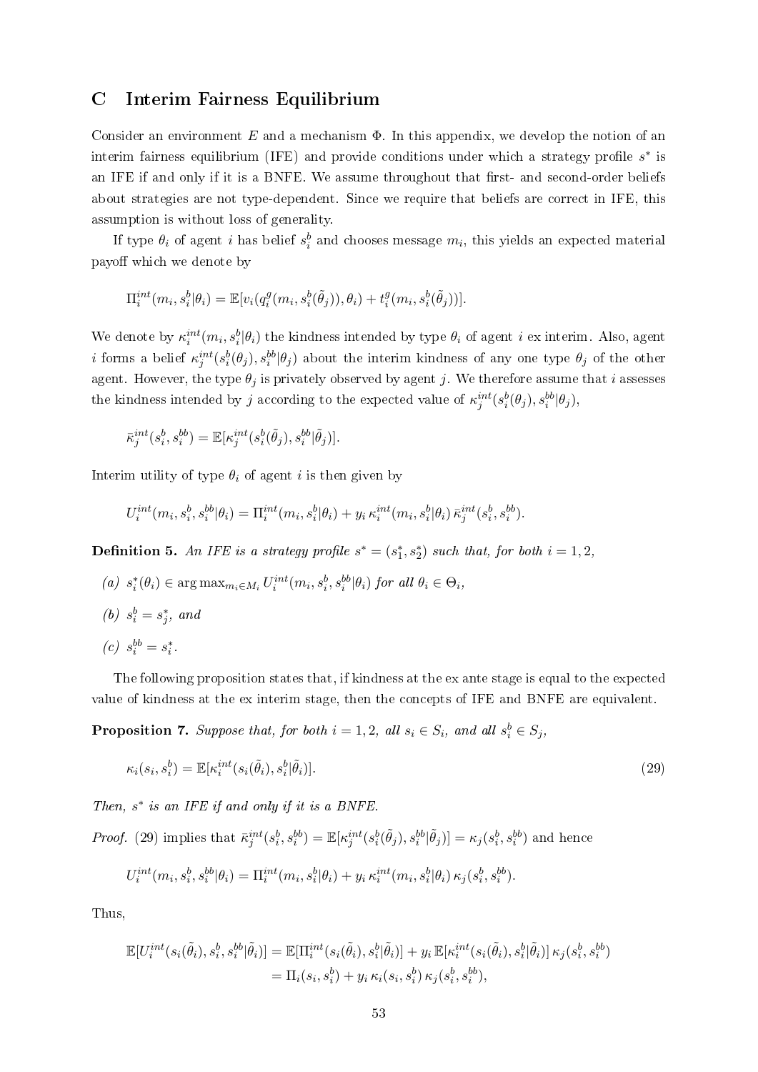# C Interim Fairness Equilibrium

Consider an environment $E$ and a mechanism $\Phi$. In this appendix, we develop the notion of an interim fairness equilibrium (IFE) and provide conditions under which a strategy profile $s^*$ is an IFE if and only if it is a BNFE. We assume throughout that first- and second-order beliefs about strategies are not type-dependent. Since we require that beliefs are correct in IFE, this assumption is without loss of generality.

If type $\theta_i$ of agent $i$ has belief $s_i^b$ and chooses message $m_i$, this yields an expected material payoff which we denote by

$$\Pi_i^{int}(m_i, s_i^b|\theta_i) = \mathbb{E}[v_i(q_i^g(m_i, s_i^b(\tilde{\theta}_j)), \theta_i) + t_i^g(m_i, s_i^b(\tilde{\theta}_j))].$$

We denote by $\kappa_i^{int}(m_i, s_i^b|\theta_i)$ the kindness intended by type $\theta_i$ of agent $i$ ex interim. Also, agent $i$ forms a belief $\kappa_j^{int}(s_i^b(\theta_j), s_i^{bb}|\theta_j)$ about the interim kindness of any one type $\theta_j$ of the other agent. However, the type $\theta_j$ is privately observed by agent $j$. We therefore assume that $i$ assesses the kindness intended by $j$ according to the expected value of $\kappa_j^{int}(s_i^b(\theta_j), s_i^{bb}|\theta_j)$,

$$\bar{\kappa}_j^{int}(s_i^b, s_i^{bb}) = \mathbb{E}[\kappa_j^{int}(s_i^b(\tilde{\theta}_j), s_i^{bb}|\tilde{\theta}_j)].$$

Interim utility of type $\theta_i$ of agent $i$ is then given by

$$U_i^{int}(m_i, s_i^b, s_i^{bb}|\theta_i) = \Pi_i^{int}(m_i, s_i^b|\theta_i) + y_i\, \kappa_i^{int}(m_i, s_i^b|\theta_i)\, \bar{\kappa}_j^{int}(s_i^b, s_i^{bb}).$$

**Definition 5.** *An IFE is a strategy profile $s^* = (s_1^*, s_2^*)$ such that, for both $i = 1, 2$,*

*(a) $s_i^*(\theta_i) \in \arg\max_{m_i \in M_i} U_i^{int}(m_i, s_i^b, s_i^{bb}|\theta_i)$ for all $\theta_i \in \Theta_i$,*

*(b) $s_i^b = s_j^*$, and*

*(c) $s_i^{bb} = s_i^*$.*

The following proposition states that, if kindness at the ex ante stage is equal to the expected value of kindness at the ex interim stage, then the concepts of IFE and BNFE are equivalent.

**Proposition 7.** *Suppose that, for both $i = 1, 2$, all $s_i \in S_i$, and all $s_i^b \in S_j$,*

$$\kappa_i(s_i, s_i^b) = \mathbb{E}[\kappa_i^{int}(s_i(\tilde{\theta}_i), s_i^b|\tilde{\theta}_i)]. \tag{29}$$

*Then, $s^*$ is an IFE if and only if it is a BNFE.*

*Proof.* (29) implies that $\bar{\kappa}_j^{int}(s_i^b, s_i^{bb}) = \mathbb{E}[\kappa_j^{int}(s_i^b(\tilde{\theta}_j), s_i^{bb}|\tilde{\theta}_j)] = \kappa_j(s_i^b, s_i^{bb})$ and hence

$$U_i^{int}(m_i, s_i^b, s_i^{bb}|\theta_i) = \Pi_i^{int}(m_i, s_i^b|\theta_i) + y_i\, \kappa_i^{int}(m_i, s_i^b|\theta_i)\, \kappa_j(s_i^b, s_i^{bb}).$$

Thus,

$$\begin{aligned}
\mathbb{E}[U_i^{int}(s_i(\tilde{\theta}_i), s_i^b, s_i^{bb}|\tilde{\theta}_i)] &= \mathbb{E}[\Pi_i^{int}(s_i(\tilde{\theta}_i), s_i^b|\tilde{\theta}_i)] + y_i\, \mathbb{E}[\kappa_i^{int}(s_i(\tilde{\theta}_i), s_i^b|\tilde{\theta}_i)]\, \kappa_j(s_i^b, s_i^{bb}) \\
&= \Pi_i(s_i, s_i^b) + y_i\, \kappa_i(s_i, s_i^b)\, \kappa_j(s_i^b, s_i^{bb}),
\end{aligned}$$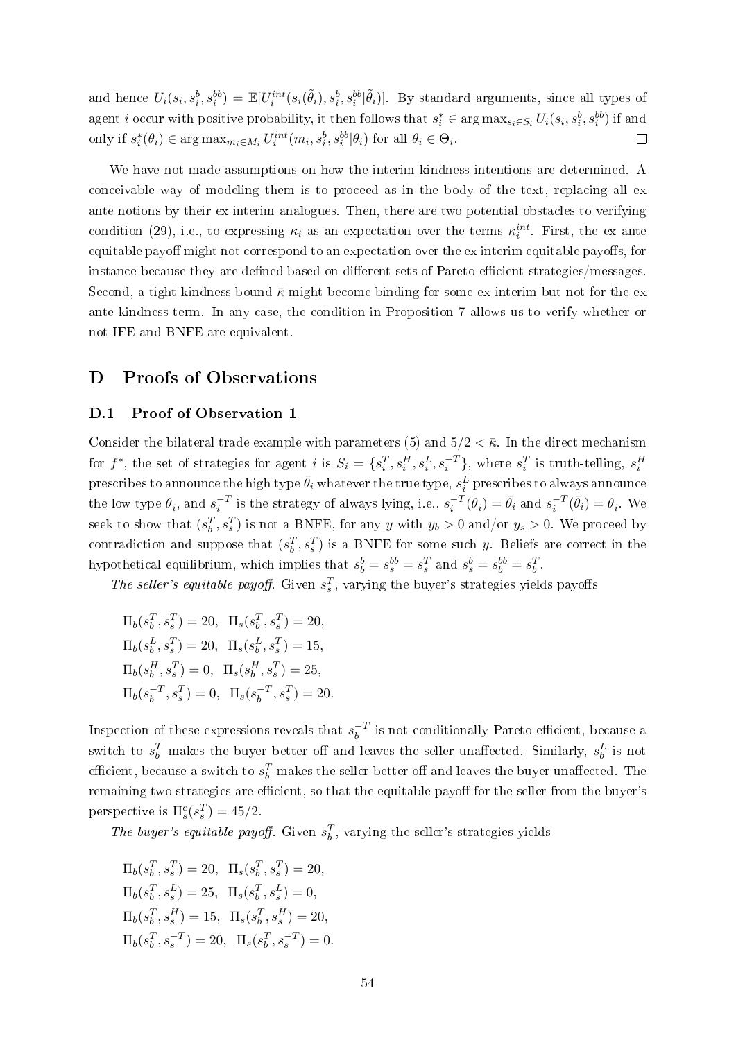and hence $U_i(s_i, s_i^b, s_i^{bb}) = \mathbb{E}[U_i^{int}(s_i(\tilde{\theta}_i), s_i^b, s_i^{bb}|\tilde{\theta}_i)]$. By standard arguments, since all types of agent $i$ occur with positive probability, it then follows that $s_i^* \in \arg\max_{s_i \in S_i} U_i(s_i, s_i^b, s_i^{bb})$ if and only if $s_i^*(\theta_i) \in \arg\max_{m_i \in M_i} U_i^{int}(m_i, s_i^b, s_i^{bb}|\theta_i)$ for all $\theta_i \in \Theta_i$. $\square$

We have not made assumptions on how the interim kindness intentions are determined. A conceivable way of modeling them is to proceed as in the body of the text, replacing all ex ante notions by their ex interim analogues. Then, there are two potential obstacles to verifying condition (29), i.e., to expressing $\kappa_i$ as an expectation over the terms $\kappa_i^{int}$. First, the ex ante equitable payoff might not correspond to an expectation over the ex interim equitable payoffs, for instance because they are defined based on different sets of Pareto-efficient strategies/messages. Second, a tight kindness bound $\bar{\kappa}$ might become binding for some ex interim but not for the ex ante kindness term. In any case, the condition in Proposition 7 allows us to verify whether or not IFE and BNFE are equivalent.

# D Proofs of Observations

## D.1 Proof of Observation 1

Consider the bilateral trade example with parameters (5) and $5/2 < \bar{\kappa}$. In the direct mechanism for $f^*$, the set of strategies for agent $i$ is $S_i = \{s_i^T, s_i^H, s_i^L, s_i^{-T}\}$, where $s_i^T$ is truth-telling, $s_i^H$ prescribes to announce the high type $\bar{\theta}_i$ whatever the true type, $s_i^L$ prescribes to always announce the low type $\underline{\theta}_i$, and $s_i^{-T}$ is the strategy of always lying, i.e., $s_i^{-T}(\underline{\theta}_i) = \bar{\theta}_i$ and $s_i^{-T}(\bar{\theta}_i) = \underline{\theta}_i$. We seek to show that $(s_b^T, s_s^T)$ is not a BNFE, for any $y$ with $y_b > 0$ and/or $y_s > 0$. We proceed by contradiction and suppose that $(s_b^T, s_s^T)$ is a BNFE for some such $y$. Beliefs are correct in the hypothetical equilibrium, which implies that $s_b^b = s_s^{bb} = s_s^T$ and $s_s^b = s_b^{bb} = s_b^T$.

*The seller's equitable payoff.* Given $s_s^T$, varying the buyer's strategies yields payoffs

$$\Pi_b(s_b^T, s_s^T) = 20, \;\; \Pi_s(s_b^T, s_s^T) = 20,$$
$$\Pi_b(s_b^L, s_s^T) = 20, \;\; \Pi_s(s_b^L, s_s^T) = 15,$$
$$\Pi_b(s_b^H, s_s^T) = 0, \;\; \Pi_s(s_b^H, s_s^T) = 25,$$
$$\Pi_b(s_b^{-T}, s_s^T) = 0, \;\; \Pi_s(s_b^{-T}, s_s^T) = 20.$$

Inspection of these expressions reveals that $s_b^{-T}$ is not conditionally Pareto-efficient, because a switch to $s_b^T$ makes the buyer better off and leaves the seller unaffected. Similarly, $s_b^L$ is not efficient, because a switch to $s_b^T$ makes the seller better off and leaves the buyer unaffected. The remaining two strategies are efficient, so that the equitable payoff for the seller from the buyer's perspective is $\Pi_s^e(s_s^T) = 45/2$.

*The buyer's equitable payoff.* Given $s_b^T$, varying the seller's strategies yields

$$\Pi_b(s_b^T, s_s^T) = 20, \;\; \Pi_s(s_b^T, s_s^T) = 20,$$
$$\Pi_b(s_b^T, s_s^L) = 25, \;\; \Pi_s(s_b^T, s_s^L) = 0,$$
$$\Pi_b(s_b^T, s_s^H) = 15, \;\; \Pi_s(s_b^T, s_s^H) = 20,$$
$$\Pi_b(s_b^T, s_s^{-T}) = 20, \;\; \Pi_s(s_b^T, s_s^{-T}) = 0.$$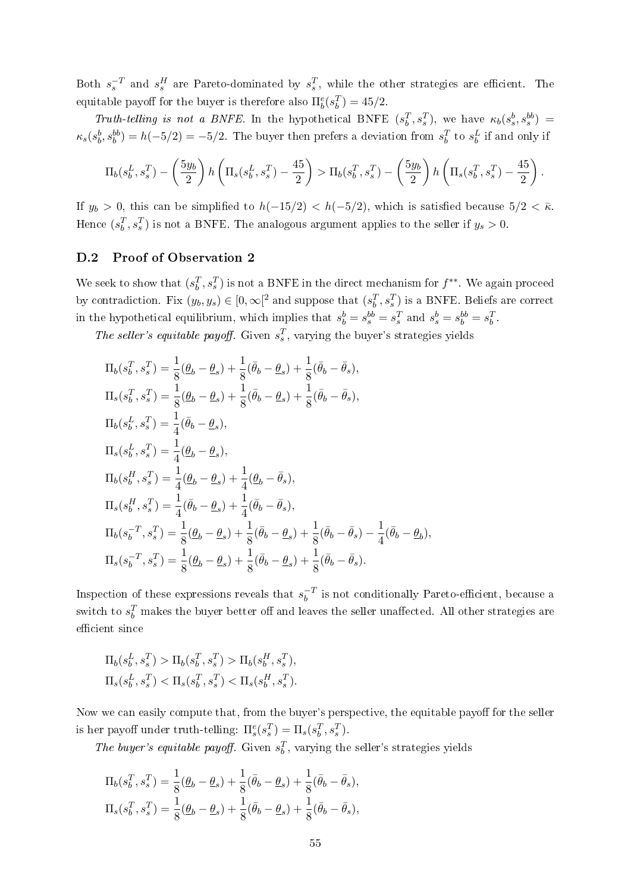Both $s_s^{-T}$ and $s_s^H$ are Pareto-dominated by $s_s^T$, while the other strategies are efficient. The equitable payoff for the buyer is therefore also $\Pi_b^e(s_b^T) = 45/2$.

*Truth-telling is not a BNFE.* In the hypothetical BNFE $(s_b^T, s_s^T)$, we have $\kappa_b(s_s^b, s_s^{bb}) = \kappa_s(s_b^b, s_b^{bb}) = h(-5/2) = -5/2$. The buyer then prefers a deviation from $s_b^T$ to $s_b^L$ if and only if

$$\Pi_b(s_b^L, s_s^T) - \left(\frac{5y_b}{2}\right) h\left(\Pi_s(s_b^L, s_s^T) - \frac{45}{2}\right) > \Pi_b(s_b^T, s_s^T) - \left(\frac{5y_b}{2}\right) h\left(\Pi_s(s_b^T, s_s^T) - \frac{45}{2}\right).$$

If $y_b > 0$, this can be simplified to $h(-15/2) < h(-5/2)$, which is satisfied because $5/2 < \bar{\kappa}$. Hence $(s_b^T, s_s^T)$ is not a BNFE. The analogous argument applies to the seller if $y_s > 0$.

## D.2 Proof of Observation 2

We seek to show that $(s_b^T, s_s^T)$ is not a BNFE in the direct mechanism for $f^{**}$. We again proceed by contradiction. Fix $(y_b, y_s) \in [0, \infty[^2$ and suppose that $(s_b^T, s_s^T)$ is a BNFE. Beliefs are correct in the hypothetical equilibrium, which implies that $s_b^b = s_s^{bb} = s_s^T$ and $s_s^b = s_b^{bb} = s_b^T$.

*The seller's equitable payoff.* Given $s_s^T$, varying the buyer's strategies yields

$$\begin{aligned}
\Pi_b(s_b^T, s_s^T) &= \frac{1}{8}(\underline{\theta}_b - \underline{\theta}_s) + \frac{1}{8}(\bar{\theta}_b - \underline{\theta}_s) + \frac{1}{8}(\bar{\theta}_b - \bar{\theta}_s), \\
\Pi_s(s_b^T, s_s^T) &= \frac{1}{8}(\underline{\theta}_b - \underline{\theta}_s) + \frac{1}{8}(\bar{\theta}_b - \underline{\theta}_s) + \frac{1}{8}(\bar{\theta}_b - \bar{\theta}_s), \\
\Pi_b(s_b^L, s_s^T) &= \frac{1}{4}(\bar{\theta}_b - \underline{\theta}_s), \\
\Pi_s(s_b^L, s_s^T) &= \frac{1}{4}(\underline{\theta}_b - \underline{\theta}_s), \\
\Pi_b(s_b^H, s_s^T) &= \frac{1}{4}(\underline{\theta}_b - \underline{\theta}_s) + \frac{1}{4}(\underline{\theta}_b - \bar{\theta}_s), \\
\Pi_s(s_b^H, s_s^T) &= \frac{1}{4}(\bar{\theta}_b - \underline{\theta}_s) + \frac{1}{4}(\bar{\theta}_b - \bar{\theta}_s), \\
\Pi_b(s_b^{-T}, s_s^T) &= \frac{1}{8}(\underline{\theta}_b - \underline{\theta}_s) + \frac{1}{8}(\bar{\theta}_b - \underline{\theta}_s) + \frac{1}{8}(\bar{\theta}_b - \bar{\theta}_s) - \frac{1}{4}(\bar{\theta}_b - \underline{\theta}_b), \\
\Pi_s(s_b^{-T}, s_s^T) &= \frac{1}{8}(\underline{\theta}_b - \underline{\theta}_s) + \frac{1}{8}(\bar{\theta}_b - \underline{\theta}_s) + \frac{1}{8}(\bar{\theta}_b - \bar{\theta}_s).
\end{aligned}$$

Inspection of these expressions reveals that $s_b^{-T}$ is not conditionally Pareto-efficient, because a switch to $s_b^T$ makes the buyer better off and leaves the seller unaffected. All other strategies are efficient since

$$\begin{aligned}
\Pi_b(s_b^L, s_s^T) &> \Pi_b(s_b^T, s_s^T) > \Pi_b(s_b^H, s_s^T), \\
\Pi_s(s_b^L, s_s^T) &< \Pi_s(s_b^T, s_s^T) < \Pi_s(s_b^H, s_s^T).
\end{aligned}$$

Now we can easily compute that, from the buyer's perspective, the equitable payoff for the seller is her payoff under truth-telling: $\Pi_s^e(s_s^T) = \Pi_s(s_b^T, s_s^T)$.

*The buyer's equitable payoff.* Given $s_b^T$, varying the seller's strategies yields

$$\begin{aligned}
\Pi_b(s_b^T, s_s^T) &= \frac{1}{8}(\underline{\theta}_b - \underline{\theta}_s) + \frac{1}{8}(\bar{\theta}_b - \underline{\theta}_s) + \frac{1}{8}(\bar{\theta}_b - \bar{\theta}_s), \\
\Pi_s(s_b^T, s_s^T) &= \frac{1}{8}(\underline{\theta}_b - \underline{\theta}_s) + \frac{1}{8}(\bar{\theta}_b - \underline{\theta}_s) + \frac{1}{8}(\bar{\theta}_b - \bar{\theta}_s),
\end{aligned}$$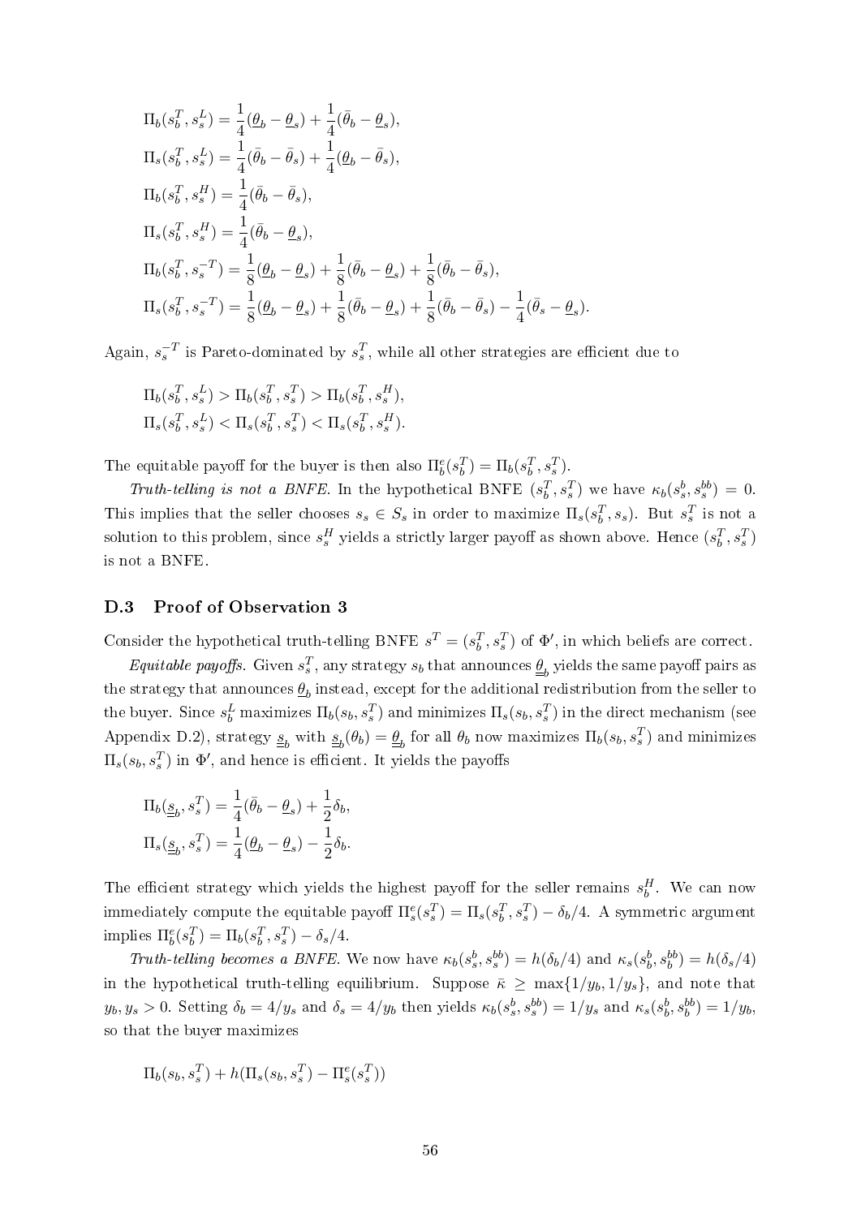$$\Pi_b(s_b^T, s_s^L) = \frac{1}{4}(\underline{\theta}_b - \underline{\theta}_s) + \frac{1}{4}(\bar{\theta}_b - \underline{\theta}_s),$$

$$\Pi_s(s_b^T, s_s^L) = \frac{1}{4}(\bar{\theta}_b - \bar{\theta}_s) + \frac{1}{4}(\underline{\theta}_b - \bar{\theta}_s),$$

$$\Pi_b(s_b^T, s_s^H) = \frac{1}{4}(\bar{\theta}_b - \bar{\theta}_s),$$

$$\Pi_s(s_b^T, s_s^H) = \frac{1}{4}(\bar{\theta}_b - \underline{\theta}_s),$$

$$\Pi_b(s_b^T, s_s^{-T}) = \frac{1}{8}(\underline{\theta}_b - \underline{\theta}_s) + \frac{1}{8}(\bar{\theta}_b - \underline{\theta}_s) + \frac{1}{8}(\bar{\theta}_b - \bar{\theta}_s),$$

$$\Pi_s(s_b^T, s_s^{-T}) = \frac{1}{8}(\underline{\theta}_b - \underline{\theta}_s) + \frac{1}{8}(\bar{\theta}_b - \underline{\theta}_s) + \frac{1}{8}(\bar{\theta}_b - \bar{\theta}_s) - \frac{1}{4}(\bar{\theta}_s - \underline{\theta}_s).$$

Again, $s_s^{-T}$ is Pareto-dominated by $s_s^T$, while all other strategies are efficient due to

$$\Pi_b(s_b^T, s_s^L) > \Pi_b(s_b^T, s_s^T) > \Pi_b(s_b^T, s_s^H),$$

$$\Pi_s(s_b^T, s_s^L) < \Pi_s(s_b^T, s_s^T) < \Pi_s(s_b^T, s_s^H).$$

The equitable payoff for the buyer is then also $\Pi_b^e(s_b^T) = \Pi_b(s_b^T, s_s^T)$.

*Truth-telling is not a BNFE.* In the hypothetical BNFE $(s_b^T, s_s^T)$ we have $\kappa_b(s_s^b, s_s^{bb}) = 0$. This implies that the seller chooses $s_s \in S_s$ in order to maximize $\Pi_s(s_b^T, s_s)$. But $s_s^T$ is not a solution to this problem, since $s_s^H$ yields a strictly larger payoff as shown above. Hence $(s_b^T, s_s^T)$ is not a BNFE.

### D.3 Proof of Observation 3

Consider the hypothetical truth-telling BNFE $s^T = (s_b^T, s_s^T)$ of $\Phi'$, in which beliefs are correct.

*Equitable payoffs.* Given $s_s^T$, any strategy $s_b$ that announces $\underline{\underline{\theta}}_b$ yields the same payoff pairs as the strategy that announces $\underline{\theta}_b$ instead, except for the additional redistribution from the seller to the buyer. Since $s_b^L$ maximizes $\Pi_b(s_b, s_s^T)$ and minimizes $\Pi_s(s_b, s_s^T)$ in the direct mechanism (see Appendix D.2), strategy $\underline{\underline{s}}_b$ with $\underline{\underline{s}}_b(\theta_b) = \underline{\underline{\theta}}_b$ for all $\theta_b$ now maximizes $\Pi_b(s_b, s_s^T)$ and minimizes $\Pi_s(s_b, s_s^T)$ in $\Phi'$, and hence is efficient. It yields the payoffs

$$\Pi_b(\underline{\underline{s}}_b, s_s^T) = \frac{1}{4}(\bar{\theta}_b - \underline{\theta}_s) + \frac{1}{2}\delta_b,$$

$$\Pi_s(\underline{\underline{s}}_b, s_s^T) = \frac{1}{4}(\underline{\theta}_b - \underline{\theta}_s) - \frac{1}{2}\delta_b.$$

The efficient strategy which yields the highest payoff for the seller remains $s_b^H$. We can now immediately compute the equitable payoff $\Pi_s^e(s_s^T) = \Pi_s(s_b^T, s_s^T) - \delta_b/4$. A symmetric argument implies $\Pi_b^e(s_b^T) = \Pi_b(s_b^T, s_s^T) - \delta_s/4$.

*Truth-telling becomes a BNFE.* We now have $\kappa_b(s_s^b, s_s^{bb}) = h(\delta_b/4)$ and $\kappa_s(s_b^b, s_b^{bb}) = h(\delta_s/4)$ in the hypothetical truth-telling equilibrium. Suppose $\bar{\kappa} \geq \max\{1/y_b, 1/y_s\}$, and note that $y_b, y_s > 0$. Setting $\delta_b = 4/y_s$ and $\delta_s = 4/y_b$ then yields $\kappa_b(s_s^b, s_s^{bb}) = 1/y_s$ and $\kappa_s(s_b^b, s_b^{bb}) = 1/y_b$, so that the buyer maximizes

$$\Pi_b(s_b, s_s^T) + h(\Pi_s(s_b, s_s^T) - \Pi_s^e(s_s^T))$$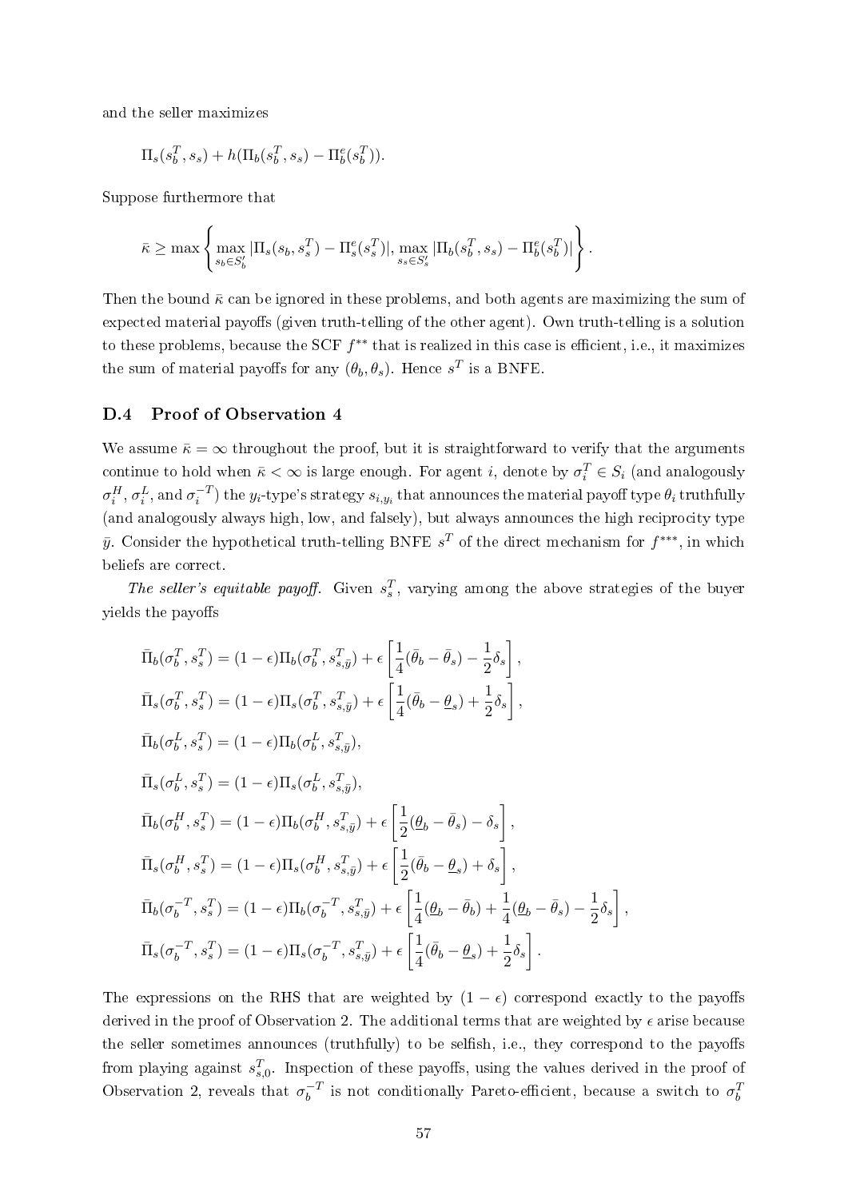and the seller maximizes

$$\Pi_s(s_b^T, s_s) + h(\Pi_b(s_b^T, s_s) - \Pi_b^e(s_b^T)).$$

Suppose furthermore that

$$\bar{\kappa} \geq \max\left\{ \max_{s_b \in S_b'} |\Pi_s(s_b, s_s^T) - \Pi_s^e(s_s^T)|, \max_{s_s \in S_s'} |\Pi_b(s_b^T, s_s) - \Pi_b^e(s_b^T)| \right\}.$$

Then the bound $\bar{\kappa}$ can be ignored in these problems, and both agents are maximizing the sum of expected material payoffs (given truth-telling of the other agent). Own truth-telling is a solution to these problems, because the SCF $f^{**}$ that is realized in this case is efficient, i.e., it maximizes the sum of material payoffs for any $(\theta_b, \theta_s)$. Hence $s^T$ is a BNFE.

## D.4 Proof of Observation 4

We assume $\bar{\kappa} = \infty$ throughout the proof, but it is straightforward to verify that the arguments continue to hold when $\bar{\kappa} < \infty$ is large enough. For agent $i$, denote by $\sigma_i^T \in S_i$ (and analogously $\sigma_i^H$, $\sigma_i^L$, and $\sigma_i^{-T}$) the $y_i$-type's strategy $s_{i,y_i}$ that announces the material payoff type $\theta_i$ truthfully (and analogously always high, low, and falsely), but always announces the high reciprocity type $\bar{y}$. Consider the hypothetical truth-telling BNFE $s^T$ of the direct mechanism for $f^{***}$, in which beliefs are correct.

*The seller's equitable payoff.* Given $s_s^T$, varying among the above strategies of the buyer yields the payoffs

$$\bar{\Pi}_b(\sigma_b^T, s_s^T) = (1-\epsilon)\Pi_b(\sigma_b^T, s_{s,\bar{y}}^T) + \epsilon\left[\frac{1}{4}(\bar{\theta}_b - \bar{\theta}_s) - \frac{1}{2}\delta_s\right],$$

$$\bar{\Pi}_s(\sigma_b^T, s_s^T) = (1-\epsilon)\Pi_s(\sigma_b^T, s_{s,\bar{y}}^T) + \epsilon\left[\frac{1}{4}(\bar{\theta}_b - \underline{\theta}_s) + \frac{1}{2}\delta_s\right],$$

$$\bar{\Pi}_b(\sigma_b^L, s_s^T) = (1-\epsilon)\Pi_b(\sigma_b^L, s_{s,\bar{y}}^T),$$

$$\bar{\Pi}_s(\sigma_b^L, s_s^T) = (1-\epsilon)\Pi_s(\sigma_b^L, s_{s,\bar{y}}^T),$$

$$\bar{\Pi}_b(\sigma_b^H, s_s^T) = (1-\epsilon)\Pi_b(\sigma_b^H, s_{s,\bar{y}}^T) + \epsilon\left[\frac{1}{2}(\underline{\theta}_b - \bar{\theta}_s) - \delta_s\right],$$

$$\bar{\Pi}_s(\sigma_b^H, s_s^T) = (1-\epsilon)\Pi_s(\sigma_b^H, s_{s,\bar{y}}^T) + \epsilon\left[\frac{1}{2}(\bar{\theta}_b - \underline{\theta}_s) + \delta_s\right],$$

$$\bar{\Pi}_b(\sigma_b^{-T}, s_s^T) = (1-\epsilon)\Pi_b(\sigma_b^{-T}, s_{s,\bar{y}}^T) + \epsilon\left[\frac{1}{4}(\underline{\theta}_b - \bar{\theta}_b) + \frac{1}{4}(\underline{\theta}_b - \bar{\theta}_s) - \frac{1}{2}\delta_s\right],$$

$$\bar{\Pi}_s(\sigma_b^{-T}, s_s^T) = (1-\epsilon)\Pi_s(\sigma_b^{-T}, s_{s,\bar{y}}^T) + \epsilon\left[\frac{1}{4}(\bar{\theta}_b - \underline{\theta}_s) + \frac{1}{2}\delta_s\right].$$

The expressions on the RHS that are weighted by $(1-\epsilon)$ correspond exactly to the payoffs derived in the proof of Observation 2. The additional terms that are weighted by $\epsilon$ arise because the seller sometimes announces (truthfully) to be selfish, i.e., they correspond to the payoffs from playing against $s_{s,0}^T$. Inspection of these payoffs, using the values derived in the proof of Observation 2, reveals that $\sigma_b^{-T}$ is not conditionally Pareto-efficient, because a switch to $\sigma_b^T$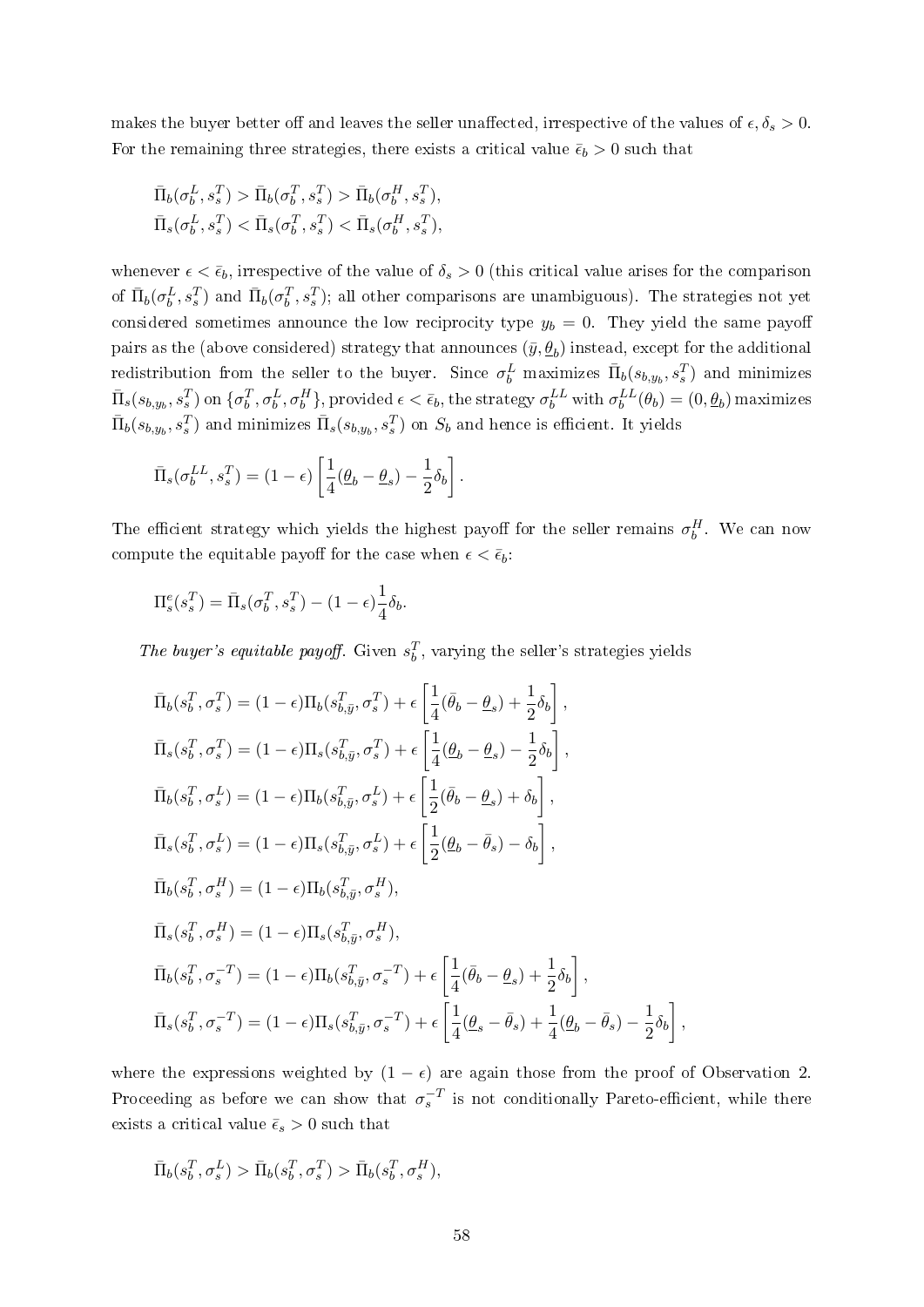makes the buyer better off and leaves the seller unaffected, irrespective of the values of $\epsilon, \delta_s > 0$. For the remaining three strategies, there exists a critical value $\bar{\epsilon}_b > 0$ such that

$$\bar{\Pi}_b(\sigma_b^L, s_s^T) > \bar{\Pi}_b(\sigma_b^T, s_s^T) > \bar{\Pi}_b(\sigma_b^H, s_s^T),$$
$$\bar{\Pi}_s(\sigma_b^L, s_s^T) < \bar{\Pi}_s(\sigma_b^T, s_s^T) < \bar{\Pi}_s(\sigma_b^H, s_s^T),$$

whenever $\epsilon < \bar{\epsilon}_b$, irrespective of the value of $\delta_s > 0$ (this critical value arises for the comparison of $\bar{\Pi}_b(\sigma_b^L, s_s^T)$ and $\bar{\Pi}_b(\sigma_b^T, s_s^T)$; all other comparisons are unambiguous). The strategies not yet considered sometimes announce the low reciprocity type $y_b = 0$. They yield the same payoff pairs as the (above considered) strategy that announces $(\bar{y}, \underline{\theta}_b)$ instead, except for the additional redistribution from the seller to the buyer. Since $\sigma_b^L$ maximizes $\bar{\Pi}_b(s_{b,y_b}, s_s^T)$ and minimizes $\bar{\Pi}_s(s_{b,y_b}, s_s^T)$ on $\{\sigma_b^T, \sigma_b^L, \sigma_b^H\}$, provided $\epsilon < \bar{\epsilon}_b$, the strategy $\sigma_b^{LL}$ with $\sigma_b^{LL}(\theta_b) = (0, \underline{\theta}_b)$ maximizes $\bar{\Pi}_b(s_{b,y_b}, s_s^T)$ and minimizes $\bar{\Pi}_s(s_{b,y_b}, s_s^T)$ on $S_b$ and hence is efficient. It yields

$$\bar{\Pi}_s(\sigma_b^{LL}, s_s^T) = (1-\epsilon)\left[\frac{1}{4}(\underline{\theta}_b - \underline{\theta}_s) - \frac{1}{2}\delta_b\right].$$

The efficient strategy which yields the highest payoff for the seller remains $\sigma_b^H$. We can now compute the equitable payoff for the case when $\epsilon < \bar{\epsilon}_b$:

$$\Pi_s^e(s_s^T) = \bar{\Pi}_s(\sigma_b^T, s_s^T) - (1-\epsilon)\frac{1}{4}\delta_b.$$

*The buyer's equitable payoff.* Given $s_b^T$, varying the seller's strategies yields

$$\bar{\Pi}_b(s_b^T, \sigma_s^T) = (1-\epsilon)\Pi_b(s_{b,\bar{y}}^T, \sigma_s^T) + \epsilon\left[\frac{1}{4}(\bar{\theta}_b - \underline{\theta}_s) + \frac{1}{2}\delta_b\right],$$
$$\bar{\Pi}_s(s_b^T, \sigma_s^T) = (1-\epsilon)\Pi_s(s_{b,\bar{y}}^T, \sigma_s^T) + \epsilon\left[\frac{1}{4}(\underline{\theta}_b - \underline{\theta}_s) - \frac{1}{2}\delta_b\right],$$
$$\bar{\Pi}_b(s_b^T, \sigma_s^L) = (1-\epsilon)\Pi_b(s_{b,\bar{y}}^T, \sigma_s^L) + \epsilon\left[\frac{1}{2}(\bar{\theta}_b - \underline{\theta}_s) + \delta_b\right],$$
$$\bar{\Pi}_s(s_b^T, \sigma_s^L) = (1-\epsilon)\Pi_s(s_{b,\bar{y}}^T, \sigma_s^L) + \epsilon\left[\frac{1}{2}(\underline{\theta}_b - \bar{\theta}_s) - \delta_b\right],$$
$$\bar{\Pi}_b(s_b^T, \sigma_s^H) = (1-\epsilon)\Pi_b(s_{b,\bar{y}}^T, \sigma_s^H),$$
$$\bar{\Pi}_s(s_b^T, \sigma_s^H) = (1-\epsilon)\Pi_s(s_{b,\bar{y}}^T, \sigma_s^H),$$
$$\bar{\Pi}_b(s_b^T, \sigma_s^{-T}) = (1-\epsilon)\Pi_b(s_{b,\bar{y}}^T, \sigma_s^{-T}) + \epsilon\left[\frac{1}{4}(\bar{\theta}_b - \underline{\theta}_s) + \frac{1}{2}\delta_b\right],$$
$$\bar{\Pi}_s(s_b^T, \sigma_s^{-T}) = (1-\epsilon)\Pi_s(s_{b,\bar{y}}^T, \sigma_s^{-T}) + \epsilon\left[\frac{1}{4}(\underline{\theta}_s - \bar{\theta}_s) + \frac{1}{4}(\underline{\theta}_b - \bar{\theta}_s) - \frac{1}{2}\delta_b\right],$$

where the expressions weighted by $(1-\epsilon)$ are again those from the proof of Observation 2. Proceeding as before we can show that $\sigma_s^{-T}$ is not conditionally Pareto-efficient, while there exists a critical value $\bar{\epsilon}_s > 0$ such that

$$\bar{\Pi}_b(s_b^T, \sigma_s^L) > \bar{\Pi}_b(s_b^T, \sigma_s^T) > \bar{\Pi}_b(s_b^T, \sigma_s^H),$$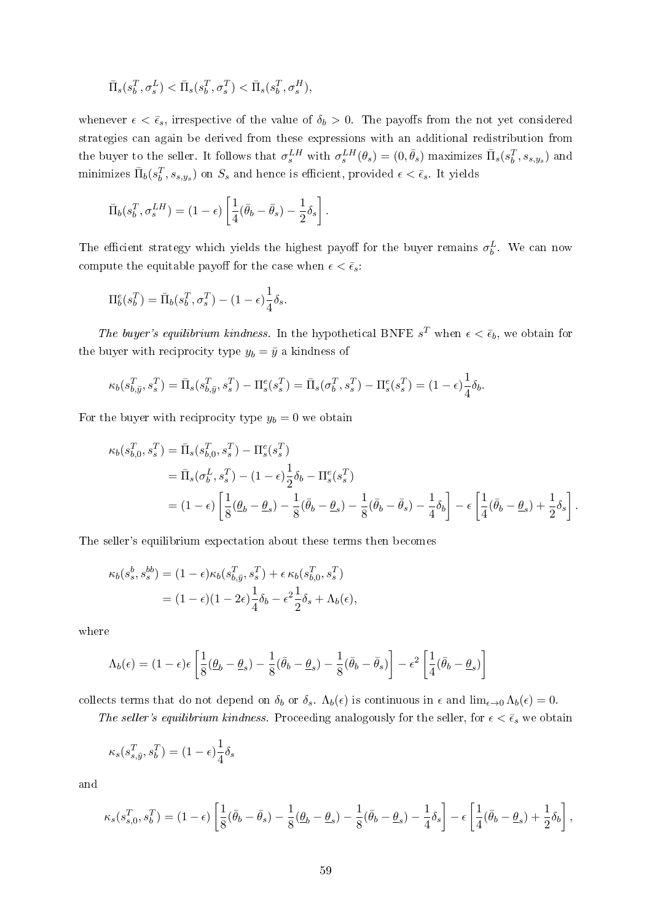$$\bar{\Pi}_s(s_b^T, \sigma_s^L) < \bar{\Pi}_s(s_b^T, \sigma_s^T) < \bar{\Pi}_s(s_b^T, \sigma_s^H),$$

whenever $\epsilon < \bar{\epsilon}_s$, irrespective of the value of $\delta_b > 0$. The payoffs from the not yet considered strategies can again be derived from these expressions with an additional redistribution from the buyer to the seller. It follows that $\sigma_s^{LH}$ with $\sigma_s^{LH}(\theta_s) = (0, \bar{\theta}_s)$ maximizes $\bar{\Pi}_s(s_b^T, s_{s,y_s})$ and minimizes $\bar{\Pi}_b(s_b^T, s_{s,y_s})$ on $S_s$ and hence is efficient, provided $\epsilon < \bar{\epsilon}_s$. It yields

$$\bar{\Pi}_b(s_b^T, \sigma_s^{LH}) = (1-\epsilon)\left[\frac{1}{4}(\bar{\theta}_b - \bar{\theta}_s) - \frac{1}{2}\delta_s\right].$$

The efficient strategy which yields the highest payoff for the buyer remains $\sigma_b^L$. We can now compute the equitable payoff for the case when $\epsilon < \bar{\epsilon}_s$:

$$\Pi_b^e(s_b^T) = \bar{\Pi}_b(s_b^T, \sigma_s^T) - (1-\epsilon)\frac{1}{4}\delta_s.$$

*The buyer's equilibrium kindness.* In the hypothetical BNFE $s^T$ when $\epsilon < \bar{\epsilon}_b$, we obtain for the buyer with reciprocity type $y_b = \bar{y}$ a kindness of

$$\kappa_b(s_{b,\bar{y}}^T, s_s^T) = \bar{\Pi}_s(s_{b,\bar{y}}^T, s_s^T) - \Pi_s^e(s_s^T) = \bar{\Pi}_s(\sigma_b^T, s_s^T) - \Pi_s^e(s_s^T) = (1-\epsilon)\frac{1}{4}\delta_b.$$

For the buyer with reciprocity type $y_b = 0$ we obtain

$$\begin{aligned}
\kappa_b(s_{b,0}^T, s_s^T) &= \bar{\Pi}_s(s_{b,0}^T, s_s^T) - \Pi_s^e(s_s^T) \\
&= \bar{\Pi}_s(\sigma_b^L, s_s^T) - (1-\epsilon)\frac{1}{2}\delta_b - \Pi_s^e(s_s^T) \\
&= (1-\epsilon)\left[\frac{1}{8}(\underline{\theta}_b - \underline{\theta}_s) - \frac{1}{8}(\bar{\theta}_b - \underline{\theta}_s) - \frac{1}{8}(\bar{\theta}_b - \bar{\theta}_s) - \frac{1}{4}\delta_b\right] - \epsilon\left[\frac{1}{4}(\bar{\theta}_b - \underline{\theta}_s) + \frac{1}{2}\delta_s\right].
\end{aligned}$$

The seller's equilibrium expectation about these terms then becomes

$$\begin{aligned}
\kappa_b(s_s^b, s_s^{bb}) &= (1-\epsilon)\kappa_b(s_{b,\bar{y}}^T, s_s^T) + \epsilon\,\kappa_b(s_{b,0}^T, s_s^T) \\
&= (1-\epsilon)(1-2\epsilon)\frac{1}{4}\delta_b - \epsilon^2\frac{1}{2}\delta_s + \Lambda_b(\epsilon),
\end{aligned}$$

where

$$\Lambda_b(\epsilon) = (1-\epsilon)\epsilon\left[\frac{1}{8}(\underline{\theta}_b - \underline{\theta}_s) - \frac{1}{8}(\bar{\theta}_b - \underline{\theta}_s) - \frac{1}{8}(\bar{\theta}_b - \bar{\theta}_s)\right] - \epsilon^2\left[\frac{1}{4}(\bar{\theta}_b - \underline{\theta}_s)\right]$$

collects terms that do not depend on $\delta_b$ or $\delta_s$. $\Lambda_b(\epsilon)$ is continuous in $\epsilon$ and $\lim_{\epsilon\to 0}\Lambda_b(\epsilon) = 0$.

*The seller's equilibrium kindness.* Proceeding analogously for the seller, for $\epsilon < \bar{\epsilon}_s$ we obtain

$$\kappa_s(s_{s,\bar{y}}^T, s_b^T) = (1-\epsilon)\frac{1}{4}\delta_s$$

and

$$\kappa_s(s_{s,0}^T, s_b^T) = (1-\epsilon)\left[\frac{1}{8}(\bar{\theta}_b - \bar{\theta}_s) - \frac{1}{8}(\underline{\theta}_b - \underline{\theta}_s) - \frac{1}{8}(\bar{\theta}_b - \underline{\theta}_s) - \frac{1}{4}\delta_s\right] - \epsilon\left[\frac{1}{4}(\bar{\theta}_b - \underline{\theta}_s) + \frac{1}{2}\delta_b\right],$$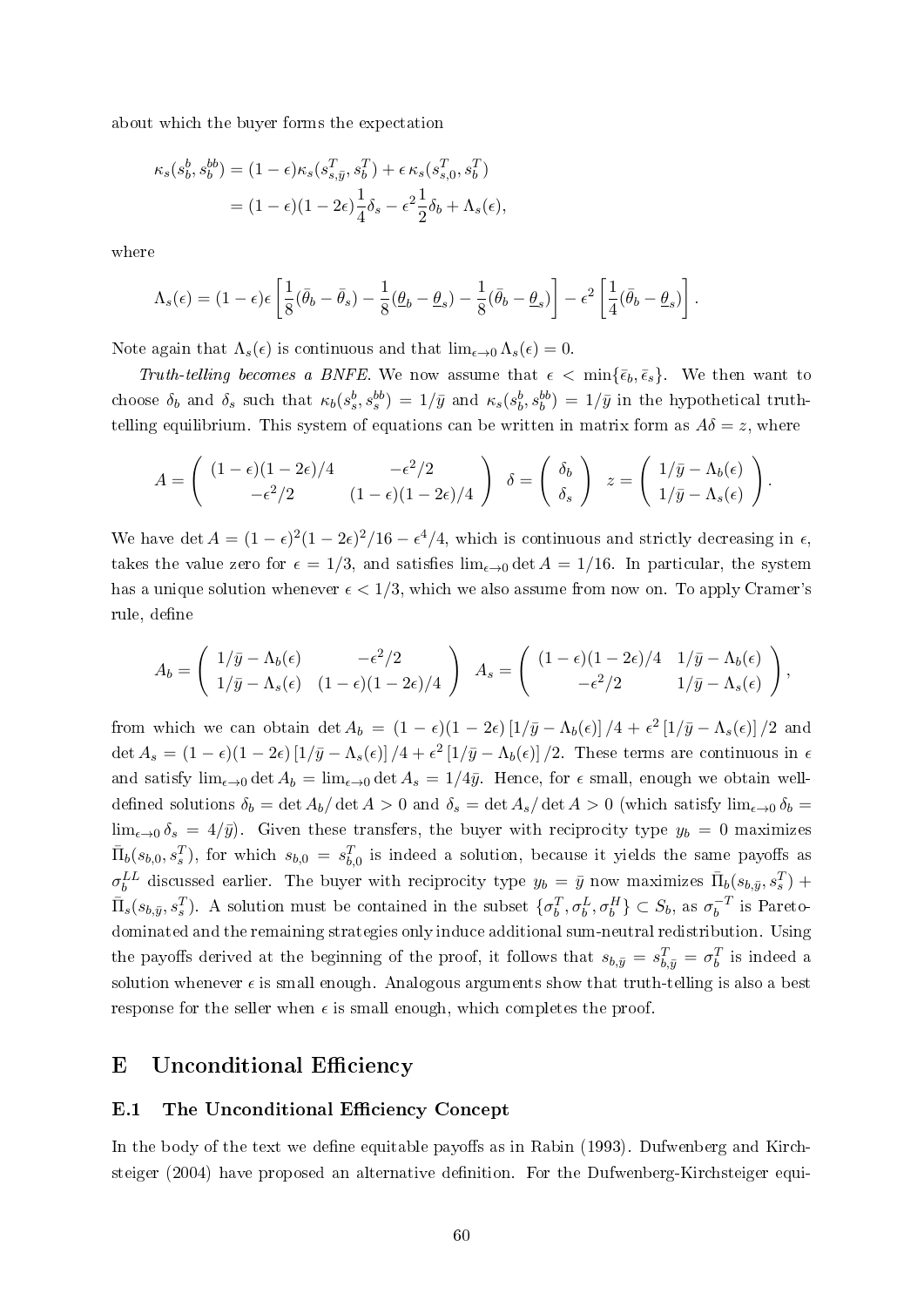about which the buyer forms the expectation

$$
\begin{aligned}
\kappa_s(s_b^b, s_b^{bb}) &= (1-\epsilon)\kappa_s(s_{s,\bar{y}}^T, s_b^T) + \epsilon\, \kappa_s(s_{s,0}^T, s_b^T) \\
&= (1-\epsilon)(1-2\epsilon)\frac{1}{4}\delta_s - \epsilon^2 \frac{1}{2}\delta_b + \Lambda_s(\epsilon),
\end{aligned}
$$

where

$$
\Lambda_s(\epsilon) = (1-\epsilon)\epsilon\left[\frac{1}{8}(\bar{\theta}_b - \bar{\theta}_s) - \frac{1}{8}(\underline{\theta}_b - \underline{\theta}_s) - \frac{1}{8}(\bar{\theta}_b - \underline{\theta}_s)\right] - \epsilon^2\left[\frac{1}{4}(\bar{\theta}_b - \underline{\theta}_s)\right].
$$

Note again that $\Lambda_s(\epsilon)$ is continuous and that $\lim_{\epsilon\to 0}\Lambda_s(\epsilon) = 0$.

*Truth-telling becomes a BNFE.* We now assume that $\epsilon < \min\{\bar{\epsilon}_b, \bar{\epsilon}_s\}$. We then want to choose $\delta_b$ and $\delta_s$ such that $\kappa_b(s_s^b, s_s^{bb}) = 1/\bar{y}$ and $\kappa_s(s_b^b, s_b^{bb}) = 1/\bar{y}$ in the hypothetical truth-telling equilibrium. This system of equations can be written in matrix form as $A\delta = z$, where

$$
A = \begin{pmatrix} (1-\epsilon)(1-2\epsilon)/4 & -\epsilon^2/2 \\ -\epsilon^2/2 & (1-\epsilon)(1-2\epsilon)/4 \end{pmatrix} \quad \delta = \begin{pmatrix} \delta_b \\ \delta_s \end{pmatrix} \quad z = \begin{pmatrix} 1/\bar{y} - \Lambda_b(\epsilon) \\ 1/\bar{y} - \Lambda_s(\epsilon) \end{pmatrix}.
$$

We have $\det A = (1-\epsilon)^2(1-2\epsilon)^2/16 - \epsilon^4/4$, which is continuous and strictly decreasing in $\epsilon$, takes the value zero for $\epsilon = 1/3$, and satisfies $\lim_{\epsilon\to 0}\det A = 1/16$. In particular, the system has a unique solution whenever $\epsilon < 1/3$, which we also assume from now on. To apply Cramer's rule, define

$$
A_b = \begin{pmatrix} 1/\bar{y} - \Lambda_b(\epsilon) & -\epsilon^2/2 \\ 1/\bar{y} - \Lambda_s(\epsilon) & (1-\epsilon)(1-2\epsilon)/4 \end{pmatrix} \quad A_s = \begin{pmatrix} (1-\epsilon)(1-2\epsilon)/4 & 1/\bar{y} - \Lambda_b(\epsilon) \\ -\epsilon^2/2 & 1/\bar{y} - \Lambda_s(\epsilon) \end{pmatrix},
$$

from which we can obtain $\det A_b = (1-\epsilon)(1-2\epsilon)\left[1/\bar{y} - \Lambda_b(\epsilon)\right]/4 + \epsilon^2\left[1/\bar{y} - \Lambda_s(\epsilon)\right]/2$ and $\det A_s = (1-\epsilon)(1-2\epsilon)\left[1/\bar{y} - \Lambda_s(\epsilon)\right]/4 + \epsilon^2\left[1/\bar{y} - \Lambda_b(\epsilon)\right]/2$. These terms are continuous in $\epsilon$ and satisfy $\lim_{\epsilon\to 0}\det A_b = \lim_{\epsilon\to 0}\det A_s = 1/4\bar{y}$. Hence, for $\epsilon$ small, enough we obtain well-defined solutions $\delta_b = \det A_b/\det A > 0$ and $\delta_s = \det A_s/\det A > 0$ (which satisfy $\lim_{\epsilon\to 0}\delta_b = \lim_{\epsilon\to 0}\delta_s = 4/\bar{y}$). Given these transfers, the buyer with reciprocity type $y_b = 0$ maximizes $\bar{\Pi}_b(s_{b,0}, s_s^T)$, for which $s_{b,0} = s_{b,0}^T$ is indeed a solution, because it yields the same payoffs as $\sigma_b^{LL}$ discussed earlier. The buyer with reciprocity type $y_b = \bar{y}$ now maximizes $\bar{\Pi}_b(s_{b,\bar{y}}, s_s^T) + \bar{\Pi}_s(s_{b,\bar{y}}, s_s^T)$. A solution must be contained in the subset $\{\sigma_b^T, \sigma_b^L, \sigma_b^H\} \subset S_b$, as $\sigma_b^{-T}$ is Pareto-dominated and the remaining strategies only induce additional sum-neutral redistribution. Using the payoffs derived at the beginning of the proof, it follows that $s_{b,\bar{y}} = s_{b,\bar{y}}^T = \sigma_b^T$ is indeed a solution whenever $\epsilon$ is small enough. Analogous arguments show that truth-telling is also a best response for the seller when $\epsilon$ is small enough, which completes the proof.

# E Unconditional Efficiency

## E.1 The Unconditional Efficiency Concept

In the body of the text we define equitable payoffs as in Rabin (1993). Dufwenberg and Kirchsteiger (2004) have proposed an alternative definition. For the Dufwenberg-Kirchsteiger equi-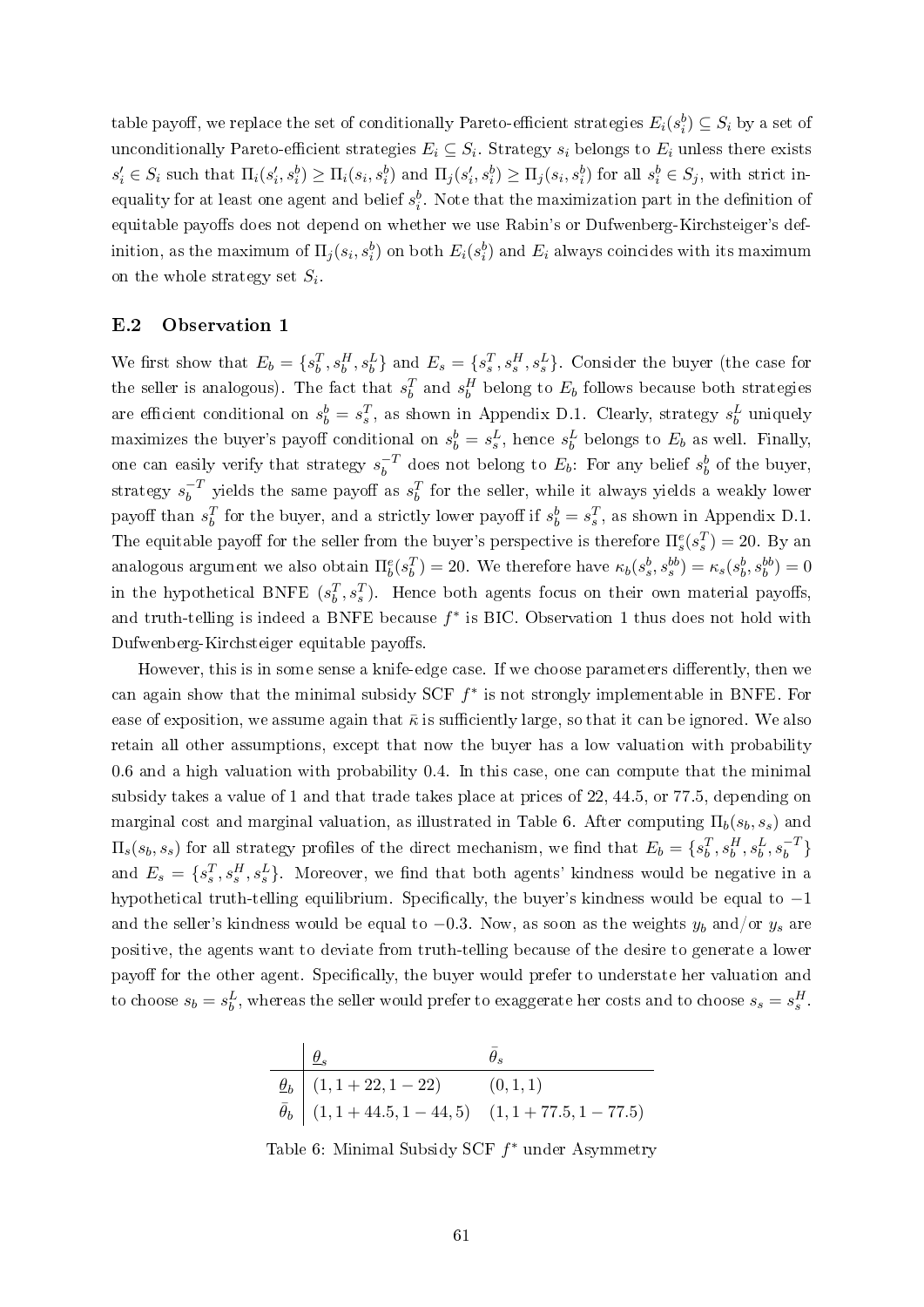table payoff, we replace the set of conditionally Pareto-efficient strategies $E_i(s_i^b) \subseteq S_i$ by a set of unconditionally Pareto-efficient strategies $E_i \subseteq S_i$. Strategy $s_i$ belongs to $E_i$ unless there exists $s_i' \in S_i$ such that $\Pi_i(s_i', s_i^b) \geq \Pi_i(s_i, s_i^b)$ and $\Pi_j(s_i', s_i^b) \geq \Pi_j(s_i, s_i^b)$ for all $s_i^b \in S_j$, with strict inequality for at least one agent and belief $s_i^b$. Note that the maximization part in the definition of equitable payoffs does not depend on whether we use Rabin's or Dufwenberg-Kirchsteiger's definition, as the maximum of $\Pi_j(s_i, s_i^b)$ on both $E_i(s_i^b)$ and $E_i$ always coincides with its maximum on the whole strategy set $S_i$.

## E.2 Observation 1

We first show that $E_b = \{s_b^T, s_b^H, s_b^L\}$ and $E_s = \{s_s^T, s_s^H, s_s^L\}$. Consider the buyer (the case for the seller is analogous). The fact that $s_b^T$ and $s_b^H$ belong to $E_b$ follows because both strategies are efficient conditional on $s_b^b = s_s^T$, as shown in Appendix D.1. Clearly, strategy $s_b^L$ uniquely maximizes the buyer's payoff conditional on $s_b^b = s_s^L$, hence $s_b^L$ belongs to $E_b$ as well. Finally, one can easily verify that strategy $s_b^{-T}$ does not belong to $E_b$: For any belief $s_b^b$ of the buyer, strategy $s_b^{-T}$ yields the same payoff as $s_b^T$ for the seller, while it always yields a weakly lower payoff than $s_b^T$ for the buyer, and a strictly lower payoff if $s_b^b = s_s^T$, as shown in Appendix D.1. The equitable payoff for the seller from the buyer's perspective is therefore $\Pi_s^e(s_s^T) = 20$. By an analogous argument we also obtain $\Pi_b^e(s_b^T) = 20$. We therefore have $\kappa_b(s_s^b, s_s^{bb}) = \kappa_s(s_b^b, s_b^{bb}) = 0$ in the hypothetical BNFE $(s_b^T, s_s^T)$. Hence both agents focus on their own material payoffs, and truth-telling is indeed a BNFE because $f^*$ is BIC. Observation 1 thus does not hold with Dufwenberg-Kirchsteiger equitable payoffs.

However, this is in some sense a knife-edge case. If we choose parameters differently, then we can again show that the minimal subsidy SCF $f^*$ is not strongly implementable in BNFE. For ease of exposition, we assume again that $\bar{\kappa}$ is sufficiently large, so that it can be ignored. We also retain all other assumptions, except that now the buyer has a low valuation with probability 0.6 and a high valuation with probability 0.4. In this case, one can compute that the minimal subsidy takes a value of 1 and that trade takes place at prices of 22, 44.5, or 77.5, depending on marginal cost and marginal valuation, as illustrated in Table 6. After computing $\Pi_b(s_b, s_s)$ and $\Pi_s(s_b, s_s)$ for all strategy profiles of the direct mechanism, we find that $E_b = \{s_b^T, s_b^H, s_b^L, s_b^{-T}\}$ and $E_s = \{s_s^T, s_s^H, s_s^L\}$. Moreover, we find that both agents' kindness would be negative in a hypothetical truth-telling equilibrium. Specifically, the buyer's kindness would be equal to $-1$ and the seller's kindness would be equal to $-0.3$. Now, as soon as the weights $y_b$ and/or $y_s$ are positive, the agents want to deviate from truth-telling because of the desire to generate a lower payoff for the other agent. Specifically, the buyer would prefer to understate her valuation and to choose $s_b = s_b^L$, whereas the seller would prefer to exaggerate her costs and to choose $s_s = s_s^H$.

| | $\underline{\theta}_s$ | $\bar{\theta}_s$ |
|---|---|---|
| $\underline{\theta}_b$ | $(1, 1+22, 1-22)$ | $(0, 1, 1)$ |
| $\bar{\theta}_b$ | $(1, 1+44.5, 1-44, 5)$ | $(1, 1+77.5, 1-77.5)$ |

Table 6: Minimal Subsidy SCF $f^*$ under Asymmetry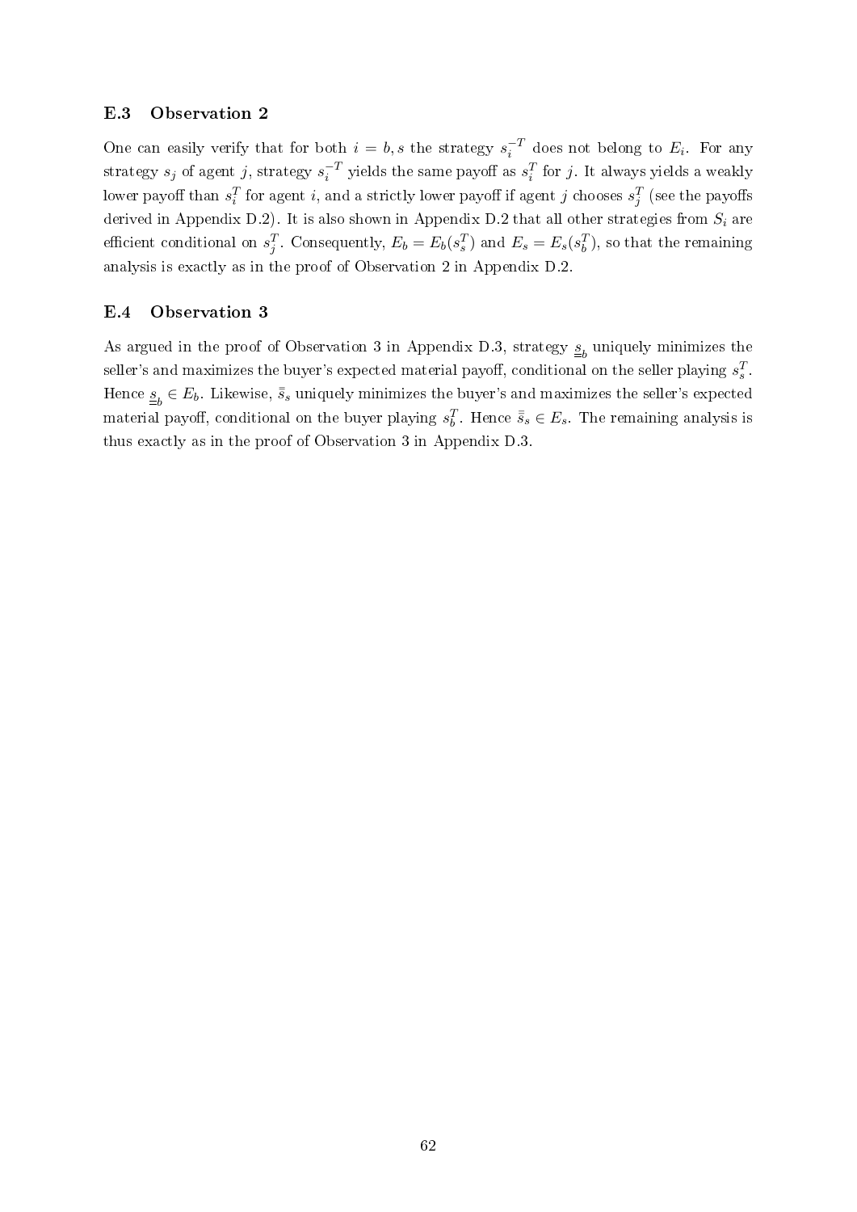### E.3 Observation 2

One can easily verify that for both $i = b, s$ the strategy $s_i^{-T}$ does not belong to $E_i$. For any strategy $s_j$ of agent $j$, strategy $s_i^{-T}$ yields the same payoff as $s_i^T$ for $j$. It always yields a weakly lower payoff than $s_i^T$ for agent $i$, and a strictly lower payoff if agent $j$ chooses $s_j^T$ (see the payoffs derived in Appendix D.2). It is also shown in Appendix D.2 that all other strategies from $S_i$ are efficient conditional on $s_j^T$. Consequently, $E_b = E_b(s_s^T)$ and $E_s = E_s(s_b^T)$, so that the remaining analysis is exactly as in the proof of Observation 2 in Appendix D.2.

### E.4 Observation 3

As argued in the proof of Observation 3 in Appendix D.3, strategy $\underline{\underline{s}}_b$ uniquely minimizes the seller's and maximizes the buyer's expected material payoff, conditional on the seller playing $s_s^T$. Hence $\underline{\underline{s}}_b \in E_b$. Likewise, $\bar{\bar{s}}_s$ uniquely minimizes the buyer's and maximizes the seller's expected material payoff, conditional on the buyer playing $s_b^T$. Hence $\bar{\bar{s}}_s \in E_s$. The remaining analysis is thus exactly as in the proof of Observation 3 in Appendix D.3.